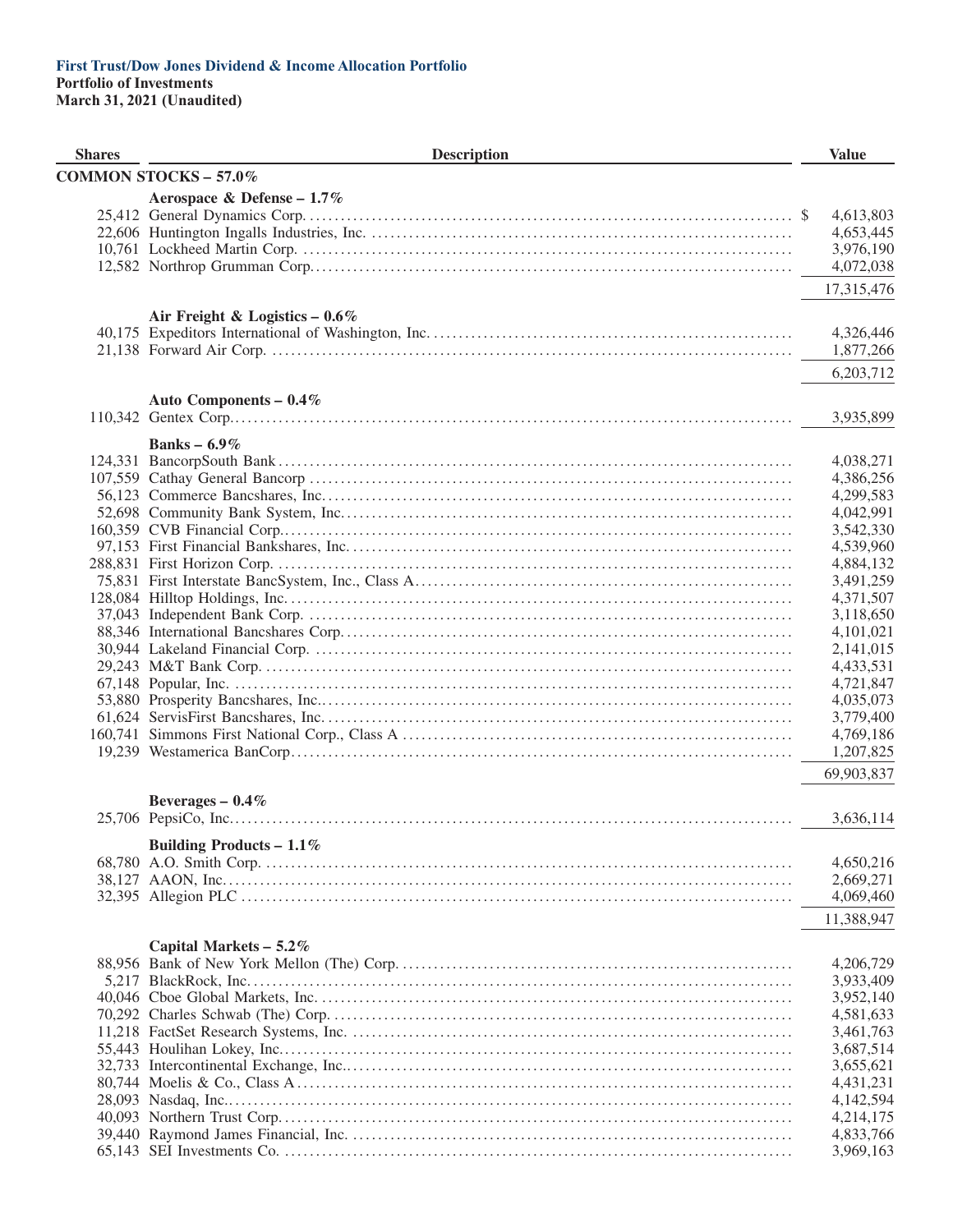**First Trust/Dow Jones Dividend & Income Allocation Portfolio**
**Portfolio of Investments**
**March 31, 2021 (Unaudited)**

| Shares | Description | Value |
|---|---|---|
| | **COMMON STOCKS – 57.0%** | |
| | **Aerospace & Defense – 1.7%** | |
| 25,412 | General Dynamics Corp. | $ 4,613,803 |
| 22,606 | Huntington Ingalls Industries, Inc. | 4,653,445 |
| 10,761 | Lockheed Martin Corp. | 3,976,190 |
| 12,582 | Northrop Grumman Corp. | 4,072,038 |
| | | 17,315,476 |
| | **Air Freight & Logistics – 0.6%** | |
| 40,175 | Expeditors International of Washington, Inc. | 4,326,446 |
| 21,138 | Forward Air Corp. | 1,877,266 |
| | | 6,203,712 |
| | **Auto Components – 0.4%** | |
| 110,342 | Gentex Corp. | 3,935,899 |
| | **Banks – 6.9%** | |
| 124,331 | BancorpSouth Bank | 4,038,271 |
| 107,559 | Cathay General Bancorp | 4,386,256 |
| 56,123 | Commerce Bancshares, Inc. | 4,299,583 |
| 52,698 | Community Bank System, Inc. | 4,042,991 |
| 160,359 | CVB Financial Corp. | 3,542,330 |
| 97,153 | First Financial Bankshares, Inc. | 4,539,960 |
| 288,831 | First Horizon Corp. | 4,884,132 |
| 75,831 | First Interstate BancSystem, Inc., Class A | 3,491,259 |
| 128,084 | Hilltop Holdings, Inc. | 4,371,507 |
| 37,043 | Independent Bank Corp. | 3,118,650 |
| 88,346 | International Bancshares Corp. | 4,101,021 |
| 30,944 | Lakeland Financial Corp. | 2,141,015 |
| 29,243 | M&T Bank Corp. | 4,433,531 |
| 67,148 | Popular, Inc. | 4,721,847 |
| 53,880 | Prosperity Bancshares, Inc. | 4,035,073 |
| 61,624 | ServisFirst Bancshares, Inc. | 3,779,400 |
| 160,741 | Simmons First National Corp., Class A | 4,769,186 |
| 19,239 | Westamerica BanCorp. | 1,207,825 |
| | | 69,903,837 |
| | **Beverages – 0.4%** | |
| 25,706 | PepsiCo, Inc. | 3,636,114 |
| | **Building Products – 1.1%** | |
| 68,780 | A.O. Smith Corp. | 4,650,216 |
| 38,127 | AAON, Inc. | 2,669,271 |
| 32,395 | Allegion PLC | 4,069,460 |
| | | 11,388,947 |
| | **Capital Markets – 5.2%** | |
| 88,956 | Bank of New York Mellon (The) Corp. | 4,206,729 |
| 5,217 | BlackRock, Inc. | 3,933,409 |
| 40,046 | Cboe Global Markets, Inc. | 3,952,140 |
| 70,292 | Charles Schwab (The) Corp. | 4,581,633 |
| 11,218 | FactSet Research Systems, Inc. | 3,461,763 |
| 55,443 | Houlihan Lokey, Inc. | 3,687,514 |
| 32,733 | Intercontinental Exchange, Inc. | 3,655,621 |
| 80,744 | Moelis & Co., Class A | 4,431,231 |
| 28,093 | Nasdaq, Inc. | 4,142,594 |
| 40,093 | Northern Trust Corp. | 4,214,175 |
| 39,440 | Raymond James Financial, Inc. | 4,833,766 |
| 65,143 | SEI Investments Co. | 3,969,163 |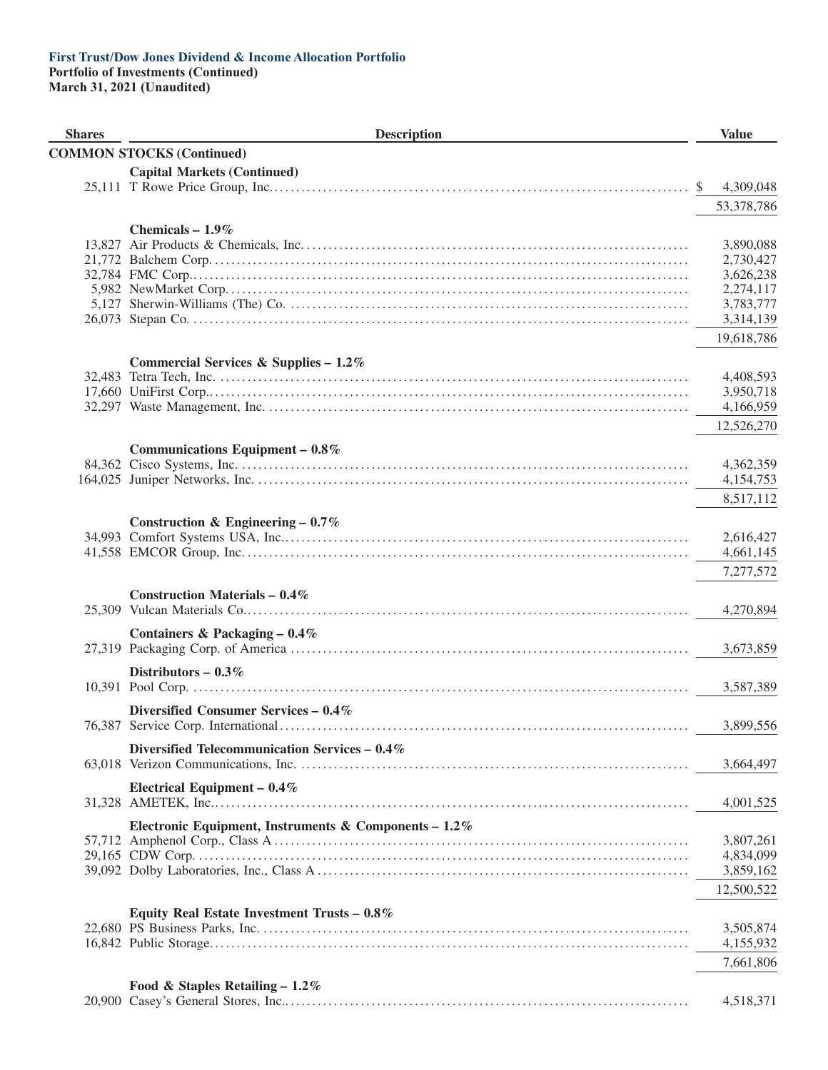**First Trust/Dow Jones Dividend & Income Allocation Portfolio**
**Portfolio of Investments (Continued)**
**March 31, 2021 (Unaudited)**

| Shares | Description | Value |
|---|---|---|
| | **COMMON STOCKS (Continued)** | |
| | **Capital Markets (Continued)** | |
| 25,111 | T Rowe Price Group, Inc. | $ 4,309,048 |
| | | 53,378,786 |
| | **Chemicals – 1.9%** | |
| 13,827 | Air Products & Chemicals, Inc. | 3,890,088 |
| 21,772 | Balchem Corp. | 2,730,427 |
| 32,784 | FMC Corp. | 3,626,238 |
| 5,982 | NewMarket Corp. | 2,274,117 |
| 5,127 | Sherwin-Williams (The) Co. | 3,783,777 |
| 26,073 | Stepan Co. | 3,314,139 |
| | | 19,618,786 |
| | **Commercial Services & Supplies – 1.2%** | |
| 32,483 | Tetra Tech, Inc. | 4,408,593 |
| 17,660 | UniFirst Corp. | 3,950,718 |
| 32,297 | Waste Management, Inc. | 4,166,959 |
| | | 12,526,270 |
| | **Communications Equipment – 0.8%** | |
| 84,362 | Cisco Systems, Inc. | 4,362,359 |
| 164,025 | Juniper Networks, Inc. | 4,154,753 |
| | | 8,517,112 |
| | **Construction & Engineering – 0.7%** | |
| 34,993 | Comfort Systems USA, Inc. | 2,616,427 |
| 41,558 | EMCOR Group, Inc. | 4,661,145 |
| | | 7,277,572 |
| | **Construction Materials – 0.4%** | |
| 25,309 | Vulcan Materials Co. | 4,270,894 |
| | **Containers & Packaging – 0.4%** | |
| 27,319 | Packaging Corp. of America | 3,673,859 |
| | **Distributors – 0.3%** | |
| 10,391 | Pool Corp. | 3,587,389 |
| | **Diversified Consumer Services – 0.4%** | |
| 76,387 | Service Corp. International | 3,899,556 |
| | **Diversified Telecommunication Services – 0.4%** | |
| 63,018 | Verizon Communications, Inc. | 3,664,497 |
| | **Electrical Equipment – 0.4%** | |
| 31,328 | AMETEK, Inc. | 4,001,525 |
| | **Electronic Equipment, Instruments & Components – 1.2%** | |
| 57,712 | Amphenol Corp., Class A | 3,807,261 |
| 29,165 | CDW Corp. | 4,834,099 |
| 39,092 | Dolby Laboratories, Inc., Class A | 3,859,162 |
| | | 12,500,522 |
| | **Equity Real Estate Investment Trusts – 0.8%** | |
| 22,680 | PS Business Parks, Inc. | 3,505,874 |
| 16,842 | Public Storage | 4,155,932 |
| | | 7,661,806 |
| | **Food & Staples Retailing – 1.2%** | |
| 20,900 | Casey's General Stores, Inc. | 4,518,371 |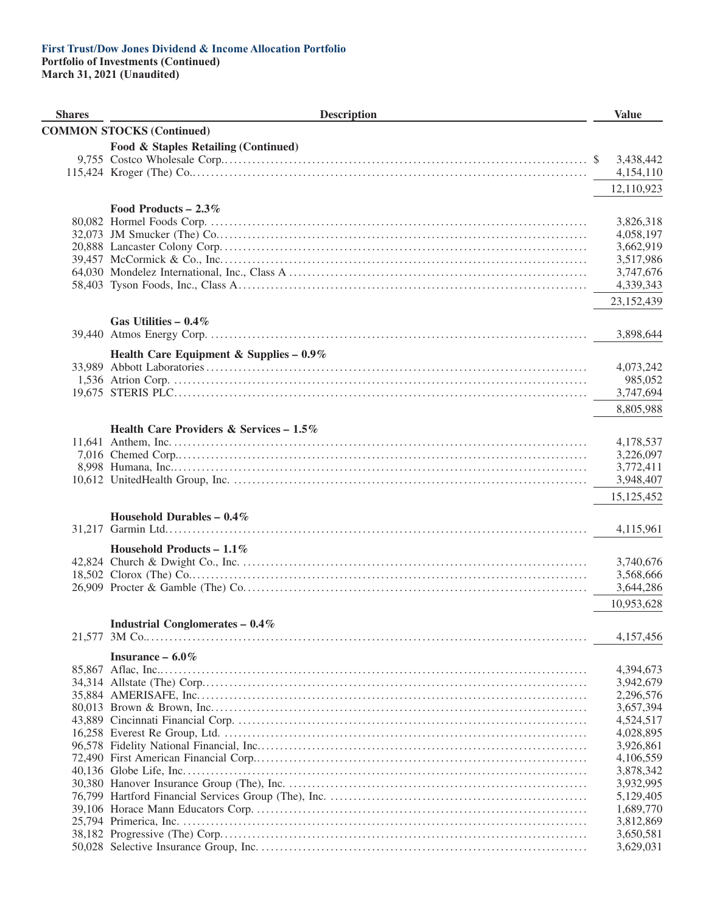**First Trust/Dow Jones Dividend & Income Allocation Portfolio**
**Portfolio of Investments (Continued)**
**March 31, 2021 (Unaudited)**

| Shares | Description | Value |
|---|---|---|
| | **COMMON STOCKS (Continued)** | |
| | **Food & Staples Retailing (Continued)** | |
| 9,755 | Costco Wholesale Corp. | $ 3,438,442 |
| 115,424 | Kroger (The) Co. | 4,154,110 |
| | | 12,110,923 |
| | **Food Products – 2.3%** | |
| 80,082 | Hormel Foods Corp. | 3,826,318 |
| 32,073 | JM Smucker (The) Co. | 4,058,197 |
| 20,888 | Lancaster Colony Corp. | 3,662,919 |
| 39,457 | McCormick & Co., Inc. | 3,517,986 |
| 64,030 | Mondelez International, Inc., Class A | 3,747,676 |
| 58,403 | Tyson Foods, Inc., Class A | 4,339,343 |
| | | 23,152,439 |
| | **Gas Utilities – 0.4%** | |
| 39,440 | Atmos Energy Corp. | 3,898,644 |
| | **Health Care Equipment & Supplies – 0.9%** | |
| 33,989 | Abbott Laboratories | 4,073,242 |
| 1,536 | Atrion Corp. | 985,052 |
| 19,675 | STERIS PLC | 3,747,694 |
| | | 8,805,988 |
| | **Health Care Providers & Services – 1.5%** | |
| 11,641 | Anthem, Inc. | 4,178,537 |
| 7,016 | Chemed Corp. | 3,226,097 |
| 8,998 | Humana, Inc. | 3,772,411 |
| 10,612 | UnitedHealth Group, Inc. | 3,948,407 |
| | | 15,125,452 |
| | **Household Durables – 0.4%** | |
| 31,217 | Garmin Ltd. | 4,115,961 |
| | **Household Products – 1.1%** | |
| 42,824 | Church & Dwight Co., Inc. | 3,740,676 |
| 18,502 | Clorox (The) Co. | 3,568,666 |
| 26,909 | Procter & Gamble (The) Co. | 3,644,286 |
| | | 10,953,628 |
| | **Industrial Conglomerates – 0.4%** | |
| 21,577 | 3M Co. | 4,157,456 |
| | **Insurance – 6.0%** | |
| 85,867 | Aflac, Inc. | 4,394,673 |
| 34,314 | Allstate (The) Corp. | 3,942,679 |
| 35,884 | AMERISAFE, Inc. | 2,296,576 |
| 80,013 | Brown & Brown, Inc. | 3,657,394 |
| 43,889 | Cincinnati Financial Corp. | 4,524,517 |
| 16,258 | Everest Re Group, Ltd. | 4,028,895 |
| 96,578 | Fidelity National Financial, Inc. | 3,926,861 |
| 72,490 | First American Financial Corp. | 4,106,559 |
| 40,136 | Globe Life, Inc. | 3,878,342 |
| 30,380 | Hanover Insurance Group (The), Inc. | 3,932,995 |
| 76,799 | Hartford Financial Services Group (The), Inc. | 5,129,405 |
| 39,106 | Horace Mann Educators Corp. | 1,689,770 |
| 25,794 | Primerica, Inc. | 3,812,869 |
| 38,182 | Progressive (The) Corp. | 3,650,581 |
| 50,028 | Selective Insurance Group, Inc. | 3,629,031 |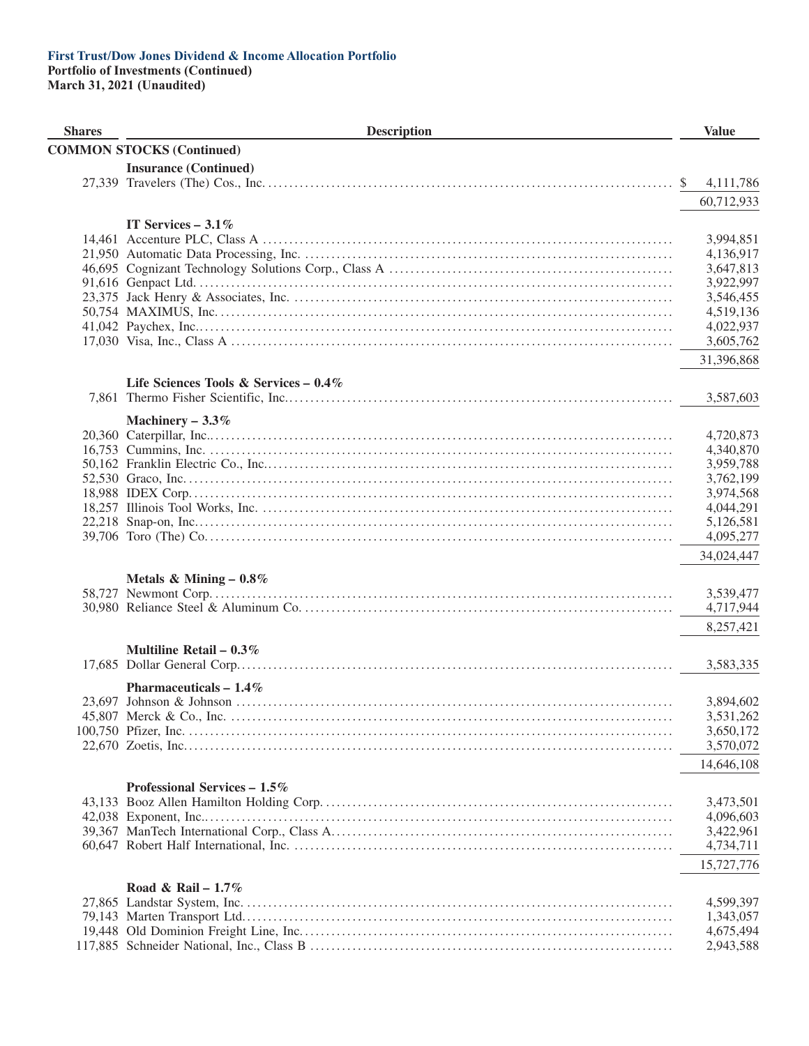**First Trust/Dow Jones Dividend & Income Allocation Portfolio**
**Portfolio of Investments (Continued)**
**March 31, 2021 (Unaudited)**

| Shares | Description | Value |
|---|---|---|
| | **COMMON STOCKS (Continued)** | |
| | **Insurance (Continued)** | |
| 27,339 | Travelers (The) Cos., Inc. | $ 4,111,786 |
| | | 60,712,933 |
| | **IT Services – 3.1%** | |
| 14,461 | Accenture PLC, Class A | 3,994,851 |
| 21,950 | Automatic Data Processing, Inc. | 4,136,917 |
| 46,695 | Cognizant Technology Solutions Corp., Class A | 3,647,813 |
| 91,616 | Genpact Ltd. | 3,922,997 |
| 23,375 | Jack Henry & Associates, Inc. | 3,546,455 |
| 50,754 | MAXIMUS, Inc. | 4,519,136 |
| 41,042 | Paychex, Inc. | 4,022,937 |
| 17,030 | Visa, Inc., Class A | 3,605,762 |
| | | 31,396,868 |
| | **Life Sciences Tools & Services – 0.4%** | |
| 7,861 | Thermo Fisher Scientific, Inc. | 3,587,603 |
| | **Machinery – 3.3%** | |
| 20,360 | Caterpillar, Inc. | 4,720,873 |
| 16,753 | Cummins, Inc. | 4,340,870 |
| 50,162 | Franklin Electric Co., Inc. | 3,959,788 |
| 52,530 | Graco, Inc. | 3,762,199 |
| 18,988 | IDEX Corp. | 3,974,568 |
| 18,257 | Illinois Tool Works, Inc. | 4,044,291 |
| 22,218 | Snap-on, Inc. | 5,126,581 |
| 39,706 | Toro (The) Co. | 4,095,277 |
| | | 34,024,447 |
| | **Metals & Mining – 0.8%** | |
| 58,727 | Newmont Corp. | 3,539,477 |
| 30,980 | Reliance Steel & Aluminum Co. | 4,717,944 |
| | | 8,257,421 |
| | **Multiline Retail – 0.3%** | |
| 17,685 | Dollar General Corp. | 3,583,335 |
| | **Pharmaceuticals – 1.4%** | |
| 23,697 | Johnson & Johnson | 3,894,602 |
| 45,807 | Merck & Co., Inc. | 3,531,262 |
| 100,750 | Pfizer, Inc. | 3,650,172 |
| 22,670 | Zoetis, Inc. | 3,570,072 |
| | | 14,646,108 |
| | **Professional Services – 1.5%** | |
| 43,133 | Booz Allen Hamilton Holding Corp. | 3,473,501 |
| 42,038 | Exponent, Inc. | 4,096,603 |
| 39,367 | ManTech International Corp., Class A | 3,422,961 |
| 60,647 | Robert Half International, Inc. | 4,734,711 |
| | | 15,727,776 |
| | **Road & Rail – 1.7%** | |
| 27,865 | Landstar System, Inc. | 4,599,397 |
| 79,143 | Marten Transport Ltd. | 1,343,057 |
| 19,448 | Old Dominion Freight Line, Inc. | 4,675,494 |
| 117,885 | Schneider National, Inc., Class B | 2,943,588 |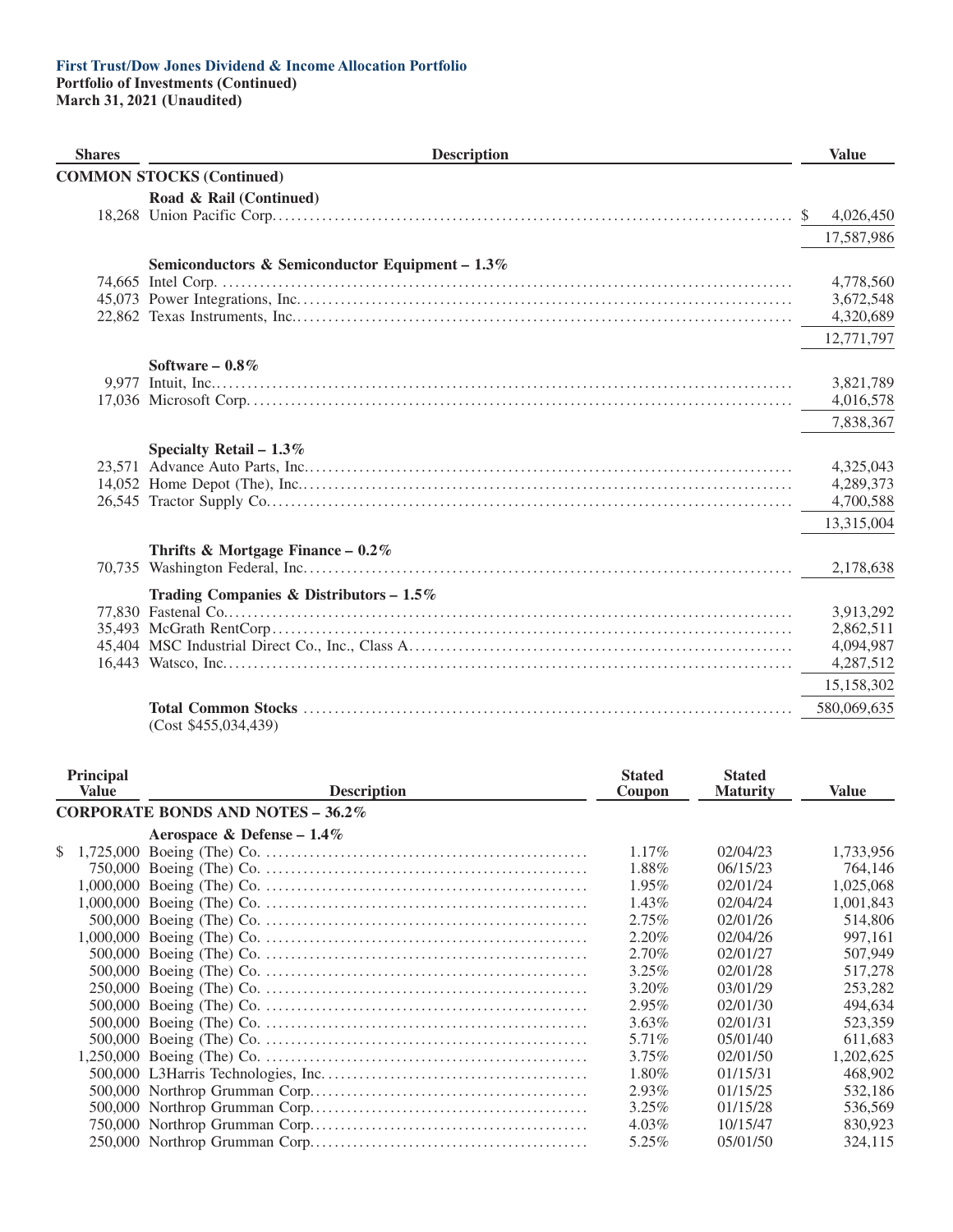**First Trust/Dow Jones Dividend & Income Allocation Portfolio**
**Portfolio of Investments (Continued)**
**March 31, 2021 (Unaudited)**

| Shares | Description | Value |
|---|---|---|
| | **COMMON STOCKS (Continued)** | |
| | **Road & Rail (Continued)** | |
| 18,268 | Union Pacific Corp. | $ 4,026,450 |
| | | 17,587,986 |
| | **Semiconductors & Semiconductor Equipment – 1.3%** | |
| 74,665 | Intel Corp. | 4,778,560 |
| 45,073 | Power Integrations, Inc. | 3,672,548 |
| 22,862 | Texas Instruments, Inc. | 4,320,689 |
| | | 12,771,797 |
| | **Software – 0.8%** | |
| 9,977 | Intuit, Inc. | 3,821,789 |
| 17,036 | Microsoft Corp. | 4,016,578 |
| | | 7,838,367 |
| | **Specialty Retail – 1.3%** | |
| 23,571 | Advance Auto Parts, Inc. | 4,325,043 |
| 14,052 | Home Depot (The), Inc. | 4,289,373 |
| 26,545 | Tractor Supply Co. | 4,700,588 |
| | | 13,315,004 |
| | **Thrifts & Mortgage Finance – 0.2%** | |
| 70,735 | Washington Federal, Inc. | 2,178,638 |
| | **Trading Companies & Distributors – 1.5%** | |
| 77,830 | Fastenal Co. | 3,913,292 |
| 35,493 | McGrath RentCorp | 2,862,511 |
| 45,404 | MSC Industrial Direct Co., Inc., Class A | 4,094,987 |
| 16,443 | Watsco, Inc. | 4,287,512 |
| | | 15,158,302 |
| | **Total Common Stocks** (Cost $455,034,439) | 580,069,635 |

| Principal Value | Description | Stated Coupon | Stated Maturity | Value |
|---|---|---|---|---|
| | **CORPORATE BONDS AND NOTES – 36.2%** | | | |
| | **Aerospace & Defense – 1.4%** | | | |
| $ 1,725,000 | Boeing (The) Co. | 1.17% | 02/04/23 | 1,733,956 |
| 750,000 | Boeing (The) Co. | 1.88% | 06/15/23 | 764,146 |
| 1,000,000 | Boeing (The) Co. | 1.95% | 02/01/24 | 1,025,068 |
| 1,000,000 | Boeing (The) Co. | 1.43% | 02/04/24 | 1,001,843 |
| 500,000 | Boeing (The) Co. | 2.75% | 02/01/26 | 514,806 |
| 1,000,000 | Boeing (The) Co. | 2.20% | 02/04/26 | 997,161 |
| 500,000 | Boeing (The) Co. | 2.70% | 02/01/27 | 507,949 |
| 500,000 | Boeing (The) Co. | 3.25% | 02/01/28 | 517,278 |
| 250,000 | Boeing (The) Co. | 3.20% | 03/01/29 | 253,282 |
| 500,000 | Boeing (The) Co. | 2.95% | 02/01/30 | 494,634 |
| 500,000 | Boeing (The) Co. | 3.63% | 02/01/31 | 523,359 |
| 500,000 | Boeing (The) Co. | 5.71% | 05/01/40 | 611,683 |
| 1,250,000 | Boeing (The) Co. | 3.75% | 02/01/50 | 1,202,625 |
| 500,000 | L3Harris Technologies, Inc. | 1.80% | 01/15/31 | 468,902 |
| 500,000 | Northrop Grumman Corp. | 2.93% | 01/15/25 | 532,186 |
| 500,000 | Northrop Grumman Corp. | 3.25% | 01/15/28 | 536,569 |
| 750,000 | Northrop Grumman Corp. | 4.03% | 10/15/47 | 830,923 |
| 250,000 | Northrop Grumman Corp. | 5.25% | 05/01/50 | 324,115 |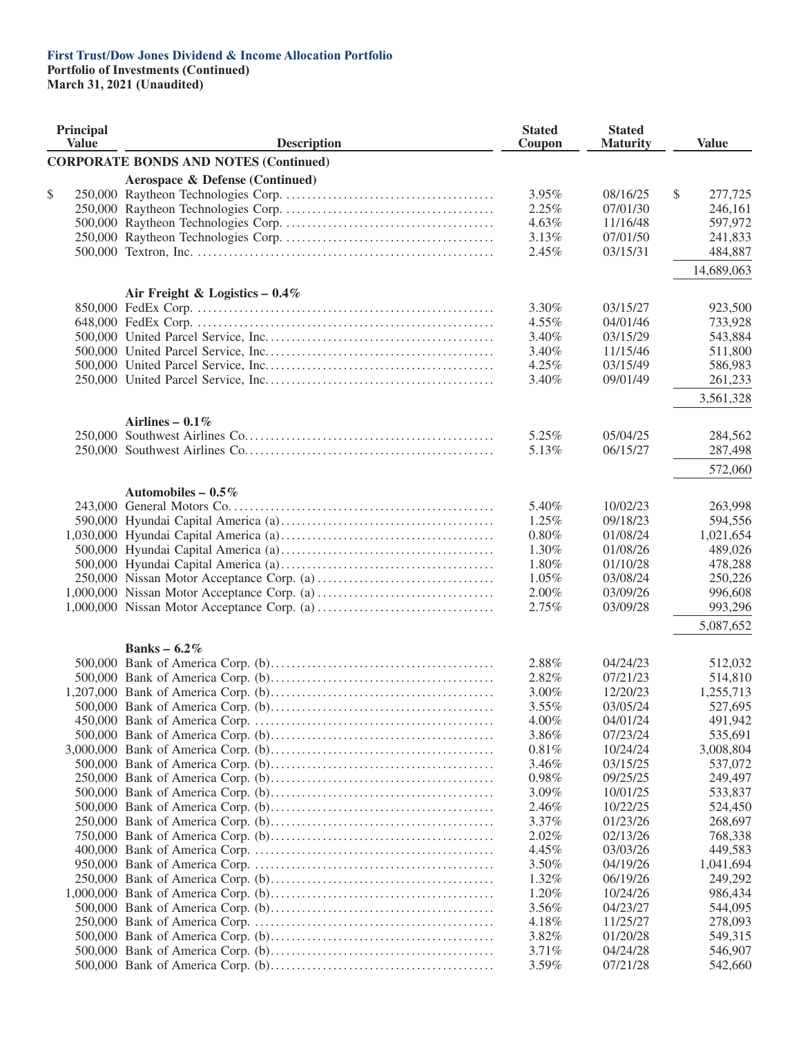**First Trust/Dow Jones Dividend & Income Allocation Portfolio**
**Portfolio of Investments (Continued)**
**March 31, 2021 (Unaudited)**

| Principal Value | Description | Stated Coupon | Stated Maturity | Value |
|---|---|---|---|---|
| | **CORPORATE BONDS AND NOTES (Continued)** | | | |
| | **Aerospace & Defense (Continued)** | | | |
| $ 250,000 | Raytheon Technologies Corp. | 3.95% | 08/16/25 | $ 277,725 |
| 250,000 | Raytheon Technologies Corp. | 2.25% | 07/01/30 | 246,161 |
| 500,000 | Raytheon Technologies Corp. | 4.63% | 11/16/48 | 597,972 |
| 250,000 | Raytheon Technologies Corp. | 3.13% | 07/01/50 | 241,833 |
| 500,000 | Textron, Inc. | 2.45% | 03/15/31 | 484,887 |
| | | | | 14,689,063 |
| | **Air Freight & Logistics – 0.4%** | | | |
| 850,000 | FedEx Corp. | 3.30% | 03/15/27 | 923,500 |
| 648,000 | FedEx Corp. | 4.55% | 04/01/46 | 733,928 |
| 500,000 | United Parcel Service, Inc. | 3.40% | 03/15/29 | 543,884 |
| 500,000 | United Parcel Service, Inc. | 3.40% | 11/15/46 | 511,800 |
| 500,000 | United Parcel Service, Inc. | 4.25% | 03/15/49 | 586,983 |
| 250,000 | United Parcel Service, Inc. | 3.40% | 09/01/49 | 261,233 |
| | | | | 3,561,328 |
| | **Airlines – 0.1%** | | | |
| 250,000 | Southwest Airlines Co. | 5.25% | 05/04/25 | 284,562 |
| 250,000 | Southwest Airlines Co. | 5.13% | 06/15/27 | 287,498 |
| | | | | 572,060 |
| | **Automobiles – 0.5%** | | | |
| 243,000 | General Motors Co. | 5.40% | 10/02/23 | 263,998 |
| 590,000 | Hyundai Capital America (a) | 1.25% | 09/18/23 | 594,556 |
| 1,030,000 | Hyundai Capital America (a) | 0.80% | 01/08/24 | 1,021,654 |
| 500,000 | Hyundai Capital America (a) | 1.30% | 01/08/26 | 489,026 |
| 500,000 | Hyundai Capital America (a) | 1.80% | 01/10/28 | 478,288 |
| 250,000 | Nissan Motor Acceptance Corp. (a) | 1.05% | 03/08/24 | 250,226 |
| 1,000,000 | Nissan Motor Acceptance Corp. (a) | 2.00% | 03/09/26 | 996,608 |
| 1,000,000 | Nissan Motor Acceptance Corp. (a) | 2.75% | 03/09/28 | 993,296 |
| | | | | 5,087,652 |
| | **Banks – 6.2%** | | | |
| 500,000 | Bank of America Corp. (b) | 2.88% | 04/24/23 | 512,032 |
| 500,000 | Bank of America Corp. (b) | 2.82% | 07/21/23 | 514,810 |
| 1,207,000 | Bank of America Corp. (b) | 3.00% | 12/20/23 | 1,255,713 |
| 500,000 | Bank of America Corp. (b) | 3.55% | 03/05/24 | 527,695 |
| 450,000 | Bank of America Corp. | 4.00% | 04/01/24 | 491,942 |
| 500,000 | Bank of America Corp. (b) | 3.86% | 07/23/24 | 535,691 |
| 3,000,000 | Bank of America Corp. (b) | 0.81% | 10/24/24 | 3,008,804 |
| 500,000 | Bank of America Corp. (b) | 3.46% | 03/15/25 | 537,072 |
| 250,000 | Bank of America Corp. (b) | 0.98% | 09/25/25 | 249,497 |
| 500,000 | Bank of America Corp. (b) | 3.09% | 10/01/25 | 533,837 |
| 500,000 | Bank of America Corp. (b) | 2.46% | 10/22/25 | 524,450 |
| 250,000 | Bank of America Corp. (b) | 3.37% | 01/23/26 | 268,697 |
| 750,000 | Bank of America Corp. (b) | 2.02% | 02/13/26 | 768,338 |
| 400,000 | Bank of America Corp. | 4.45% | 03/03/26 | 449,583 |
| 950,000 | Bank of America Corp. | 3.50% | 04/19/26 | 1,041,694 |
| 250,000 | Bank of America Corp. (b) | 1.32% | 06/19/26 | 249,292 |
| 1,000,000 | Bank of America Corp. (b) | 1.20% | 10/24/26 | 986,434 |
| 500,000 | Bank of America Corp. (b) | 3.56% | 04/23/27 | 544,095 |
| 250,000 | Bank of America Corp. | 4.18% | 11/25/27 | 278,093 |
| 500,000 | Bank of America Corp. (b) | 3.82% | 01/20/28 | 549,315 |
| 500,000 | Bank of America Corp. (b) | 3.71% | 04/24/28 | 546,907 |
| 500,000 | Bank of America Corp. (b) | 3.59% | 07/21/28 | 542,660 |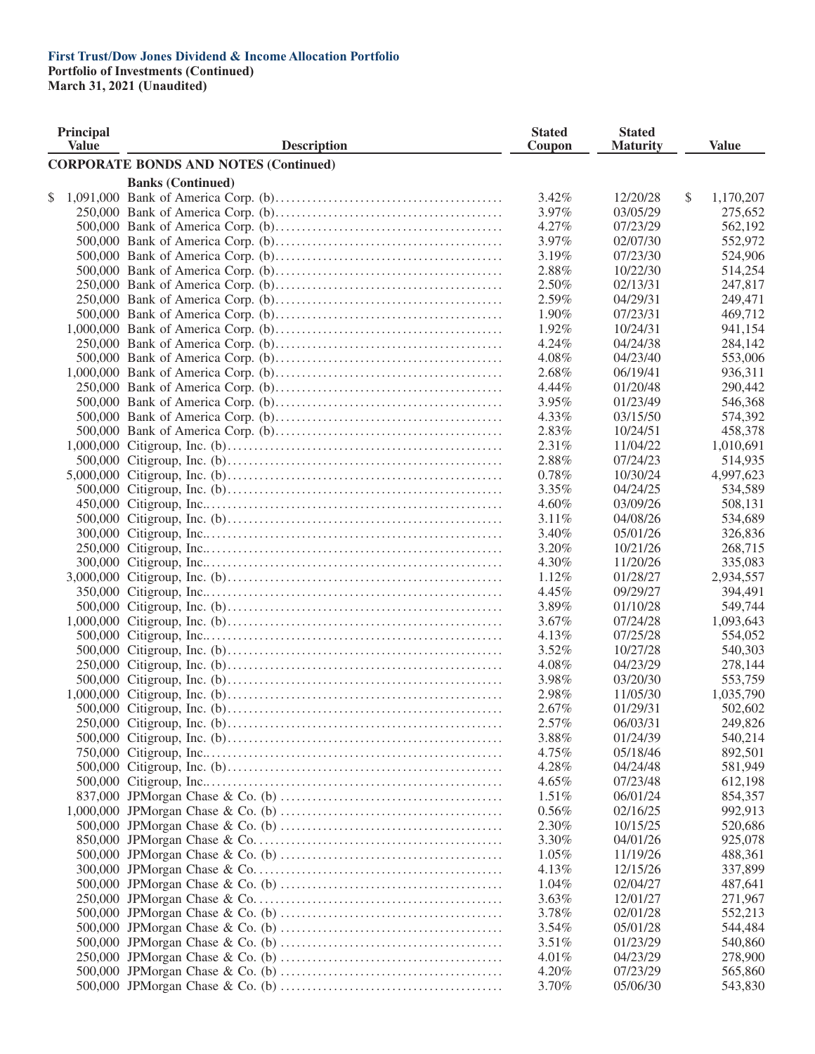**First Trust/Dow Jones Dividend & Income Allocation Portfolio**
**Portfolio of Investments (Continued)**
**March 31, 2021 (Unaudited)**

| Principal Value | Description | Stated Coupon | Stated Maturity | Value |
|---|---|---|---|---|
| | **CORPORATE BONDS AND NOTES (Continued)** | | | |
| | **Banks (Continued)** | | | |
| $ 1,091,000 | Bank of America Corp. (b) | 3.42% | 12/20/28 | $ 1,170,207 |
| 250,000 | Bank of America Corp. (b) | 3.97% | 03/05/29 | 275,652 |
| 500,000 | Bank of America Corp. (b) | 4.27% | 07/23/29 | 562,192 |
| 500,000 | Bank of America Corp. (b) | 3.97% | 02/07/30 | 552,972 |
| 500,000 | Bank of America Corp. (b) | 3.19% | 07/23/30 | 524,906 |
| 500,000 | Bank of America Corp. (b) | 2.88% | 10/22/30 | 514,254 |
| 250,000 | Bank of America Corp. (b) | 2.50% | 02/13/31 | 247,817 |
| 250,000 | Bank of America Corp. (b) | 2.59% | 04/29/31 | 249,471 |
| 500,000 | Bank of America Corp. (b) | 1.90% | 07/23/31 | 469,712 |
| 1,000,000 | Bank of America Corp. (b) | 1.92% | 10/24/31 | 941,154 |
| 250,000 | Bank of America Corp. (b) | 4.24% | 04/24/38 | 284,142 |
| 500,000 | Bank of America Corp. (b) | 4.08% | 04/23/40 | 553,006 |
| 1,000,000 | Bank of America Corp. (b) | 2.68% | 06/19/41 | 936,311 |
| 250,000 | Bank of America Corp. (b) | 4.44% | 01/20/48 | 290,442 |
| 500,000 | Bank of America Corp. (b) | 3.95% | 01/23/49 | 546,368 |
| 500,000 | Bank of America Corp. (b) | 4.33% | 03/15/50 | 574,392 |
| 500,000 | Bank of America Corp. (b) | 2.83% | 10/24/51 | 458,378 |
| 1,000,000 | Citigroup, Inc. (b) | 2.31% | 11/04/22 | 1,010,691 |
| 500,000 | Citigroup, Inc. (b) | 2.88% | 07/24/23 | 514,935 |
| 5,000,000 | Citigroup, Inc. (b) | 0.78% | 10/30/24 | 4,997,623 |
| 500,000 | Citigroup, Inc. (b) | 3.35% | 04/24/25 | 534,589 |
| 450,000 | Citigroup, Inc. | 4.60% | 03/09/26 | 508,131 |
| 500,000 | Citigroup, Inc. (b) | 3.11% | 04/08/26 | 534,689 |
| 300,000 | Citigroup, Inc. | 3.40% | 05/01/26 | 326,836 |
| 250,000 | Citigroup, Inc. | 3.20% | 10/21/26 | 268,715 |
| 300,000 | Citigroup, Inc. | 4.30% | 11/20/26 | 335,083 |
| 3,000,000 | Citigroup, Inc. (b) | 1.12% | 01/28/27 | 2,934,557 |
| 350,000 | Citigroup, Inc. | 4.45% | 09/29/27 | 394,491 |
| 500,000 | Citigroup, Inc. (b) | 3.89% | 01/10/28 | 549,744 |
| 1,000,000 | Citigroup, Inc. (b) | 3.67% | 07/24/28 | 1,093,643 |
| 500,000 | Citigroup, Inc. | 4.13% | 07/25/28 | 554,052 |
| 500,000 | Citigroup, Inc. (b) | 3.52% | 10/27/28 | 540,303 |
| 250,000 | Citigroup, Inc. (b) | 4.08% | 04/23/29 | 278,144 |
| 500,000 | Citigroup, Inc. (b) | 3.98% | 03/20/30 | 553,759 |
| 1,000,000 | Citigroup, Inc. (b) | 2.98% | 11/05/30 | 1,035,790 |
| 500,000 | Citigroup, Inc. (b) | 2.67% | 01/29/31 | 502,602 |
| 250,000 | Citigroup, Inc. (b) | 2.57% | 06/03/31 | 249,826 |
| 500,000 | Citigroup, Inc. (b) | 3.88% | 01/24/39 | 540,214 |
| 750,000 | Citigroup, Inc. | 4.75% | 05/18/46 | 892,501 |
| 500,000 | Citigroup, Inc. (b) | 4.28% | 04/24/48 | 581,949 |
| 500,000 | Citigroup, Inc. | 4.65% | 07/23/48 | 612,198 |
| 837,000 | JPMorgan Chase & Co. (b) | 1.51% | 06/01/24 | 854,357 |
| 1,000,000 | JPMorgan Chase & Co. (b) | 0.56% | 02/16/25 | 992,913 |
| 500,000 | JPMorgan Chase & Co. (b) | 2.30% | 10/15/25 | 520,686 |
| 850,000 | JPMorgan Chase & Co. | 3.30% | 04/01/26 | 925,078 |
| 500,000 | JPMorgan Chase & Co. (b) | 1.05% | 11/19/26 | 488,361 |
| 300,000 | JPMorgan Chase & Co. | 4.13% | 12/15/26 | 337,899 |
| 500,000 | JPMorgan Chase & Co. (b) | 1.04% | 02/04/27 | 487,641 |
| 250,000 | JPMorgan Chase & Co. | 3.63% | 12/01/27 | 271,967 |
| 500,000 | JPMorgan Chase & Co. (b) | 3.78% | 02/01/28 | 552,213 |
| 500,000 | JPMorgan Chase & Co. (b) | 3.54% | 05/01/28 | 544,484 |
| 500,000 | JPMorgan Chase & Co. (b) | 3.51% | 01/23/29 | 540,860 |
| 250,000 | JPMorgan Chase & Co. (b) | 4.01% | 04/23/29 | 278,900 |
| 500,000 | JPMorgan Chase & Co. (b) | 4.20% | 07/23/29 | 565,860 |
| 500,000 | JPMorgan Chase & Co. (b) | 3.70% | 05/06/30 | 543,830 |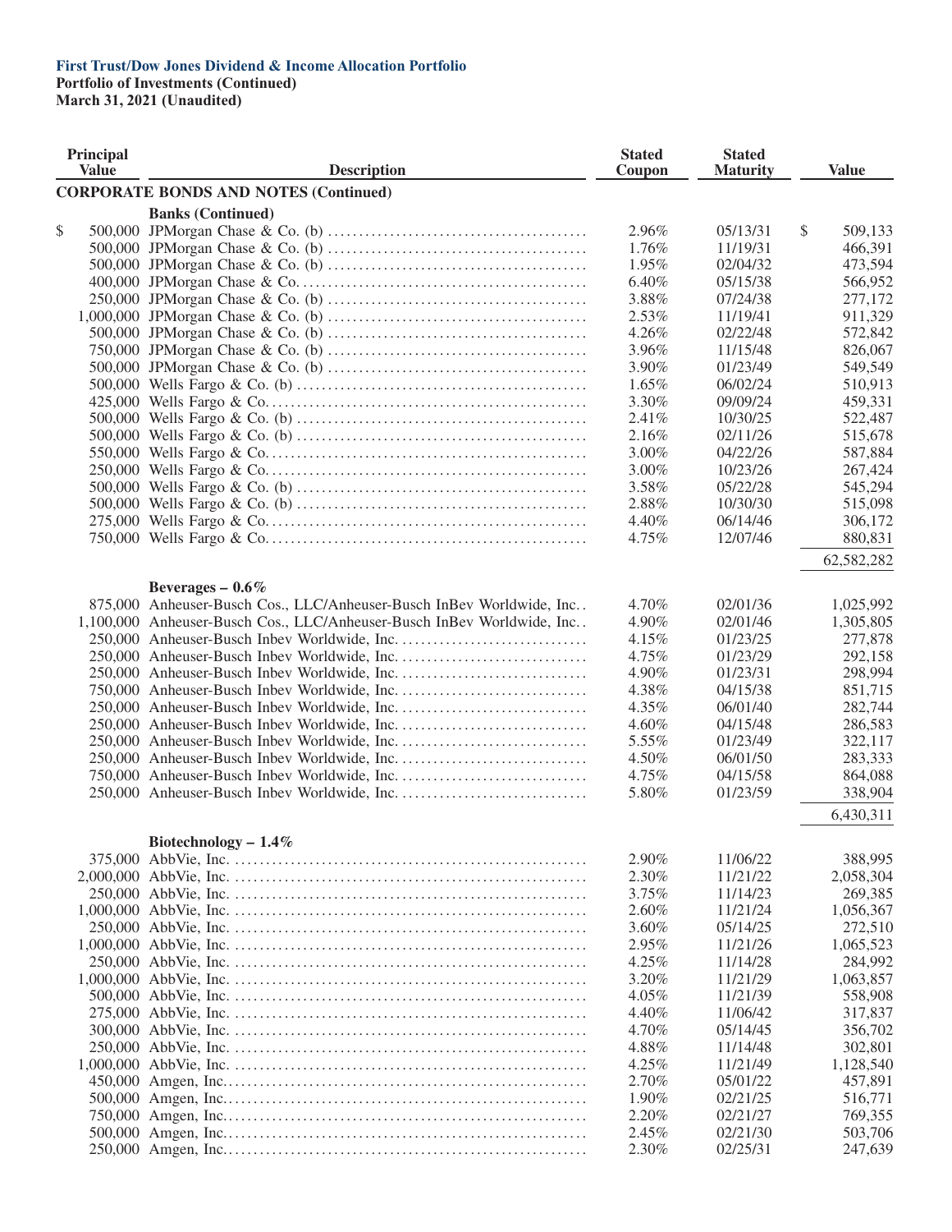**First Trust/Dow Jones Dividend & Income Allocation Portfolio**
**Portfolio of Investments (Continued)**
**March 31, 2021 (Unaudited)**

| Principal Value | Description | Stated Coupon | Stated Maturity | Value |
|---|---|---|---|---|
| | **CORPORATE BONDS AND NOTES (Continued)** | | | |
| | **Banks (Continued)** | | | |
| $ 500,000 | JPMorgan Chase & Co. (b) | 2.96% | 05/13/31 | $ 509,133 |
| 500,000 | JPMorgan Chase & Co. (b) | 1.76% | 11/19/31 | 466,391 |
| 500,000 | JPMorgan Chase & Co. (b) | 1.95% | 02/04/32 | 473,594 |
| 400,000 | JPMorgan Chase & Co. | 6.40% | 05/15/38 | 566,952 |
| 250,000 | JPMorgan Chase & Co. (b) | 3.88% | 07/24/38 | 277,172 |
| 1,000,000 | JPMorgan Chase & Co. (b) | 2.53% | 11/19/41 | 911,329 |
| 500,000 | JPMorgan Chase & Co. (b) | 4.26% | 02/22/48 | 572,842 |
| 750,000 | JPMorgan Chase & Co. (b) | 3.96% | 11/15/48 | 826,067 |
| 500,000 | JPMorgan Chase & Co. (b) | 3.90% | 01/23/49 | 549,549 |
| 500,000 | Wells Fargo & Co. (b) | 1.65% | 06/02/24 | 510,913 |
| 425,000 | Wells Fargo & Co. | 3.30% | 09/09/24 | 459,331 |
| 500,000 | Wells Fargo & Co. (b) | 2.41% | 10/30/25 | 522,487 |
| 500,000 | Wells Fargo & Co. (b) | 2.16% | 02/11/26 | 515,678 |
| 550,000 | Wells Fargo & Co. | 3.00% | 04/22/26 | 587,884 |
| 250,000 | Wells Fargo & Co. | 3.00% | 10/23/26 | 267,424 |
| 500,000 | Wells Fargo & Co. (b) | 3.58% | 05/22/28 | 545,294 |
| 500,000 | Wells Fargo & Co. (b) | 2.88% | 10/30/30 | 515,098 |
| 275,000 | Wells Fargo & Co. | 4.40% | 06/14/46 | 306,172 |
| 750,000 | Wells Fargo & Co. | 4.75% | 12/07/46 | 880,831 |
| | | | | 62,582,282 |
| | **Beverages – 0.6%** | | | |
| 875,000 | Anheuser-Busch Cos., LLC/Anheuser-Busch InBev Worldwide, Inc. | 4.70% | 02/01/36 | 1,025,992 |
| 1,100,000 | Anheuser-Busch Cos., LLC/Anheuser-Busch InBev Worldwide, Inc. | 4.90% | 02/01/46 | 1,305,805 |
| 250,000 | Anheuser-Busch Inbev Worldwide, Inc. | 4.15% | 01/23/25 | 277,878 |
| 250,000 | Anheuser-Busch Inbev Worldwide, Inc. | 4.75% | 01/23/29 | 292,158 |
| 250,000 | Anheuser-Busch Inbev Worldwide, Inc. | 4.90% | 01/23/31 | 298,994 |
| 750,000 | Anheuser-Busch Inbev Worldwide, Inc. | 4.38% | 04/15/38 | 851,715 |
| 250,000 | Anheuser-Busch Inbev Worldwide, Inc. | 4.35% | 06/01/40 | 282,744 |
| 250,000 | Anheuser-Busch Inbev Worldwide, Inc. | 4.60% | 04/15/48 | 286,583 |
| 250,000 | Anheuser-Busch Inbev Worldwide, Inc. | 5.55% | 01/23/49 | 322,117 |
| 250,000 | Anheuser-Busch Inbev Worldwide, Inc. | 4.50% | 06/01/50 | 283,333 |
| 750,000 | Anheuser-Busch Inbev Worldwide, Inc. | 4.75% | 04/15/58 | 864,088 |
| 250,000 | Anheuser-Busch Inbev Worldwide, Inc. | 5.80% | 01/23/59 | 338,904 |
| | | | | 6,430,311 |
| | **Biotechnology – 1.4%** | | | |
| 375,000 | AbbVie, Inc. | 2.90% | 11/06/22 | 388,995 |
| 2,000,000 | AbbVie, Inc. | 2.30% | 11/21/22 | 2,058,304 |
| 250,000 | AbbVie, Inc. | 3.75% | 11/14/23 | 269,385 |
| 1,000,000 | AbbVie, Inc. | 2.60% | 11/21/24 | 1,056,367 |
| 250,000 | AbbVie, Inc. | 3.60% | 05/14/25 | 272,510 |
| 1,000,000 | AbbVie, Inc. | 2.95% | 11/21/26 | 1,065,523 |
| 250,000 | AbbVie, Inc. | 4.25% | 11/14/28 | 284,992 |
| 1,000,000 | AbbVie, Inc. | 3.20% | 11/21/29 | 1,063,857 |
| 500,000 | AbbVie, Inc. | 4.05% | 11/21/39 | 558,908 |
| 275,000 | AbbVie, Inc. | 4.40% | 11/06/42 | 317,837 |
| 300,000 | AbbVie, Inc. | 4.70% | 05/14/45 | 356,702 |
| 250,000 | AbbVie, Inc. | 4.88% | 11/14/48 | 302,801 |
| 1,000,000 | AbbVie, Inc. | 4.25% | 11/21/49 | 1,128,540 |
| 450,000 | Amgen, Inc. | 2.70% | 05/01/22 | 457,891 |
| 500,000 | Amgen, Inc. | 1.90% | 02/21/25 | 516,771 |
| 750,000 | Amgen, Inc. | 2.20% | 02/21/27 | 769,355 |
| 500,000 | Amgen, Inc. | 2.45% | 02/21/30 | 503,706 |
| 250,000 | Amgen, Inc. | 2.30% | 02/25/31 | 247,639 |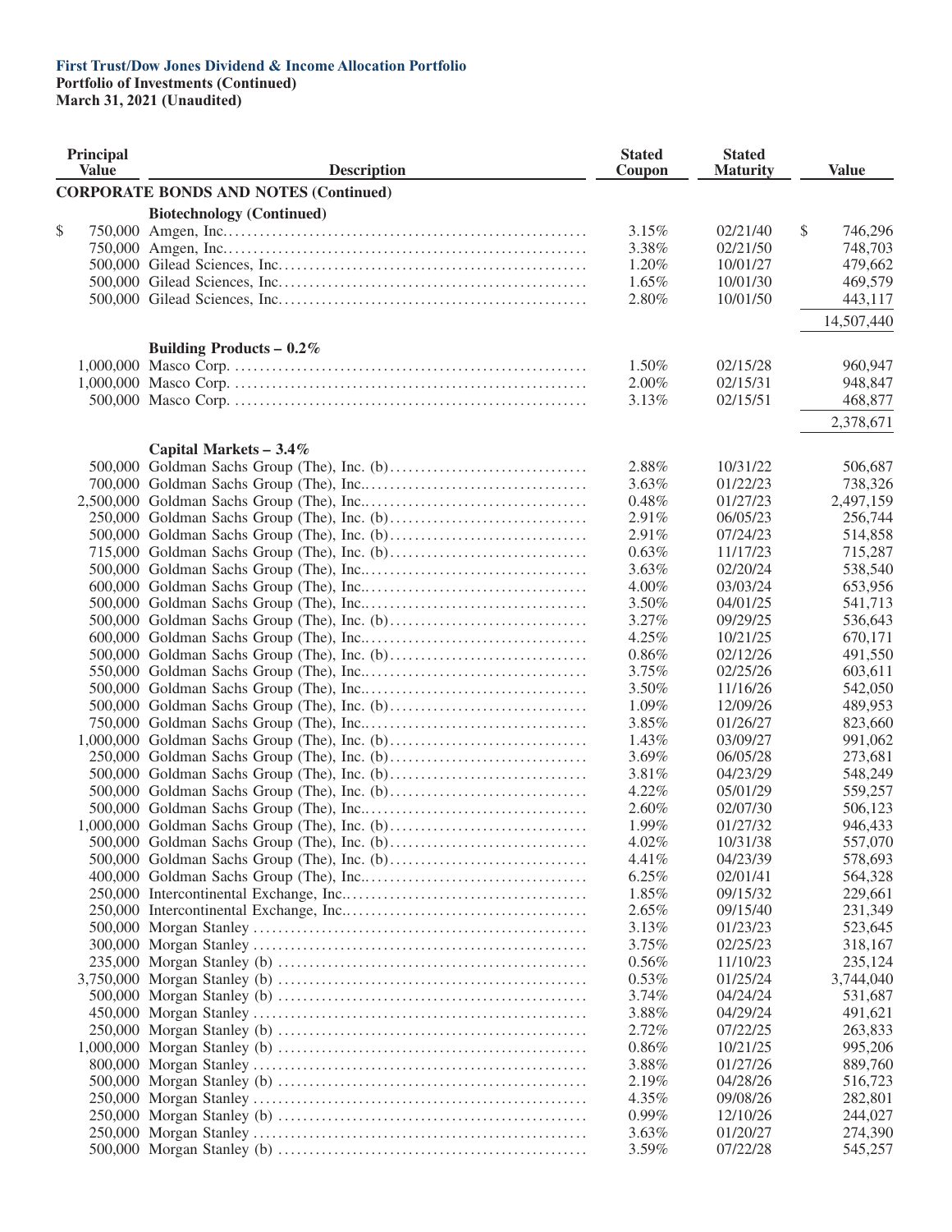**First Trust/Dow Jones Dividend & Income Allocation Portfolio**
**Portfolio of Investments (Continued)**
**March 31, 2021 (Unaudited)**

| Principal Value | Description | Stated Coupon | Stated Maturity | Value |
|---|---|---|---|---|
| | **CORPORATE BONDS AND NOTES (Continued)** | | | |
| | **Biotechnology (Continued)** | | | |
| $ 750,000 | Amgen, Inc. | 3.15% | 02/21/40 | $ 746,296 |
| 750,000 | Amgen, Inc. | 3.38% | 02/21/50 | 748,703 |
| 500,000 | Gilead Sciences, Inc. | 1.20% | 10/01/27 | 479,662 |
| 500,000 | Gilead Sciences, Inc. | 1.65% | 10/01/30 | 469,579 |
| 500,000 | Gilead Sciences, Inc. | 2.80% | 10/01/50 | 443,117 |
| | | | | 14,507,440 |
| | **Building Products – 0.2%** | | | |
| 1,000,000 | Masco Corp. | 1.50% | 02/15/28 | 960,947 |
| 1,000,000 | Masco Corp. | 2.00% | 02/15/31 | 948,847 |
| 500,000 | Masco Corp. | 3.13% | 02/15/51 | 468,877 |
| | | | | 2,378,671 |
| | **Capital Markets – 3.4%** | | | |
| 500,000 | Goldman Sachs Group (The), Inc. (b) | 2.88% | 10/31/22 | 506,687 |
| 700,000 | Goldman Sachs Group (The), Inc. | 3.63% | 01/22/23 | 738,326 |
| 2,500,000 | Goldman Sachs Group (The), Inc. | 0.48% | 01/27/23 | 2,497,159 |
| 250,000 | Goldman Sachs Group (The), Inc. (b) | 2.91% | 06/05/23 | 256,744 |
| 500,000 | Goldman Sachs Group (The), Inc. (b) | 2.91% | 07/24/23 | 514,858 |
| 715,000 | Goldman Sachs Group (The), Inc. (b) | 0.63% | 11/17/23 | 715,287 |
| 500,000 | Goldman Sachs Group (The), Inc. | 3.63% | 02/20/24 | 538,540 |
| 600,000 | Goldman Sachs Group (The), Inc. | 4.00% | 03/03/24 | 653,956 |
| 500,000 | Goldman Sachs Group (The), Inc. | 3.50% | 04/01/25 | 541,713 |
| 500,000 | Goldman Sachs Group (The), Inc. (b) | 3.27% | 09/29/25 | 536,643 |
| 600,000 | Goldman Sachs Group (The), Inc. | 4.25% | 10/21/25 | 670,171 |
| 500,000 | Goldman Sachs Group (The), Inc. (b) | 0.86% | 02/12/26 | 491,550 |
| 550,000 | Goldman Sachs Group (The), Inc. | 3.75% | 02/25/26 | 603,611 |
| 500,000 | Goldman Sachs Group (The), Inc. | 3.50% | 11/16/26 | 542,050 |
| 500,000 | Goldman Sachs Group (The), Inc. (b) | 1.09% | 12/09/26 | 489,953 |
| 750,000 | Goldman Sachs Group (The), Inc. | 3.85% | 01/26/27 | 823,660 |
| 1,000,000 | Goldman Sachs Group (The), Inc. (b) | 1.43% | 03/09/27 | 991,062 |
| 250,000 | Goldman Sachs Group (The), Inc. (b) | 3.69% | 06/05/28 | 273,681 |
| 500,000 | Goldman Sachs Group (The), Inc. (b) | 3.81% | 04/23/29 | 548,249 |
| 500,000 | Goldman Sachs Group (The), Inc. (b) | 4.22% | 05/01/29 | 559,257 |
| 500,000 | Goldman Sachs Group (The), Inc. | 2.60% | 02/07/30 | 506,123 |
| 1,000,000 | Goldman Sachs Group (The), Inc. (b) | 1.99% | 01/27/32 | 946,433 |
| 500,000 | Goldman Sachs Group (The), Inc. (b) | 4.02% | 10/31/38 | 557,070 |
| 500,000 | Goldman Sachs Group (The), Inc. (b) | 4.41% | 04/23/39 | 578,693 |
| 400,000 | Goldman Sachs Group (The), Inc. | 6.25% | 02/01/41 | 564,328 |
| 250,000 | Intercontinental Exchange, Inc. | 1.85% | 09/15/32 | 229,661 |
| 250,000 | Intercontinental Exchange, Inc. | 2.65% | 09/15/40 | 231,349 |
| 500,000 | Morgan Stanley | 3.13% | 01/23/23 | 523,645 |
| 300,000 | Morgan Stanley | 3.75% | 02/25/23 | 318,167 |
| 235,000 | Morgan Stanley (b) | 0.56% | 11/10/23 | 235,124 |
| 3,750,000 | Morgan Stanley (b) | 0.53% | 01/25/24 | 3,744,040 |
| 500,000 | Morgan Stanley (b) | 3.74% | 04/24/24 | 531,687 |
| 450,000 | Morgan Stanley | 3.88% | 04/29/24 | 491,621 |
| 250,000 | Morgan Stanley (b) | 2.72% | 07/22/25 | 263,833 |
| 1,000,000 | Morgan Stanley (b) | 0.86% | 10/21/25 | 995,206 |
| 800,000 | Morgan Stanley | 3.88% | 01/27/26 | 889,760 |
| 500,000 | Morgan Stanley (b) | 2.19% | 04/28/26 | 516,723 |
| 250,000 | Morgan Stanley | 4.35% | 09/08/26 | 282,801 |
| 250,000 | Morgan Stanley (b) | 0.99% | 12/10/26 | 244,027 |
| 250,000 | Morgan Stanley | 3.63% | 01/20/27 | 274,390 |
| 500,000 | Morgan Stanley (b) | 3.59% | 07/22/28 | 545,257 |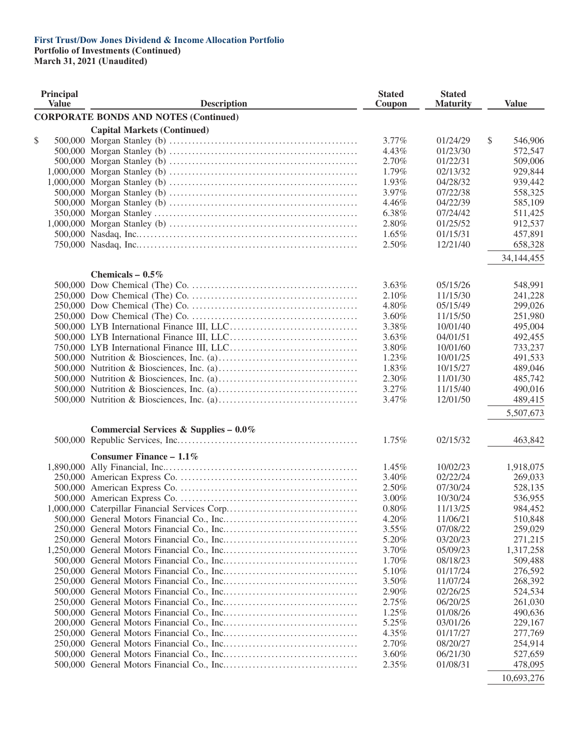**First Trust/Dow Jones Dividend & Income Allocation Portfolio**
**Portfolio of Investments (Continued)**
**March 31, 2021 (Unaudited)**

| Principal Value | Description | Stated Coupon | Stated Maturity | Value |
|---|---|---|---|---|
| | **CORPORATE BONDS AND NOTES (Continued)** | | | |
| | **Capital Markets (Continued)** | | | |
| $ 500,000 | Morgan Stanley (b) | 3.77% | 01/24/29 | $ 546,906 |
| 500,000 | Morgan Stanley (b) | 4.43% | 01/23/30 | 572,547 |
| 500,000 | Morgan Stanley (b) | 2.70% | 01/22/31 | 509,006 |
| 1,000,000 | Morgan Stanley (b) | 1.79% | 02/13/32 | 929,844 |
| 1,000,000 | Morgan Stanley (b) | 1.93% | 04/28/32 | 939,442 |
| 500,000 | Morgan Stanley (b) | 3.97% | 07/22/38 | 558,325 |
| 500,000 | Morgan Stanley (b) | 4.46% | 04/22/39 | 585,109 |
| 350,000 | Morgan Stanley | 6.38% | 07/24/42 | 511,425 |
| 1,000,000 | Morgan Stanley (b) | 2.80% | 01/25/52 | 912,537 |
| 500,000 | Nasdaq, Inc. | 1.65% | 01/15/31 | 457,891 |
| 750,000 | Nasdaq, Inc. | 2.50% | 12/21/40 | 658,328 |
| | | | | 34,144,455 |
| | **Chemicals – 0.5%** | | | |
| 500,000 | Dow Chemical (The) Co. | 3.63% | 05/15/26 | 548,991 |
| 250,000 | Dow Chemical (The) Co. | 2.10% | 11/15/30 | 241,228 |
| 250,000 | Dow Chemical (The) Co. | 4.80% | 05/15/49 | 299,026 |
| 250,000 | Dow Chemical (The) Co. | 3.60% | 11/15/50 | 251,980 |
| 500,000 | LYB International Finance III, LLC | 3.38% | 10/01/40 | 495,004 |
| 500,000 | LYB International Finance III, LLC | 3.63% | 04/01/51 | 492,455 |
| 750,000 | LYB International Finance III, LLC | 3.80% | 10/01/60 | 733,237 |
| 500,000 | Nutrition & Biosciences, Inc. (a) | 1.23% | 10/01/25 | 491,533 |
| 500,000 | Nutrition & Biosciences, Inc. (a) | 1.83% | 10/15/27 | 489,046 |
| 500,000 | Nutrition & Biosciences, Inc. (a) | 2.30% | 11/01/30 | 485,742 |
| 500,000 | Nutrition & Biosciences, Inc. (a) | 3.27% | 11/15/40 | 490,016 |
| 500,000 | Nutrition & Biosciences, Inc. (a) | 3.47% | 12/01/50 | 489,415 |
| | | | | 5,507,673 |
| | **Commercial Services & Supplies – 0.0%** | | | |
| 500,000 | Republic Services, Inc. | 1.75% | 02/15/32 | 463,842 |
| | **Consumer Finance – 1.1%** | | | |
| 1,890,000 | Ally Financial, Inc. | 1.45% | 10/02/23 | 1,918,075 |
| 250,000 | American Express Co. | 3.40% | 02/22/24 | 269,033 |
| 500,000 | American Express Co. | 2.50% | 07/30/24 | 528,135 |
| 500,000 | American Express Co. | 3.00% | 10/30/24 | 536,955 |
| 1,000,000 | Caterpillar Financial Services Corp. | 0.80% | 11/13/25 | 984,452 |
| 500,000 | General Motors Financial Co., Inc. | 4.20% | 11/06/21 | 510,848 |
| 250,000 | General Motors Financial Co., Inc. | 3.55% | 07/08/22 | 259,029 |
| 250,000 | General Motors Financial Co., Inc. | 5.20% | 03/20/23 | 271,215 |
| 1,250,000 | General Motors Financial Co., Inc. | 3.70% | 05/09/23 | 1,317,258 |
| 500,000 | General Motors Financial Co., Inc. | 1.70% | 08/18/23 | 509,488 |
| 250,000 | General Motors Financial Co., Inc. | 5.10% | 01/17/24 | 276,592 |
| 250,000 | General Motors Financial Co., Inc. | 3.50% | 11/07/24 | 268,392 |
| 500,000 | General Motors Financial Co., Inc. | 2.90% | 02/26/25 | 524,534 |
| 250,000 | General Motors Financial Co., Inc. | 2.75% | 06/20/25 | 261,030 |
| 500,000 | General Motors Financial Co., Inc. | 1.25% | 01/08/26 | 490,636 |
| 200,000 | General Motors Financial Co., Inc. | 5.25% | 03/01/26 | 229,167 |
| 250,000 | General Motors Financial Co., Inc. | 4.35% | 01/17/27 | 277,769 |
| 250,000 | General Motors Financial Co., Inc. | 2.70% | 08/20/27 | 254,914 |
| 500,000 | General Motors Financial Co., Inc. | 3.60% | 06/21/30 | 527,659 |
| 500,000 | General Motors Financial Co., Inc. | 2.35% | 01/08/31 | 478,095 |
| | | | | 10,693,276 |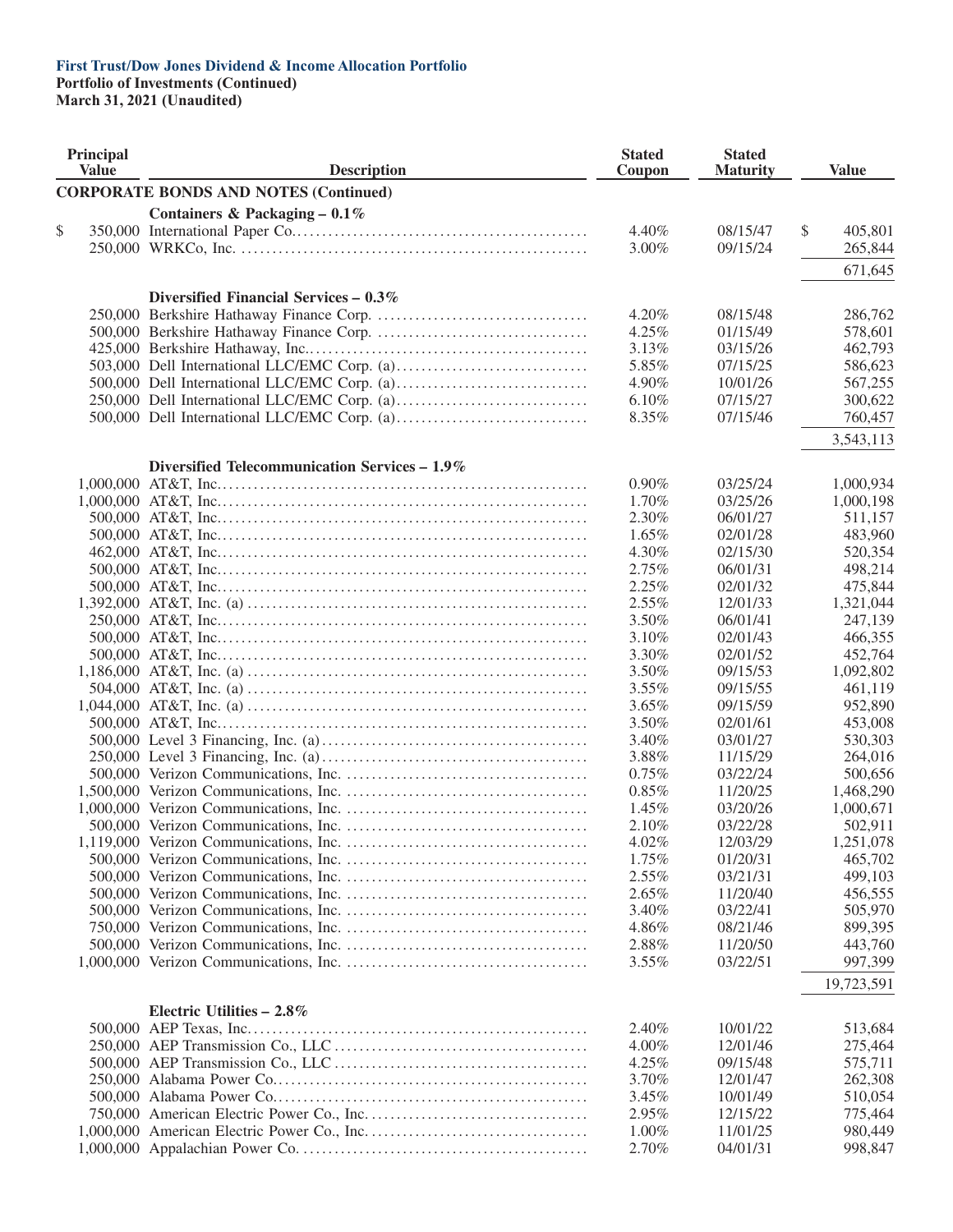**First Trust/Dow Jones Dividend & Income Allocation Portfolio**
**Portfolio of Investments (Continued)**
**March 31, 2021 (Unaudited)**

| Principal Value | Description | Stated Coupon | Stated Maturity | Value |
|---|---|---|---|---|
| | **CORPORATE BONDS AND NOTES (Continued)** | | | |
| | **Containers & Packaging – 0.1%** | | | |
| $ 350,000 | International Paper Co. | 4.40% | 08/15/47 | $ 405,801 |
| 250,000 | WRKCo, Inc. | 3.00% | 09/15/24 | 265,844 |
| | | | | 671,645 |
| | **Diversified Financial Services – 0.3%** | | | |
| 250,000 | Berkshire Hathaway Finance Corp. | 4.20% | 08/15/48 | 286,762 |
| 500,000 | Berkshire Hathaway Finance Corp. | 4.25% | 01/15/49 | 578,601 |
| 425,000 | Berkshire Hathaway, Inc. | 3.13% | 03/15/26 | 462,793 |
| 503,000 | Dell International LLC/EMC Corp. (a) | 5.85% | 07/15/25 | 586,623 |
| 500,000 | Dell International LLC/EMC Corp. (a) | 4.90% | 10/01/26 | 567,255 |
| 250,000 | Dell International LLC/EMC Corp. (a) | 6.10% | 07/15/27 | 300,622 |
| 500,000 | Dell International LLC/EMC Corp. (a) | 8.35% | 07/15/46 | 760,457 |
| | | | | 3,543,113 |
| | **Diversified Telecommunication Services – 1.9%** | | | |
| 1,000,000 | AT&T, Inc. | 0.90% | 03/25/24 | 1,000,934 |
| 1,000,000 | AT&T, Inc. | 1.70% | 03/25/26 | 1,000,198 |
| 500,000 | AT&T, Inc. | 2.30% | 06/01/27 | 511,157 |
| 500,000 | AT&T, Inc. | 1.65% | 02/01/28 | 483,960 |
| 462,000 | AT&T, Inc. | 4.30% | 02/15/30 | 520,354 |
| 500,000 | AT&T, Inc. | 2.75% | 06/01/31 | 498,214 |
| 500,000 | AT&T, Inc. | 2.25% | 02/01/32 | 475,844 |
| 1,392,000 | AT&T, Inc. (a) | 2.55% | 12/01/33 | 1,321,044 |
| 250,000 | AT&T, Inc. | 3.50% | 06/01/41 | 247,139 |
| 500,000 | AT&T, Inc. | 3.10% | 02/01/43 | 466,355 |
| 500,000 | AT&T, Inc. | 3.30% | 02/01/52 | 452,764 |
| 1,186,000 | AT&T, Inc. (a) | 3.50% | 09/15/53 | 1,092,802 |
| 504,000 | AT&T, Inc. (a) | 3.55% | 09/15/55 | 461,119 |
| 1,044,000 | AT&T, Inc. (a) | 3.65% | 09/15/59 | 952,890 |
| 500,000 | AT&T, Inc. | 3.50% | 02/01/61 | 453,008 |
| 500,000 | Level 3 Financing, Inc. (a) | 3.40% | 03/01/27 | 530,303 |
| 250,000 | Level 3 Financing, Inc. (a) | 3.88% | 11/15/29 | 264,016 |
| 500,000 | Verizon Communications, Inc. | 0.75% | 03/22/24 | 500,656 |
| 1,500,000 | Verizon Communications, Inc. | 0.85% | 11/20/25 | 1,468,290 |
| 1,000,000 | Verizon Communications, Inc. | 1.45% | 03/20/26 | 1,000,671 |
| 500,000 | Verizon Communications, Inc. | 2.10% | 03/22/28 | 502,911 |
| 1,119,000 | Verizon Communications, Inc. | 4.02% | 12/03/29 | 1,251,078 |
| 500,000 | Verizon Communications, Inc. | 1.75% | 01/20/31 | 465,702 |
| 500,000 | Verizon Communications, Inc. | 2.55% | 03/21/31 | 499,103 |
| 500,000 | Verizon Communications, Inc. | 2.65% | 11/20/40 | 456,555 |
| 500,000 | Verizon Communications, Inc. | 3.40% | 03/22/41 | 505,970 |
| 750,000 | Verizon Communications, Inc. | 4.86% | 08/21/46 | 899,395 |
| 500,000 | Verizon Communications, Inc. | 2.88% | 11/20/50 | 443,760 |
| 1,000,000 | Verizon Communications, Inc. | 3.55% | 03/22/51 | 997,399 |
| | | | | 19,723,591 |
| | **Electric Utilities – 2.8%** | | | |
| 500,000 | AEP Texas, Inc. | 2.40% | 10/01/22 | 513,684 |
| 250,000 | AEP Transmission Co., LLC | 4.00% | 12/01/46 | 275,464 |
| 500,000 | AEP Transmission Co., LLC | 4.25% | 09/15/48 | 575,711 |
| 250,000 | Alabama Power Co. | 3.70% | 12/01/47 | 262,308 |
| 500,000 | Alabama Power Co. | 3.45% | 10/01/49 | 510,054 |
| 750,000 | American Electric Power Co., Inc. | 2.95% | 12/15/22 | 775,464 |
| 1,000,000 | American Electric Power Co., Inc. | 1.00% | 11/01/25 | 980,449 |
| 1,000,000 | Appalachian Power Co. | 2.70% | 04/01/31 | 998,847 |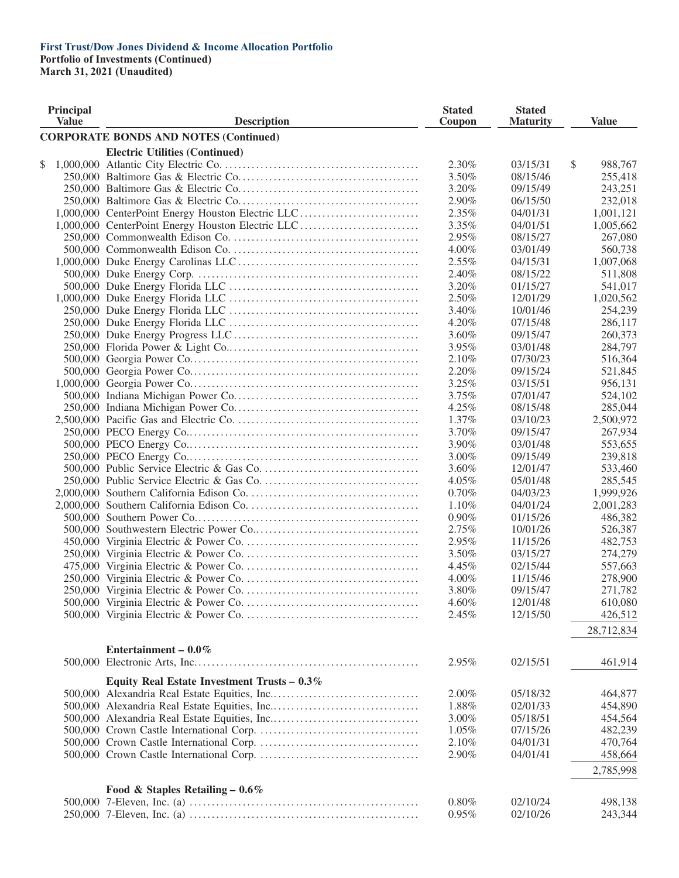**First Trust/Dow Jones Dividend & Income Allocation Portfolio**
**Portfolio of Investments (Continued)**
**March 31, 2021 (Unaudited)**

| Principal Value | Description | Stated Coupon | Stated Maturity | Value |
|---|---|---|---|---|
| | **CORPORATE BONDS AND NOTES (Continued)** | | | |
| | **Electric Utilities (Continued)** | | | |
| $ 1,000,000 | Atlantic City Electric Co. | 2.30% | 03/15/31 | $ 988,767 |
| 250,000 | Baltimore Gas & Electric Co. | 3.50% | 08/15/46 | 255,418 |
| 250,000 | Baltimore Gas & Electric Co. | 3.20% | 09/15/49 | 243,251 |
| 250,000 | Baltimore Gas & Electric Co. | 2.90% | 06/15/50 | 232,018 |
| 1,000,000 | CenterPoint Energy Houston Electric LLC | 2.35% | 04/01/31 | 1,001,121 |
| 1,000,000 | CenterPoint Energy Houston Electric LLC | 3.35% | 04/01/51 | 1,005,662 |
| 250,000 | Commonwealth Edison Co. | 2.95% | 08/15/27 | 267,080 |
| 500,000 | Commonwealth Edison Co. | 4.00% | 03/01/49 | 560,738 |
| 1,000,000 | Duke Energy Carolinas LLC | 2.55% | 04/15/31 | 1,007,068 |
| 500,000 | Duke Energy Corp. | 2.40% | 08/15/22 | 511,808 |
| 500,000 | Duke Energy Florida LLC | 3.20% | 01/15/27 | 541,017 |
| 1,000,000 | Duke Energy Florida LLC | 2.50% | 12/01/29 | 1,020,562 |
| 250,000 | Duke Energy Florida LLC | 3.40% | 10/01/46 | 254,239 |
| 250,000 | Duke Energy Florida LLC | 4.20% | 07/15/48 | 286,117 |
| 250,000 | Duke Energy Progress LLC | 3.60% | 09/15/47 | 260,373 |
| 250,000 | Florida Power & Light Co. | 3.95% | 03/01/48 | 284,797 |
| 500,000 | Georgia Power Co. | 2.10% | 07/30/23 | 516,364 |
| 500,000 | Georgia Power Co. | 2.20% | 09/15/24 | 521,845 |
| 1,000,000 | Georgia Power Co. | 3.25% | 03/15/51 | 956,131 |
| 500,000 | Indiana Michigan Power Co. | 3.75% | 07/01/47 | 524,102 |
| 250,000 | Indiana Michigan Power Co. | 4.25% | 08/15/48 | 285,044 |
| 2,500,000 | Pacific Gas and Electric Co. | 1.37% | 03/10/23 | 2,500,972 |
| 250,000 | PECO Energy Co. | 3.70% | 09/15/47 | 267,934 |
| 500,000 | PECO Energy Co. | 3.90% | 03/01/48 | 553,655 |
| 250,000 | PECO Energy Co. | 3.00% | 09/15/49 | 239,818 |
| 500,000 | Public Service Electric & Gas Co. | 3.60% | 12/01/47 | 533,460 |
| 250,000 | Public Service Electric & Gas Co. | 4.05% | 05/01/48 | 285,545 |
| 2,000,000 | Southern California Edison Co. | 0.70% | 04/03/23 | 1,999,926 |
| 2,000,000 | Southern California Edison Co. | 1.10% | 04/01/24 | 2,001,283 |
| 500,000 | Southern Power Co. | 0.90% | 01/15/26 | 486,382 |
| 500,000 | Southwestern Electric Power Co. | 2.75% | 10/01/26 | 526,387 |
| 450,000 | Virginia Electric & Power Co. | 2.95% | 11/15/26 | 482,753 |
| 250,000 | Virginia Electric & Power Co. | 3.50% | 03/15/27 | 274,279 |
| 475,000 | Virginia Electric & Power Co. | 4.45% | 02/15/44 | 557,663 |
| 250,000 | Virginia Electric & Power Co. | 4.00% | 11/15/46 | 278,900 |
| 250,000 | Virginia Electric & Power Co. | 3.80% | 09/15/47 | 271,782 |
| 500,000 | Virginia Electric & Power Co. | 4.60% | 12/01/48 | 610,080 |
| 500,000 | Virginia Electric & Power Co. | 2.45% | 12/15/50 | 426,512 |
| | | | | 28,712,834 |
| | **Entertainment – 0.0%** | | | |
| 500,000 | Electronic Arts, Inc. | 2.95% | 02/15/51 | 461,914 |
| | **Equity Real Estate Investment Trusts – 0.3%** | | | |
| 500,000 | Alexandria Real Estate Equities, Inc. | 2.00% | 05/18/32 | 464,877 |
| 500,000 | Alexandria Real Estate Equities, Inc. | 1.88% | 02/01/33 | 454,890 |
| 500,000 | Alexandria Real Estate Equities, Inc. | 3.00% | 05/18/51 | 454,564 |
| 500,000 | Crown Castle International Corp. | 1.05% | 07/15/26 | 482,239 |
| 500,000 | Crown Castle International Corp. | 2.10% | 04/01/31 | 470,764 |
| 500,000 | Crown Castle International Corp. | 2.90% | 04/01/41 | 458,664 |
| | | | | 2,785,998 |
| | **Food & Staples Retailing – 0.6%** | | | |
| 500,000 | 7-Eleven, Inc. (a) | 0.80% | 02/10/24 | 498,138 |
| 250,000 | 7-Eleven, Inc. (a) | 0.95% | 02/10/26 | 243,344 |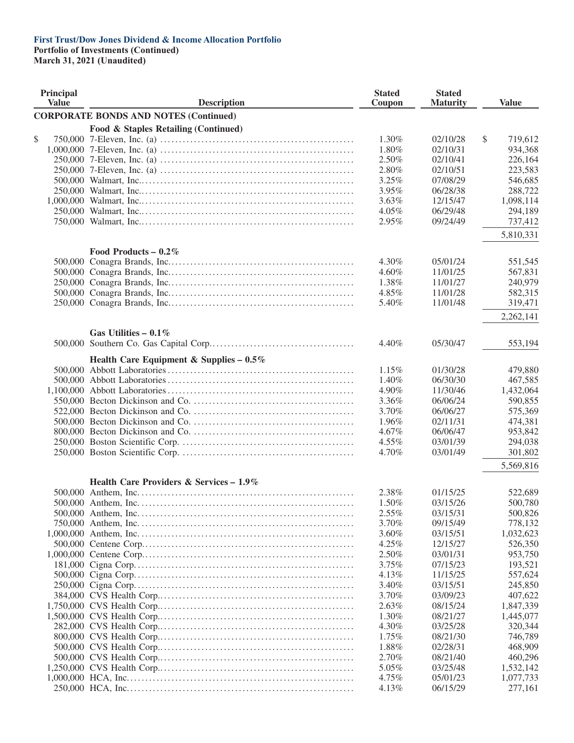**First Trust/Dow Jones Dividend & Income Allocation Portfolio**
**Portfolio of Investments (Continued)**
**March 31, 2021 (Unaudited)**

| Principal Value | Description | Stated Coupon | Stated Maturity | Value |
|---|---|---|---|---|
| | **CORPORATE BONDS AND NOTES (Continued)** | | | |
| | **Food & Staples Retailing (Continued)** | | | |
| $ 750,000 | 7-Eleven, Inc. (a) | 1.30% | 02/10/28 | $ 719,612 |
| 1,000,000 | 7-Eleven, Inc. (a) | 1.80% | 02/10/31 | 934,368 |
| 250,000 | 7-Eleven, Inc. (a) | 2.50% | 02/10/41 | 226,164 |
| 250,000 | 7-Eleven, Inc. (a) | 2.80% | 02/10/51 | 223,583 |
| 500,000 | Walmart, Inc. | 3.25% | 07/08/29 | 546,685 |
| 250,000 | Walmart, Inc. | 3.95% | 06/28/38 | 288,722 |
| 1,000,000 | Walmart, Inc. | 3.63% | 12/15/47 | 1,098,114 |
| 250,000 | Walmart, Inc. | 4.05% | 06/29/48 | 294,189 |
| 750,000 | Walmart, Inc. | 2.95% | 09/24/49 | 737,412 |
| | | | | 5,810,331 |
| | **Food Products – 0.2%** | | | |
| 500,000 | Conagra Brands, Inc. | 4.30% | 05/01/24 | 551,545 |
| 500,000 | Conagra Brands, Inc. | 4.60% | 11/01/25 | 567,831 |
| 250,000 | Conagra Brands, Inc. | 1.38% | 11/01/27 | 240,979 |
| 500,000 | Conagra Brands, Inc. | 4.85% | 11/01/28 | 582,315 |
| 250,000 | Conagra Brands, Inc. | 5.40% | 11/01/48 | 319,471 |
| | | | | 2,262,141 |
| | **Gas Utilities – 0.1%** | | | |
| 500,000 | Southern Co. Gas Capital Corp. | 4.40% | 05/30/47 | 553,194 |
| | **Health Care Equipment & Supplies – 0.5%** | | | |
| 500,000 | Abbott Laboratories | 1.15% | 01/30/28 | 479,880 |
| 500,000 | Abbott Laboratories | 1.40% | 06/30/30 | 467,585 |
| 1,100,000 | Abbott Laboratories | 4.90% | 11/30/46 | 1,432,064 |
| 550,000 | Becton Dickinson and Co. | 3.36% | 06/06/24 | 590,855 |
| 522,000 | Becton Dickinson and Co. | 3.70% | 06/06/27 | 575,369 |
| 500,000 | Becton Dickinson and Co. | 1.96% | 02/11/31 | 474,381 |
| 800,000 | Becton Dickinson and Co. | 4.67% | 06/06/47 | 953,842 |
| 250,000 | Boston Scientific Corp. | 4.55% | 03/01/39 | 294,038 |
| 250,000 | Boston Scientific Corp. | 4.70% | 03/01/49 | 301,802 |
| | | | | 5,569,816 |
| | **Health Care Providers & Services – 1.9%** | | | |
| 500,000 | Anthem, Inc. | 2.38% | 01/15/25 | 522,689 |
| 500,000 | Anthem, Inc. | 1.50% | 03/15/26 | 500,780 |
| 500,000 | Anthem, Inc. | 2.55% | 03/15/31 | 500,826 |
| 750,000 | Anthem, Inc. | 3.70% | 09/15/49 | 778,132 |
| 1,000,000 | Anthem, Inc. | 3.60% | 03/15/51 | 1,032,623 |
| 500,000 | Centene Corp. | 4.25% | 12/15/27 | 526,350 |
| 1,000,000 | Centene Corp. | 2.50% | 03/01/31 | 953,750 |
| 181,000 | Cigna Corp. | 3.75% | 07/15/23 | 193,521 |
| 500,000 | Cigna Corp. | 4.13% | 11/15/25 | 557,624 |
| 250,000 | Cigna Corp. | 3.40% | 03/15/51 | 245,850 |
| 384,000 | CVS Health Corp. | 3.70% | 03/09/23 | 407,622 |
| 1,750,000 | CVS Health Corp. | 2.63% | 08/15/24 | 1,847,339 |
| 1,500,000 | CVS Health Corp. | 1.30% | 08/21/27 | 1,445,077 |
| 282,000 | CVS Health Corp. | 4.30% | 03/25/28 | 320,344 |
| 800,000 | CVS Health Corp. | 1.75% | 08/21/30 | 746,789 |
| 500,000 | CVS Health Corp. | 1.88% | 02/28/31 | 468,909 |
| 500,000 | CVS Health Corp. | 2.70% | 08/21/40 | 460,296 |
| 1,250,000 | CVS Health Corp. | 5.05% | 03/25/48 | 1,532,142 |
| 1,000,000 | HCA, Inc. | 4.75% | 05/01/23 | 1,077,733 |
| 250,000 | HCA, Inc. | 4.13% | 06/15/29 | 277,161 |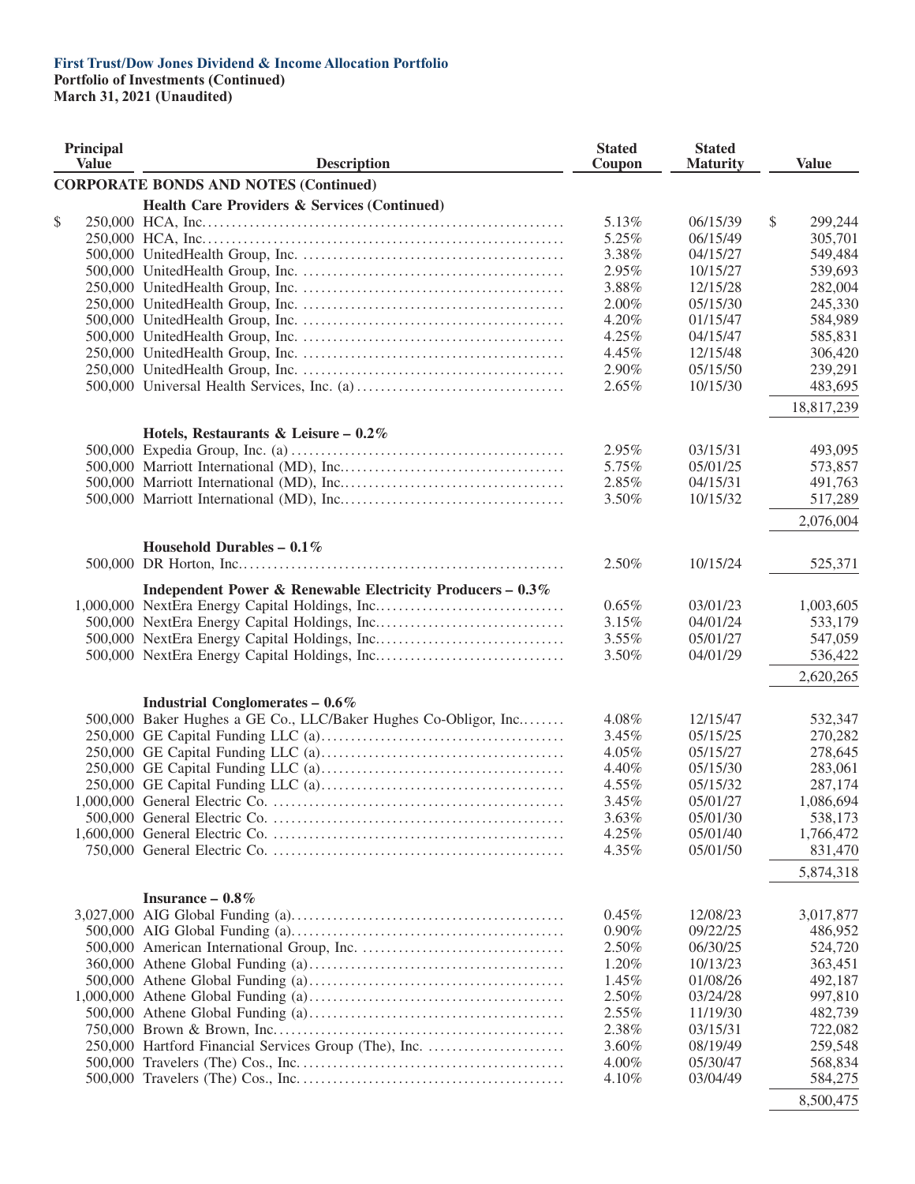**First Trust/Dow Jones Dividend & Income Allocation Portfolio**
**Portfolio of Investments (Continued)**
**March 31, 2021 (Unaudited)**

| Principal Value | Description | Stated Coupon | Stated Maturity | Value |
|---|---|---|---|---|
| | **CORPORATE BONDS AND NOTES (Continued)** | | | |
| | **Health Care Providers & Services (Continued)** | | | |
| $ 250,000 | HCA, Inc. | 5.13% | 06/15/39 | $ 299,244 |
| 250,000 | HCA, Inc. | 5.25% | 06/15/49 | 305,701 |
| 500,000 | UnitedHealth Group, Inc. | 3.38% | 04/15/27 | 549,484 |
| 500,000 | UnitedHealth Group, Inc. | 2.95% | 10/15/27 | 539,693 |
| 250,000 | UnitedHealth Group, Inc. | 3.88% | 12/15/28 | 282,004 |
| 250,000 | UnitedHealth Group, Inc. | 2.00% | 05/15/30 | 245,330 |
| 500,000 | UnitedHealth Group, Inc. | 4.20% | 01/15/47 | 584,989 |
| 500,000 | UnitedHealth Group, Inc. | 4.25% | 04/15/47 | 585,831 |
| 250,000 | UnitedHealth Group, Inc. | 4.45% | 12/15/48 | 306,420 |
| 250,000 | UnitedHealth Group, Inc. | 2.90% | 05/15/50 | 239,291 |
| 500,000 | Universal Health Services, Inc. (a) | 2.65% | 10/15/30 | 483,695 |
| | | | | 18,817,239 |
| | **Hotels, Restaurants & Leisure – 0.2%** | | | |
| 500,000 | Expedia Group, Inc. (a) | 2.95% | 03/15/31 | 493,095 |
| 500,000 | Marriott International (MD), Inc. | 5.75% | 05/01/25 | 573,857 |
| 500,000 | Marriott International (MD), Inc. | 2.85% | 04/15/31 | 491,763 |
| 500,000 | Marriott International (MD), Inc. | 3.50% | 10/15/32 | 517,289 |
| | | | | 2,076,004 |
| | **Household Durables – 0.1%** | | | |
| 500,000 | DR Horton, Inc. | 2.50% | 10/15/24 | 525,371 |
| | **Independent Power & Renewable Electricity Producers – 0.3%** | | | |
| 1,000,000 | NextEra Energy Capital Holdings, Inc. | 0.65% | 03/01/23 | 1,003,605 |
| 500,000 | NextEra Energy Capital Holdings, Inc. | 3.15% | 04/01/24 | 533,179 |
| 500,000 | NextEra Energy Capital Holdings, Inc. | 3.55% | 05/01/27 | 547,059 |
| 500,000 | NextEra Energy Capital Holdings, Inc. | 3.50% | 04/01/29 | 536,422 |
| | | | | 2,620,265 |
| | **Industrial Conglomerates – 0.6%** | | | |
| 500,000 | Baker Hughes a GE Co., LLC/Baker Hughes Co-Obligor, Inc. | 4.08% | 12/15/47 | 532,347 |
| 250,000 | GE Capital Funding LLC (a) | 3.45% | 05/15/25 | 270,282 |
| 250,000 | GE Capital Funding LLC (a) | 4.05% | 05/15/27 | 278,645 |
| 250,000 | GE Capital Funding LLC (a) | 4.40% | 05/15/30 | 283,061 |
| 250,000 | GE Capital Funding LLC (a) | 4.55% | 05/15/32 | 287,174 |
| 1,000,000 | General Electric Co. | 3.45% | 05/01/27 | 1,086,694 |
| 500,000 | General Electric Co. | 3.63% | 05/01/30 | 538,173 |
| 1,600,000 | General Electric Co. | 4.25% | 05/01/40 | 1,766,472 |
| 750,000 | General Electric Co. | 4.35% | 05/01/50 | 831,470 |
| | | | | 5,874,318 |
| | **Insurance – 0.8%** | | | |
| 3,027,000 | AIG Global Funding (a) | 0.45% | 12/08/23 | 3,017,877 |
| 500,000 | AIG Global Funding (a) | 0.90% | 09/22/25 | 486,952 |
| 500,000 | American International Group, Inc. | 2.50% | 06/30/25 | 524,720 |
| 360,000 | Athene Global Funding (a) | 1.20% | 10/13/23 | 363,451 |
| 500,000 | Athene Global Funding (a) | 1.45% | 01/08/26 | 492,187 |
| 1,000,000 | Athene Global Funding (a) | 2.50% | 03/24/28 | 997,810 |
| 500,000 | Athene Global Funding (a) | 2.55% | 11/19/30 | 482,739 |
| 750,000 | Brown & Brown, Inc. | 2.38% | 03/15/31 | 722,082 |
| 250,000 | Hartford Financial Services Group (The), Inc. | 3.60% | 08/19/49 | 259,548 |
| 500,000 | Travelers (The) Cos., Inc. | 4.00% | 05/30/47 | 568,834 |
| 500,000 | Travelers (The) Cos., Inc. | 4.10% | 03/04/49 | 584,275 |
| | | | | 8,500,475 |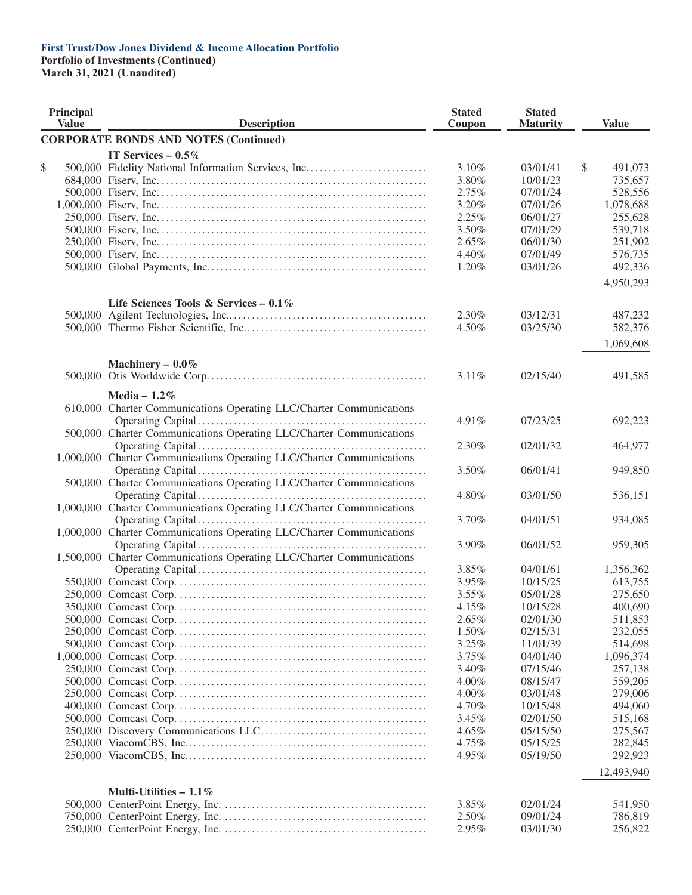**First Trust/Dow Jones Dividend & Income Allocation Portfolio**
**Portfolio of Investments (Continued)**
**March 31, 2021 (Unaudited)**

| Principal Value | Description | Stated Coupon | Stated Maturity | Value |
|---|---|---|---|---|
| | **CORPORATE BONDS AND NOTES (Continued)** | | | |
| | **IT Services – 0.5%** | | | |
| $ 500,000 | Fidelity National Information Services, Inc. | 3.10% | 03/01/41 | $ 491,073 |
| 684,000 | Fiserv, Inc. | 3.80% | 10/01/23 | 735,657 |
| 500,000 | Fiserv, Inc. | 2.75% | 07/01/24 | 528,556 |
| 1,000,000 | Fiserv, Inc. | 3.20% | 07/01/26 | 1,078,688 |
| 250,000 | Fiserv, Inc. | 2.25% | 06/01/27 | 255,628 |
| 500,000 | Fiserv, Inc. | 3.50% | 07/01/29 | 539,718 |
| 250,000 | Fiserv, Inc. | 2.65% | 06/01/30 | 251,902 |
| 500,000 | Fiserv, Inc. | 4.40% | 07/01/49 | 576,735 |
| 500,000 | Global Payments, Inc. | 1.20% | 03/01/26 | 492,336 |
| | | | | 4,950,293 |
| | **Life Sciences Tools & Services – 0.1%** | | | |
| 500,000 | Agilent Technologies, Inc. | 2.30% | 03/12/31 | 487,232 |
| 500,000 | Thermo Fisher Scientific, Inc. | 4.50% | 03/25/30 | 582,376 |
| | | | | 1,069,608 |
| | **Machinery – 0.0%** | | | |
| 500,000 | Otis Worldwide Corp. | 3.11% | 02/15/40 | 491,585 |
| | **Media – 1.2%** | | | |
| 610,000 | Charter Communications Operating LLC/Charter Communications Operating Capital | 4.91% | 07/23/25 | 692,223 |
| 500,000 | Charter Communications Operating LLC/Charter Communications Operating Capital | 2.30% | 02/01/32 | 464,977 |
| 1,000,000 | Charter Communications Operating LLC/Charter Communications Operating Capital | 3.50% | 06/01/41 | 949,850 |
| 500,000 | Charter Communications Operating LLC/Charter Communications Operating Capital | 4.80% | 03/01/50 | 536,151 |
| 1,000,000 | Charter Communications Operating LLC/Charter Communications Operating Capital | 3.70% | 04/01/51 | 934,085 |
| 1,000,000 | Charter Communications Operating LLC/Charter Communications Operating Capital | 3.90% | 06/01/52 | 959,305 |
| 1,500,000 | Charter Communications Operating LLC/Charter Communications Operating Capital | 3.85% | 04/01/61 | 1,356,362 |
| 550,000 | Comcast Corp. | 3.95% | 10/15/25 | 613,755 |
| 250,000 | Comcast Corp. | 3.55% | 05/01/28 | 275,650 |
| 350,000 | Comcast Corp. | 4.15% | 10/15/28 | 400,690 |
| 500,000 | Comcast Corp. | 2.65% | 02/01/30 | 511,853 |
| 250,000 | Comcast Corp. | 1.50% | 02/15/31 | 232,055 |
| 500,000 | Comcast Corp. | 3.25% | 11/01/39 | 514,698 |
| 1,000,000 | Comcast Corp. | 3.75% | 04/01/40 | 1,096,374 |
| 250,000 | Comcast Corp. | 3.40% | 07/15/46 | 257,138 |
| 500,000 | Comcast Corp. | 4.00% | 08/15/47 | 559,205 |
| 250,000 | Comcast Corp. | 4.00% | 03/01/48 | 279,006 |
| 400,000 | Comcast Corp. | 4.70% | 10/15/48 | 494,060 |
| 500,000 | Comcast Corp. | 3.45% | 02/01/50 | 515,168 |
| 250,000 | Discovery Communications LLC | 4.65% | 05/15/50 | 275,567 |
| 250,000 | ViacomCBS, Inc. | 4.75% | 05/15/25 | 282,845 |
| 250,000 | ViacomCBS, Inc. | 4.95% | 05/19/50 | 292,923 |
| | | | | 12,493,940 |
| | **Multi-Utilities – 1.1%** | | | |
| 500,000 | CenterPoint Energy, Inc. | 3.85% | 02/01/24 | 541,950 |
| 750,000 | CenterPoint Energy, Inc. | 2.50% | 09/01/24 | 786,819 |
| 250,000 | CenterPoint Energy, Inc. | 2.95% | 03/01/30 | 256,822 |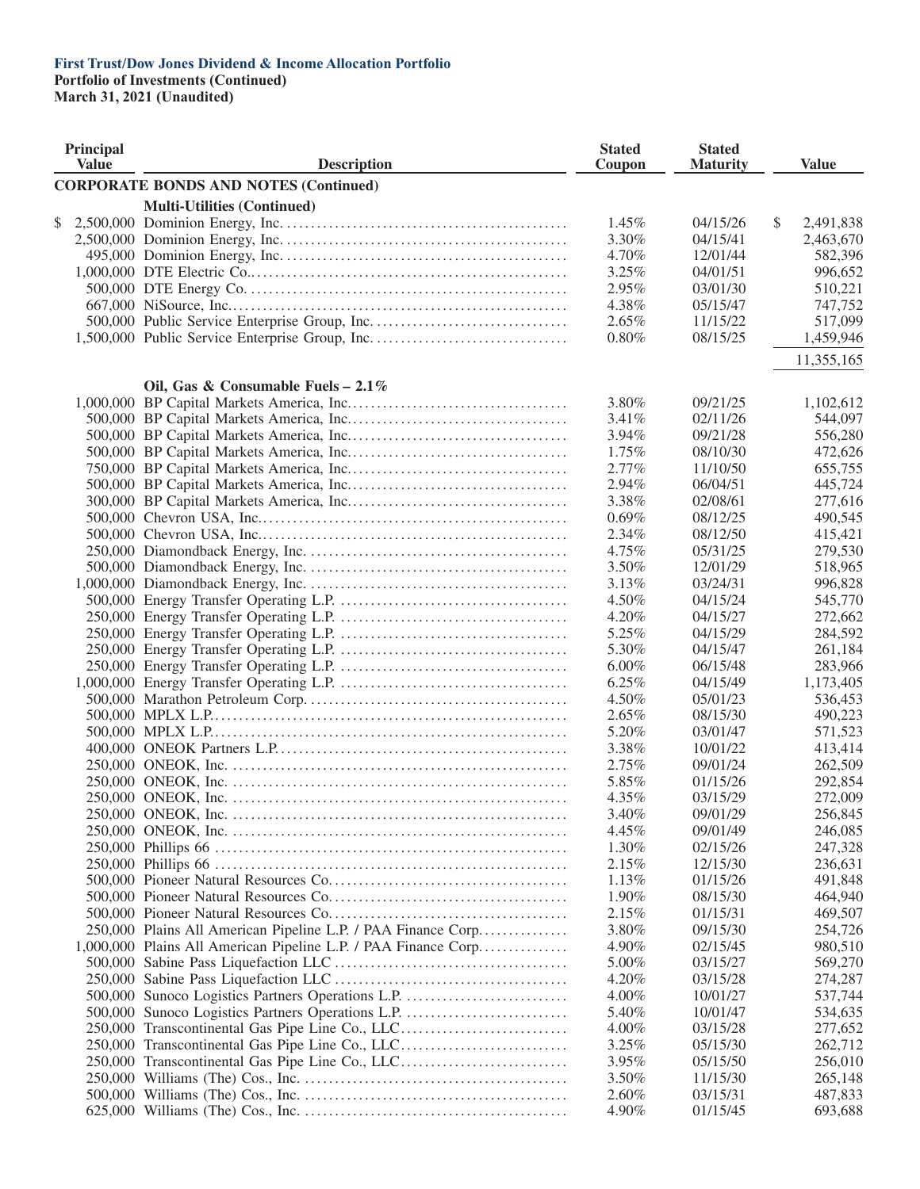**First Trust/Dow Jones Dividend & Income Allocation Portfolio**
**Portfolio of Investments (Continued)**
**March 31, 2021 (Unaudited)**

| Principal Value | Description | Stated Coupon | Stated Maturity | Value |
|---|---|---|---|---|
| | **CORPORATE BONDS AND NOTES (Continued)** | | | |
| | **Multi-Utilities (Continued)** | | | |
| $ 2,500,000 | Dominion Energy, Inc. | 1.45% | 04/15/26 | $ 2,491,838 |
| 2,500,000 | Dominion Energy, Inc. | 3.30% | 04/15/41 | 2,463,670 |
| 495,000 | Dominion Energy, Inc. | 4.70% | 12/01/44 | 582,396 |
| 1,000,000 | DTE Electric Co. | 3.25% | 04/01/51 | 996,652 |
| 500,000 | DTE Energy Co. | 2.95% | 03/01/30 | 510,221 |
| 667,000 | NiSource, Inc. | 4.38% | 05/15/47 | 747,752 |
| 500,000 | Public Service Enterprise Group, Inc. | 2.65% | 11/15/22 | 517,099 |
| 1,500,000 | Public Service Enterprise Group, Inc. | 0.80% | 08/15/25 | 1,459,946 |
| | | | | 11,355,165 |
| | **Oil, Gas & Consumable Fuels – 2.1%** | | | |
| 1,000,000 | BP Capital Markets America, Inc. | 3.80% | 09/21/25 | 1,102,612 |
| 500,000 | BP Capital Markets America, Inc. | 3.41% | 02/11/26 | 544,097 |
| 500,000 | BP Capital Markets America, Inc. | 3.94% | 09/21/28 | 556,280 |
| 500,000 | BP Capital Markets America, Inc. | 1.75% | 08/10/30 | 472,626 |
| 750,000 | BP Capital Markets America, Inc. | 2.77% | 11/10/50 | 655,755 |
| 500,000 | BP Capital Markets America, Inc. | 2.94% | 06/04/51 | 445,724 |
| 300,000 | BP Capital Markets America, Inc. | 3.38% | 02/08/61 | 277,616 |
| 500,000 | Chevron USA, Inc. | 0.69% | 08/12/25 | 490,545 |
| 500,000 | Chevron USA, Inc. | 2.34% | 08/12/50 | 415,421 |
| 250,000 | Diamondback Energy, Inc. | 4.75% | 05/31/25 | 279,530 |
| 500,000 | Diamondback Energy, Inc. | 3.50% | 12/01/29 | 518,965 |
| 1,000,000 | Diamondback Energy, Inc. | 3.13% | 03/24/31 | 996,828 |
| 500,000 | Energy Transfer Operating L.P. | 4.50% | 04/15/24 | 545,770 |
| 250,000 | Energy Transfer Operating L.P. | 4.20% | 04/15/27 | 272,662 |
| 250,000 | Energy Transfer Operating L.P. | 5.25% | 04/15/29 | 284,592 |
| 250,000 | Energy Transfer Operating L.P. | 5.30% | 04/15/47 | 261,184 |
| 250,000 | Energy Transfer Operating L.P. | 6.00% | 06/15/48 | 283,966 |
| 1,000,000 | Energy Transfer Operating L.P. | 6.25% | 04/15/49 | 1,173,405 |
| 500,000 | Marathon Petroleum Corp. | 4.50% | 05/01/23 | 536,453 |
| 500,000 | MPLX L.P. | 2.65% | 08/15/30 | 490,223 |
| 500,000 | MPLX L.P. | 5.20% | 03/01/47 | 571,523 |
| 400,000 | ONEOK Partners L.P. | 3.38% | 10/01/22 | 413,414 |
| 250,000 | ONEOK, Inc. | 2.75% | 09/01/24 | 262,509 |
| 250,000 | ONEOK, Inc. | 5.85% | 01/15/26 | 292,854 |
| 250,000 | ONEOK, Inc. | 4.35% | 03/15/29 | 272,009 |
| 250,000 | ONEOK, Inc. | 3.40% | 09/01/29 | 256,845 |
| 250,000 | ONEOK, Inc. | 4.45% | 09/01/49 | 246,085 |
| 250,000 | Phillips 66 | 1.30% | 02/15/26 | 247,328 |
| 250,000 | Phillips 66 | 2.15% | 12/15/30 | 236,631 |
| 500,000 | Pioneer Natural Resources Co. | 1.13% | 01/15/26 | 491,848 |
| 500,000 | Pioneer Natural Resources Co. | 1.90% | 08/15/30 | 464,940 |
| 500,000 | Pioneer Natural Resources Co. | 2.15% | 01/15/31 | 469,507 |
| 250,000 | Plains All American Pipeline L.P. / PAA Finance Corp. | 3.80% | 09/15/30 | 254,726 |
| 1,000,000 | Plains All American Pipeline L.P. / PAA Finance Corp. | 4.90% | 02/15/45 | 980,510 |
| 500,000 | Sabine Pass Liquefaction LLC | 5.00% | 03/15/27 | 569,270 |
| 250,000 | Sabine Pass Liquefaction LLC | 4.20% | 03/15/28 | 274,287 |
| 500,000 | Sunoco Logistics Partners Operations L.P. | 4.00% | 10/01/27 | 537,744 |
| 500,000 | Sunoco Logistics Partners Operations L.P. | 5.40% | 10/01/47 | 534,635 |
| 250,000 | Transcontinental Gas Pipe Line Co., LLC | 4.00% | 03/15/28 | 277,652 |
| 250,000 | Transcontinental Gas Pipe Line Co., LLC | 3.25% | 05/15/30 | 262,712 |
| 250,000 | Transcontinental Gas Pipe Line Co., LLC | 3.95% | 05/15/50 | 256,010 |
| 250,000 | Williams (The) Cos., Inc. | 3.50% | 11/15/30 | 265,148 |
| 500,000 | Williams (The) Cos., Inc. | 2.60% | 03/15/31 | 487,833 |
| 625,000 | Williams (The) Cos., Inc. | 4.90% | 01/15/45 | 693,688 |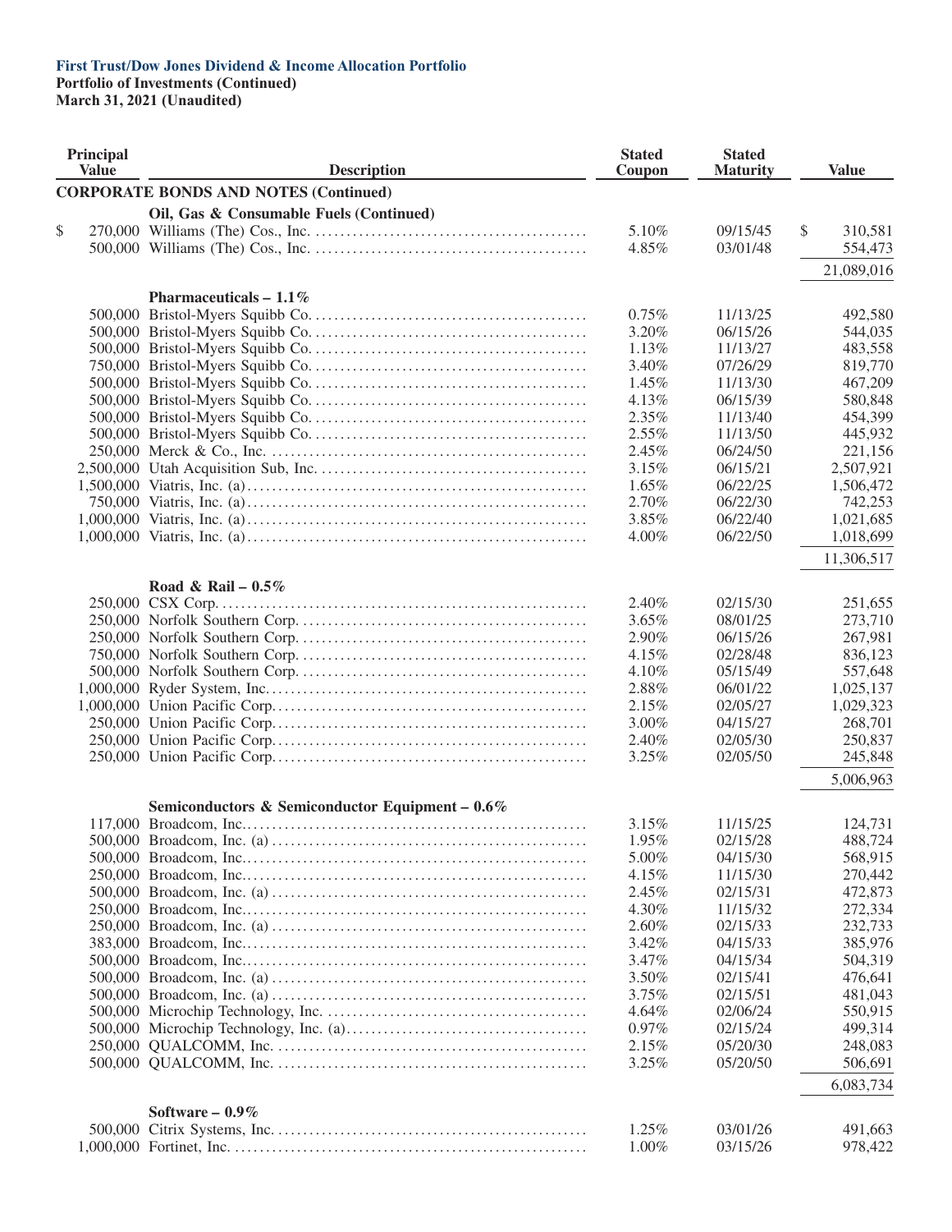**First Trust/Dow Jones Dividend & Income Allocation Portfolio**
**Portfolio of Investments (Continued)**
**March 31, 2021 (Unaudited)**

| Principal Value | Description | Stated Coupon | Stated Maturity | Value |
|---|---|---|---|---|
| | **CORPORATE BONDS AND NOTES (Continued)** | | | |
| | **Oil, Gas & Consumable Fuels (Continued)** | | | |
| $ 270,000 | Williams (The) Cos., Inc. | 5.10% | 09/15/45 | $ 310,581 |
| 500,000 | Williams (The) Cos., Inc. | 4.85% | 03/01/48 | 554,473 |
| | | | | 21,089,016 |
| | **Pharmaceuticals – 1.1%** | | | |
| 500,000 | Bristol-Myers Squibb Co. | 0.75% | 11/13/25 | 492,580 |
| 500,000 | Bristol-Myers Squibb Co. | 3.20% | 06/15/26 | 544,035 |
| 500,000 | Bristol-Myers Squibb Co. | 1.13% | 11/13/27 | 483,558 |
| 750,000 | Bristol-Myers Squibb Co. | 3.40% | 07/26/29 | 819,770 |
| 500,000 | Bristol-Myers Squibb Co. | 1.45% | 11/13/30 | 467,209 |
| 500,000 | Bristol-Myers Squibb Co. | 4.13% | 06/15/39 | 580,848 |
| 500,000 | Bristol-Myers Squibb Co. | 2.35% | 11/13/40 | 454,399 |
| 500,000 | Bristol-Myers Squibb Co. | 2.55% | 11/13/50 | 445,932 |
| 250,000 | Merck & Co., Inc. | 2.45% | 06/24/50 | 221,156 |
| 2,500,000 | Utah Acquisition Sub, Inc. | 3.15% | 06/15/21 | 2,507,921 |
| 1,500,000 | Viatris, Inc. (a) | 1.65% | 06/22/25 | 1,506,472 |
| 750,000 | Viatris, Inc. (a) | 2.70% | 06/22/30 | 742,253 |
| 1,000,000 | Viatris, Inc. (a) | 3.85% | 06/22/40 | 1,021,685 |
| 1,000,000 | Viatris, Inc. (a) | 4.00% | 06/22/50 | 1,018,699 |
| | | | | 11,306,517 |
| | **Road & Rail – 0.5%** | | | |
| 250,000 | CSX Corp. | 2.40% | 02/15/30 | 251,655 |
| 250,000 | Norfolk Southern Corp. | 3.65% | 08/01/25 | 273,710 |
| 250,000 | Norfolk Southern Corp. | 2.90% | 06/15/26 | 267,981 |
| 750,000 | Norfolk Southern Corp. | 4.15% | 02/28/48 | 836,123 |
| 500,000 | Norfolk Southern Corp. | 4.10% | 05/15/49 | 557,648 |
| 1,000,000 | Ryder System, Inc. | 2.88% | 06/01/22 | 1,025,137 |
| 1,000,000 | Union Pacific Corp. | 2.15% | 02/05/27 | 1,029,323 |
| 250,000 | Union Pacific Corp. | 3.00% | 04/15/27 | 268,701 |
| 250,000 | Union Pacific Corp. | 2.40% | 02/05/30 | 250,837 |
| 250,000 | Union Pacific Corp. | 3.25% | 02/05/50 | 245,848 |
| | | | | 5,006,963 |
| | **Semiconductors & Semiconductor Equipment – 0.6%** | | | |
| 117,000 | Broadcom, Inc. | 3.15% | 11/15/25 | 124,731 |
| 500,000 | Broadcom, Inc. (a) | 1.95% | 02/15/28 | 488,724 |
| 500,000 | Broadcom, Inc. | 5.00% | 04/15/30 | 568,915 |
| 250,000 | Broadcom, Inc. | 4.15% | 11/15/30 | 270,442 |
| 500,000 | Broadcom, Inc. (a) | 2.45% | 02/15/31 | 472,873 |
| 250,000 | Broadcom, Inc. | 4.30% | 11/15/32 | 272,334 |
| 250,000 | Broadcom, Inc. (a) | 2.60% | 02/15/33 | 232,733 |
| 383,000 | Broadcom, Inc. | 3.42% | 04/15/33 | 385,976 |
| 500,000 | Broadcom, Inc. | 3.47% | 04/15/34 | 504,319 |
| 500,000 | Broadcom, Inc. (a) | 3.50% | 02/15/41 | 476,641 |
| 500,000 | Broadcom, Inc. (a) | 3.75% | 02/15/51 | 481,043 |
| 500,000 | Microchip Technology, Inc. | 4.64% | 02/06/24 | 550,915 |
| 500,000 | Microchip Technology, Inc. (a) | 0.97% | 02/15/24 | 499,314 |
| 250,000 | QUALCOMM, Inc. | 2.15% | 05/20/30 | 248,083 |
| 500,000 | QUALCOMM, Inc. | 3.25% | 05/20/50 | 506,691 |
| | | | | 6,083,734 |
| | **Software – 0.9%** | | | |
| 500,000 | Citrix Systems, Inc. | 1.25% | 03/01/26 | 491,663 |
| 1,000,000 | Fortinet, Inc. | 1.00% | 03/15/26 | 978,422 |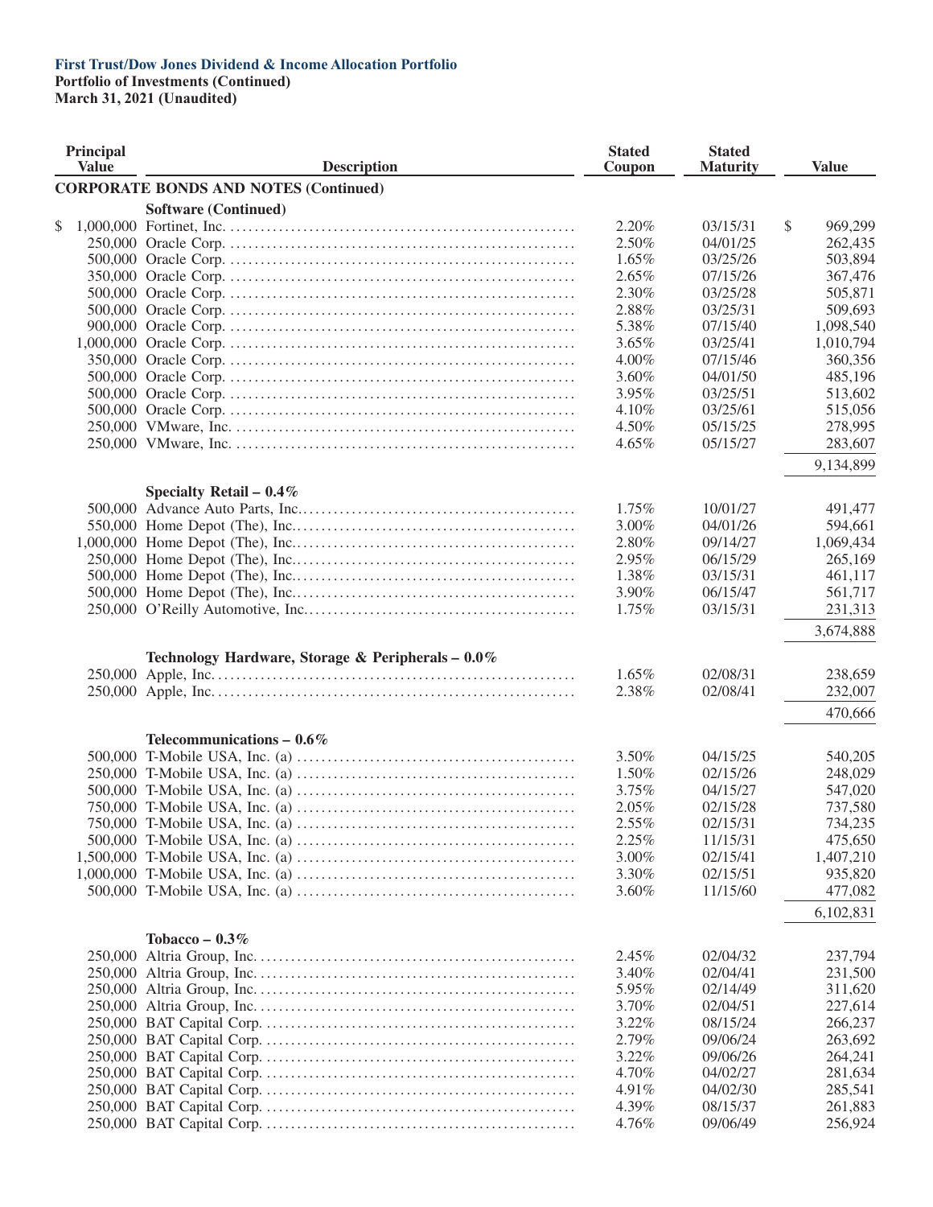**First Trust/Dow Jones Dividend & Income Allocation Portfolio**
**Portfolio of Investments (Continued)**
**March 31, 2021 (Unaudited)**

| Principal Value | Description | Stated Coupon | Stated Maturity | Value |
|---|---|---|---|---|
| | **CORPORATE BONDS AND NOTES (Continued)** | | | |
| | **Software (Continued)** | | | |
| $ 1,000,000 | Fortinet, Inc. | 2.20% | 03/15/31 | $ 969,299 |
| 250,000 | Oracle Corp. | 2.50% | 04/01/25 | 262,435 |
| 500,000 | Oracle Corp. | 1.65% | 03/25/26 | 503,894 |
| 350,000 | Oracle Corp. | 2.65% | 07/15/26 | 367,476 |
| 500,000 | Oracle Corp. | 2.30% | 03/25/28 | 505,871 |
| 500,000 | Oracle Corp. | 2.88% | 03/25/31 | 509,693 |
| 900,000 | Oracle Corp. | 5.38% | 07/15/40 | 1,098,540 |
| 1,000,000 | Oracle Corp. | 3.65% | 03/25/41 | 1,010,794 |
| 350,000 | Oracle Corp. | 4.00% | 07/15/46 | 360,356 |
| 500,000 | Oracle Corp. | 3.60% | 04/01/50 | 485,196 |
| 500,000 | Oracle Corp. | 3.95% | 03/25/51 | 513,602 |
| 500,000 | Oracle Corp. | 4.10% | 03/25/61 | 515,056 |
| 250,000 | VMware, Inc. | 4.50% | 05/15/25 | 278,995 |
| 250,000 | VMware, Inc. | 4.65% | 05/15/27 | 283,607 |
| | | | | 9,134,899 |
| | **Specialty Retail – 0.4%** | | | |
| 500,000 | Advance Auto Parts, Inc. | 1.75% | 10/01/27 | 491,477 |
| 550,000 | Home Depot (The), Inc. | 3.00% | 04/01/26 | 594,661 |
| 1,000,000 | Home Depot (The), Inc. | 2.80% | 09/14/27 | 1,069,434 |
| 250,000 | Home Depot (The), Inc. | 2.95% | 06/15/29 | 265,169 |
| 500,000 | Home Depot (The), Inc. | 1.38% | 03/15/31 | 461,117 |
| 500,000 | Home Depot (The), Inc. | 3.90% | 06/15/47 | 561,717 |
| 250,000 | O'Reilly Automotive, Inc. | 1.75% | 03/15/31 | 231,313 |
| | | | | 3,674,888 |
| | **Technology Hardware, Storage & Peripherals – 0.0%** | | | |
| 250,000 | Apple, Inc. | 1.65% | 02/08/31 | 238,659 |
| 250,000 | Apple, Inc. | 2.38% | 02/08/41 | 232,007 |
| | | | | 470,666 |
| | **Telecommunications – 0.6%** | | | |
| 500,000 | T-Mobile USA, Inc. (a) | 3.50% | 04/15/25 | 540,205 |
| 250,000 | T-Mobile USA, Inc. (a) | 1.50% | 02/15/26 | 248,029 |
| 500,000 | T-Mobile USA, Inc. (a) | 3.75% | 04/15/27 | 547,020 |
| 750,000 | T-Mobile USA, Inc. (a) | 2.05% | 02/15/28 | 737,580 |
| 750,000 | T-Mobile USA, Inc. (a) | 2.55% | 02/15/31 | 734,235 |
| 500,000 | T-Mobile USA, Inc. (a) | 2.25% | 11/15/31 | 475,650 |
| 1,500,000 | T-Mobile USA, Inc. (a) | 3.00% | 02/15/41 | 1,407,210 |
| 1,000,000 | T-Mobile USA, Inc. (a) | 3.30% | 02/15/51 | 935,820 |
| 500,000 | T-Mobile USA, Inc. (a) | 3.60% | 11/15/60 | 477,082 |
| | | | | 6,102,831 |
| | **Tobacco – 0.3%** | | | |
| 250,000 | Altria Group, Inc. | 2.45% | 02/04/32 | 237,794 |
| 250,000 | Altria Group, Inc. | 3.40% | 02/04/41 | 231,500 |
| 250,000 | Altria Group, Inc. | 5.95% | 02/14/49 | 311,620 |
| 250,000 | Altria Group, Inc. | 3.70% | 02/04/51 | 227,614 |
| 250,000 | BAT Capital Corp. | 3.22% | 08/15/24 | 266,237 |
| 250,000 | BAT Capital Corp. | 2.79% | 09/06/24 | 263,692 |
| 250,000 | BAT Capital Corp. | 3.22% | 09/06/26 | 264,241 |
| 250,000 | BAT Capital Corp. | 4.70% | 04/02/27 | 281,634 |
| 250,000 | BAT Capital Corp. | 4.91% | 04/02/30 | 285,541 |
| 250,000 | BAT Capital Corp. | 4.39% | 08/15/37 | 261,883 |
| 250,000 | BAT Capital Corp. | 4.76% | 09/06/49 | 256,924 |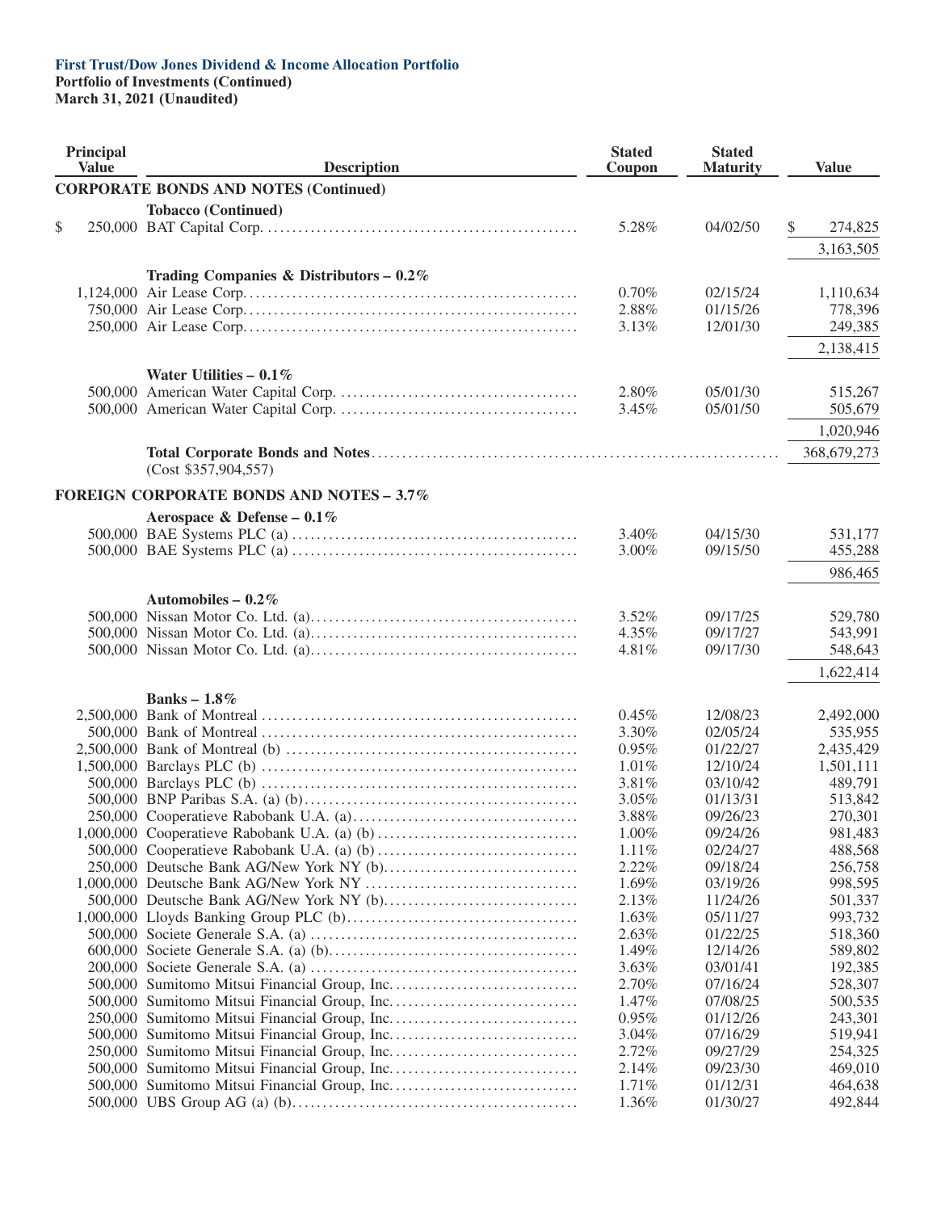**First Trust/Dow Jones Dividend & Income Allocation Portfolio**
**Portfolio of Investments (Continued)**
**March 31, 2021 (Unaudited)**

| Principal Value | Description | Stated Coupon | Stated Maturity | Value |
|---|---|---|---|---|
| | **CORPORATE BONDS AND NOTES (Continued)** | | | |
| | **Tobacco (Continued)** | | | |
| $ 250,000 | BAT Capital Corp. | 5.28% | 04/02/50 | $ 274,825 |
| | | | | 3,163,505 |
| | **Trading Companies & Distributors – 0.2%** | | | |
| 1,124,000 | Air Lease Corp. | 0.70% | 02/15/24 | 1,110,634 |
| 750,000 | Air Lease Corp. | 2.88% | 01/15/26 | 778,396 |
| 250,000 | Air Lease Corp. | 3.13% | 12/01/30 | 249,385 |
| | | | | 2,138,415 |
| | **Water Utilities – 0.1%** | | | |
| 500,000 | American Water Capital Corp. | 2.80% | 05/01/30 | 515,267 |
| 500,000 | American Water Capital Corp. | 3.45% | 05/01/50 | 505,679 |
| | | | | 1,020,946 |
| | **Total Corporate Bonds and Notes** | | | 368,679,273 |
| | (Cost $357,904,557) | | | |
| | **FOREIGN CORPORATE BONDS AND NOTES – 3.7%** | | | |
| | **Aerospace & Defense – 0.1%** | | | |
| 500,000 | BAE Systems PLC (a) | 3.40% | 04/15/30 | 531,177 |
| 500,000 | BAE Systems PLC (a) | 3.00% | 09/15/50 | 455,288 |
| | | | | 986,465 |
| | **Automobiles – 0.2%** | | | |
| 500,000 | Nissan Motor Co. Ltd. (a) | 3.52% | 09/17/25 | 529,780 |
| 500,000 | Nissan Motor Co. Ltd. (a) | 4.35% | 09/17/27 | 543,991 |
| 500,000 | Nissan Motor Co. Ltd. (a) | 4.81% | 09/17/30 | 548,643 |
| | | | | 1,622,414 |
| | **Banks – 1.8%** | | | |
| 2,500,000 | Bank of Montreal | 0.45% | 12/08/23 | 2,492,000 |
| 500,000 | Bank of Montreal | 3.30% | 02/05/24 | 535,955 |
| 2,500,000 | Bank of Montreal (b) | 0.95% | 01/22/27 | 2,435,429 |
| 1,500,000 | Barclays PLC (b) | 1.01% | 12/10/24 | 1,501,111 |
| 500,000 | Barclays PLC (b) | 3.81% | 03/10/42 | 489,791 |
| 500,000 | BNP Paribas S.A. (a) (b) | 3.05% | 01/13/31 | 513,842 |
| 250,000 | Cooperatieve Rabobank U.A. (a) | 3.88% | 09/26/23 | 270,301 |
| 1,000,000 | Cooperatieve Rabobank U.A. (a) (b) | 1.00% | 09/24/26 | 981,483 |
| 500,000 | Cooperatieve Rabobank U.A. (a) (b) | 1.11% | 02/24/27 | 488,568 |
| 250,000 | Deutsche Bank AG/New York NY (b) | 2.22% | 09/18/24 | 256,758 |
| 1,000,000 | Deutsche Bank AG/New York NY | 1.69% | 03/19/26 | 998,595 |
| 500,000 | Deutsche Bank AG/New York NY (b) | 2.13% | 11/24/26 | 501,337 |
| 1,000,000 | Lloyds Banking Group PLC (b) | 1.63% | 05/11/27 | 993,732 |
| 500,000 | Societe Generale S.A. (a) | 2.63% | 01/22/25 | 518,360 |
| 600,000 | Societe Generale S.A. (a) (b) | 1.49% | 12/14/26 | 589,802 |
| 200,000 | Societe Generale S.A. (a) | 3.63% | 03/01/41 | 192,385 |
| 500,000 | Sumitomo Mitsui Financial Group, Inc. | 2.70% | 07/16/24 | 528,307 |
| 500,000 | Sumitomo Mitsui Financial Group, Inc. | 1.47% | 07/08/25 | 500,535 |
| 250,000 | Sumitomo Mitsui Financial Group, Inc. | 0.95% | 01/12/26 | 243,301 |
| 500,000 | Sumitomo Mitsui Financial Group, Inc. | 3.04% | 07/16/29 | 519,941 |
| 250,000 | Sumitomo Mitsui Financial Group, Inc. | 2.72% | 09/27/29 | 254,325 |
| 500,000 | Sumitomo Mitsui Financial Group, Inc. | 2.14% | 09/23/30 | 469,010 |
| 500,000 | Sumitomo Mitsui Financial Group, Inc. | 1.71% | 01/12/31 | 464,638 |
| 500,000 | UBS Group AG (a) (b) | 1.36% | 01/30/27 | 492,844 |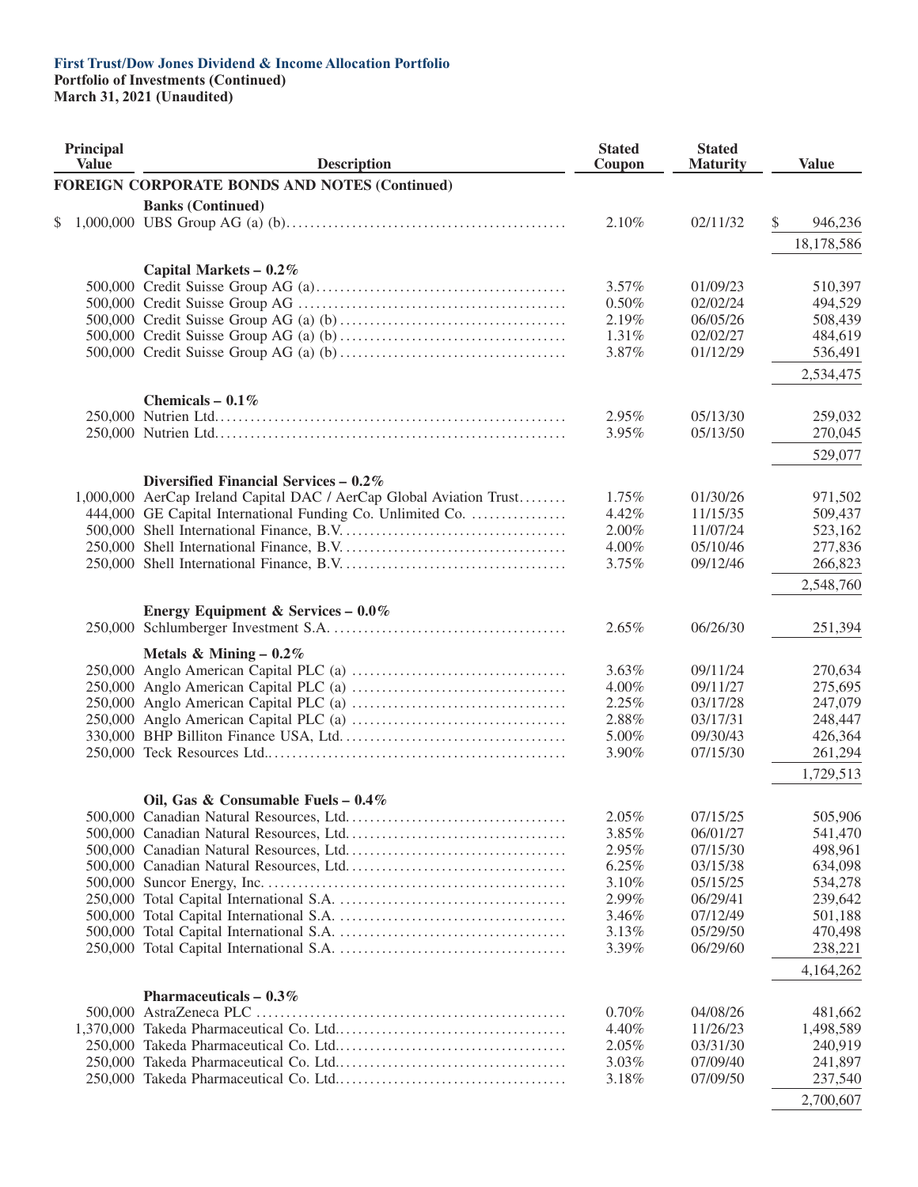**First Trust/Dow Jones Dividend & Income Allocation Portfolio**
**Portfolio of Investments (Continued)**
**March 31, 2021 (Unaudited)**

| Principal Value | Description | Stated Coupon | Stated Maturity | Value |
|---|---|---|---|---|
| | **FOREIGN CORPORATE BONDS AND NOTES (Continued)** | | | |
| | **Banks (Continued)** | | | |
| $ 1,000,000 | UBS Group AG (a) (b) | 2.10% | 02/11/32 | $ 946,236 |
| | | | | 18,178,586 |
| | **Capital Markets – 0.2%** | | | |
| 500,000 | Credit Suisse Group AG (a) | 3.57% | 01/09/23 | 510,397 |
| 500,000 | Credit Suisse Group AG | 0.50% | 02/02/24 | 494,529 |
| 500,000 | Credit Suisse Group AG (a) (b) | 2.19% | 06/05/26 | 508,439 |
| 500,000 | Credit Suisse Group AG (a) (b) | 1.31% | 02/02/27 | 484,619 |
| 500,000 | Credit Suisse Group AG (a) (b) | 3.87% | 01/12/29 | 536,491 |
| | | | | 2,534,475 |
| | **Chemicals – 0.1%** | | | |
| 250,000 | Nutrien Ltd. | 2.95% | 05/13/30 | 259,032 |
| 250,000 | Nutrien Ltd. | 3.95% | 05/13/50 | 270,045 |
| | | | | 529,077 |
| | **Diversified Financial Services – 0.2%** | | | |
| 1,000,000 | AerCap Ireland Capital DAC / AerCap Global Aviation Trust | 1.75% | 01/30/26 | 971,502 |
| 444,000 | GE Capital International Funding Co. Unlimited Co. | 4.42% | 11/15/35 | 509,437 |
| 500,000 | Shell International Finance, B.V. | 2.00% | 11/07/24 | 523,162 |
| 250,000 | Shell International Finance, B.V. | 4.00% | 05/10/46 | 277,836 |
| 250,000 | Shell International Finance, B.V. | 3.75% | 09/12/46 | 266,823 |
| | | | | 2,548,760 |
| | **Energy Equipment & Services – 0.0%** | | | |
| 250,000 | Schlumberger Investment S.A. | 2.65% | 06/26/30 | 251,394 |
| | **Metals & Mining – 0.2%** | | | |
| 250,000 | Anglo American Capital PLC (a) | 3.63% | 09/11/24 | 270,634 |
| 250,000 | Anglo American Capital PLC (a) | 4.00% | 09/11/27 | 275,695 |
| 250,000 | Anglo American Capital PLC (a) | 2.25% | 03/17/28 | 247,079 |
| 250,000 | Anglo American Capital PLC (a) | 2.88% | 03/17/31 | 248,447 |
| 330,000 | BHP Billiton Finance USA, Ltd. | 5.00% | 09/30/43 | 426,364 |
| 250,000 | Teck Resources Ltd. | 3.90% | 07/15/30 | 261,294 |
| | | | | 1,729,513 |
| | **Oil, Gas & Consumable Fuels – 0.4%** | | | |
| 500,000 | Canadian Natural Resources, Ltd. | 2.05% | 07/15/25 | 505,906 |
| 500,000 | Canadian Natural Resources, Ltd. | 3.85% | 06/01/27 | 541,470 |
| 500,000 | Canadian Natural Resources, Ltd. | 2.95% | 07/15/30 | 498,961 |
| 500,000 | Canadian Natural Resources, Ltd. | 6.25% | 03/15/38 | 634,098 |
| 500,000 | Suncor Energy, Inc. | 3.10% | 05/15/25 | 534,278 |
| 250,000 | Total Capital International S.A. | 2.99% | 06/29/41 | 239,642 |
| 500,000 | Total Capital International S.A. | 3.46% | 07/12/49 | 501,188 |
| 500,000 | Total Capital International S.A. | 3.13% | 05/29/50 | 470,498 |
| 250,000 | Total Capital International S.A. | 3.39% | 06/29/60 | 238,221 |
| | | | | 4,164,262 |
| | **Pharmaceuticals – 0.3%** | | | |
| 500,000 | AstraZeneca PLC | 0.70% | 04/08/26 | 481,662 |
| 1,370,000 | Takeda Pharmaceutical Co. Ltd. | 4.40% | 11/26/23 | 1,498,589 |
| 250,000 | Takeda Pharmaceutical Co. Ltd. | 2.05% | 03/31/30 | 240,919 |
| 250,000 | Takeda Pharmaceutical Co. Ltd. | 3.03% | 07/09/40 | 241,897 |
| 250,000 | Takeda Pharmaceutical Co. Ltd. | 3.18% | 07/09/50 | 237,540 |
| | | | | 2,700,607 |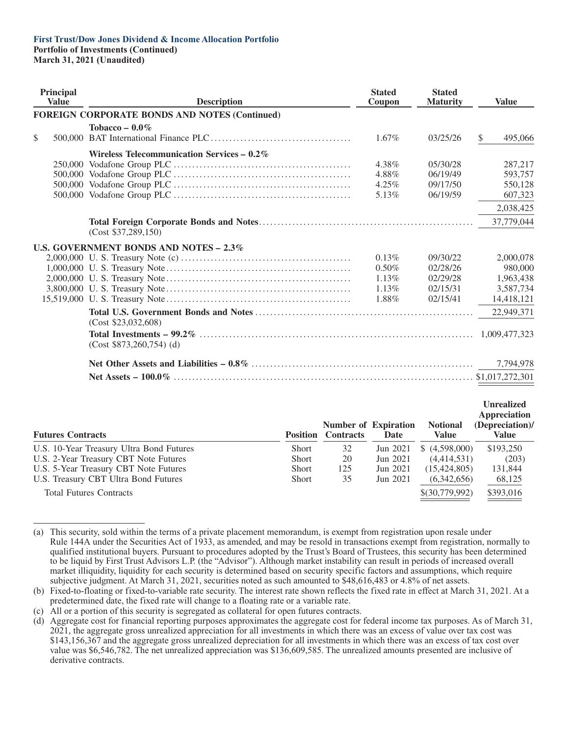**First Trust/Dow Jones Dividend & Income Allocation Portfolio**
**Portfolio of Investments (Continued)**
**March 31, 2021 (Unaudited)**

| Principal Value | Description | Stated Coupon | Stated Maturity | Value |
|---|---|---|---|---|
| | **FOREIGN CORPORATE BONDS AND NOTES (Continued)** | | | |
| | **Tobacco – 0.0%** | | | |
| $ 500,000 | BAT International Finance PLC | 1.67% | 03/25/26 | $ 495,066 |
| | **Wireless Telecommunication Services – 0.2%** | | | |
| 250,000 | Vodafone Group PLC | 4.38% | 05/30/28 | 287,217 |
| 500,000 | Vodafone Group PLC | 4.88% | 06/19/49 | 593,757 |
| 500,000 | Vodafone Group PLC | 4.25% | 09/17/50 | 550,128 |
| 500,000 | Vodafone Group PLC | 5.13% | 06/19/59 | 607,323 |
| | | | | 2,038,425 |
| | **Total Foreign Corporate Bonds and Notes** (Cost $37,289,150) | | | 37,779,044 |
| | **U.S. GOVERNMENT BONDS AND NOTES – 2.3%** | | | |
| 2,000,000 | U. S. Treasury Note (c) | 0.13% | 09/30/22 | 2,000,078 |
| 1,000,000 | U. S. Treasury Note | 0.50% | 02/28/26 | 980,000 |
| 2,000,000 | U. S. Treasury Note | 1.13% | 02/29/28 | 1,963,438 |
| 3,800,000 | U. S. Treasury Note | 1.13% | 02/15/31 | 3,587,734 |
| 15,519,000 | U. S. Treasury Note | 1.88% | 02/15/41 | 14,418,121 |
| | **Total U.S. Government Bonds and Notes** (Cost $23,032,608) | | | 22,949,371 |
| | **Total Investments – 99.2%** (Cost $873,260,754) (d) | | | 1,009,477,323 |
| | **Net Other Assets and Liabilities – 0.8%** | | | 7,794,978 |
| | **Net Assets – 100.0%** | | | $1,017,272,301 |

| Futures Contracts | Position | Number of Contracts | Expiration Date | Notional Value | Unrealized Appreciation (Depreciation)/ Value |
|---|---|---|---|---|---|
| U.S. 10-Year Treasury Ultra Bond Futures | Short | 32 | Jun 2021 | $ (4,598,000) | $193,250 |
| U.S. 2-Year Treasury CBT Note Futures | Short | 20 | Jun 2021 | (4,414,531) | (203) |
| U.S. 5-Year Treasury CBT Note Futures | Short | 125 | Jun 2021 | (15,424,805) | 131,844 |
| U.S. Treasury CBT Ultra Bond Futures | Short | 35 | Jun 2021 | (6,342,656) | 68,125 |
| Total Futures Contracts | | | | $(30,779,992) | $393,016 |

(a) This security, sold within the terms of a private placement memorandum, is exempt from registration upon resale under Rule 144A under the Securities Act of 1933, as amended, and may be resold in transactions exempt from registration, normally to qualified institutional buyers. Pursuant to procedures adopted by the Trust's Board of Trustees, this security has been determined to be liquid by First Trust Advisors L.P. (the "Advisor"). Although market instability can result in periods of increased overall market illiquidity, liquidity for each security is determined based on security specific factors and assumptions, which require subjective judgment. At March 31, 2021, securities noted as such amounted to $48,616,483 or 4.8% of net assets.

(b) Fixed-to-floating or fixed-to-variable rate security. The interest rate shown reflects the fixed rate in effect at March 31, 2021. At a predetermined date, the fixed rate will change to a floating rate or a variable rate.

(c) All or a portion of this security is segregated as collateral for open futures contracts.

(d) Aggregate cost for financial reporting purposes approximates the aggregate cost for federal income tax purposes. As of March 31, 2021, the aggregate gross unrealized appreciation for all investments in which there was an excess of value over tax cost was $143,156,367 and the aggregate gross unrealized depreciation for all investments in which there was an excess of tax cost over value was $6,546,782. The net unrealized appreciation was $136,609,585. The unrealized amounts presented are inclusive of derivative contracts.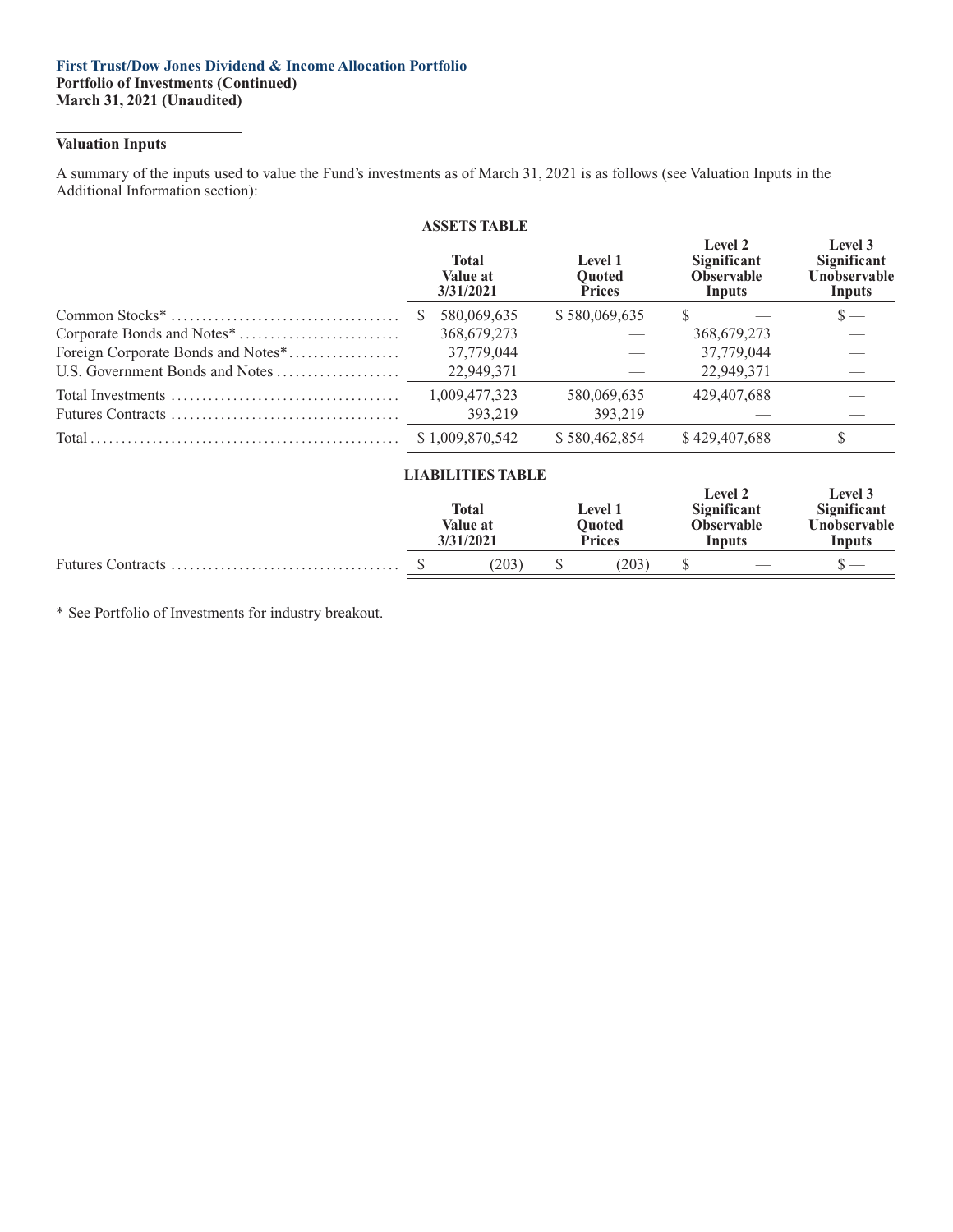**First Trust/Dow Jones Dividend & Income Allocation Portfolio**
**Portfolio of Investments (Continued)**
**March 31, 2021 (Unaudited)**

**Valuation Inputs**

A summary of the inputs used to value the Fund's investments as of March 31, 2021 is as follows (see Valuation Inputs in the Additional Information section):

**ASSETS TABLE**

| | Total Value at 3/31/2021 | Level 1 Quoted Prices | Level 2 Significant Observable Inputs | Level 3 Significant Unobservable Inputs |
|---|---|---|---|---|
| Common Stocks* | $ 580,069,635 | $ 580,069,635 | $ — | $ — |
| Corporate Bonds and Notes* | 368,679,273 | — | 368,679,273 | — |
| Foreign Corporate Bonds and Notes* | 37,779,044 | — | 37,779,044 | — |
| U.S. Government Bonds and Notes | 22,949,371 | — | 22,949,371 | — |
| Total Investments | 1,009,477,323 | 580,069,635 | 429,407,688 | — |
| Futures Contracts | 393,219 | 393,219 | — | — |
| Total | $ 1,009,870,542 | $ 580,462,854 | $ 429,407,688 | $ — |

**LIABILITIES TABLE**

| | Total Value at 3/31/2021 | Level 1 Quoted Prices | Level 2 Significant Observable Inputs | Level 3 Significant Unobservable Inputs |
|---|---|---|---|---|
| Futures Contracts | $ (203) | $ (203) | $ — | $ — |

* See Portfolio of Investments for industry breakout.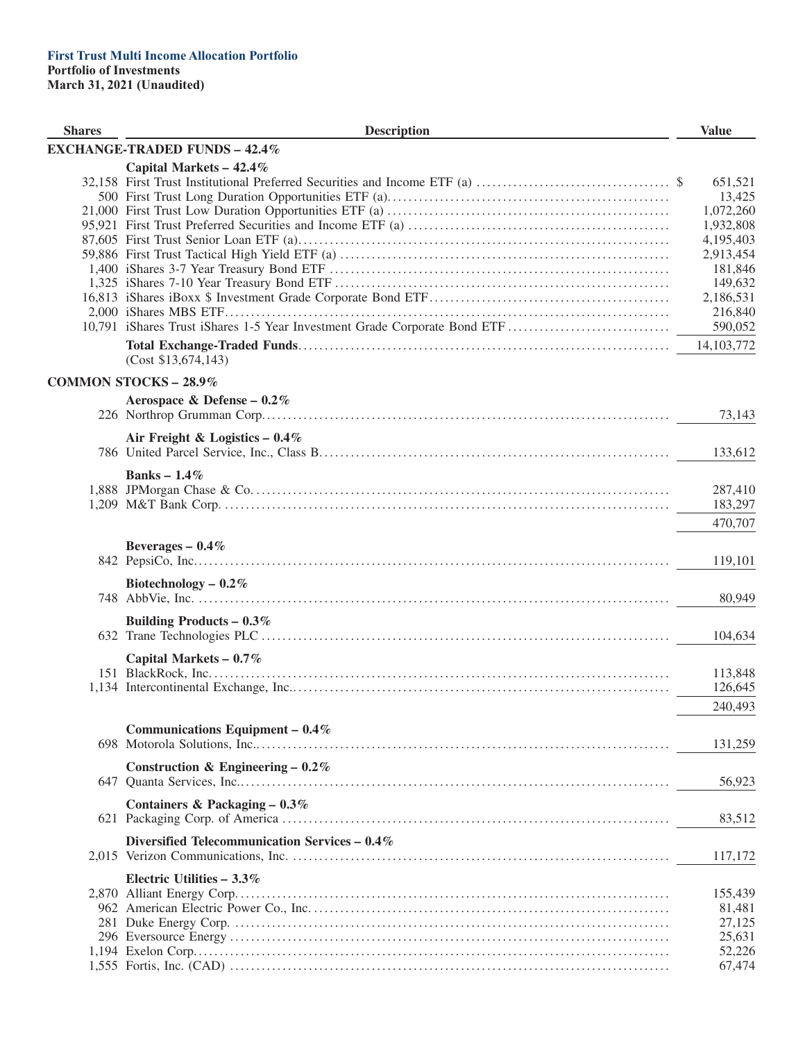**First Trust Multi Income Allocation Portfolio**
**Portfolio of Investments**
**March 31, 2021 (Unaudited)**

| Shares | Description | Value |
|---|---|---|
| | **EXCHANGE-TRADED FUNDS – 42.4%** | |
| | **Capital Markets – 42.4%** | |
| 32,158 | First Trust Institutional Preferred Securities and Income ETF (a) | $ 651,521 |
| 500 | First Trust Long Duration Opportunities ETF (a) | 13,425 |
| 21,000 | First Trust Low Duration Opportunities ETF (a) | 1,072,260 |
| 95,921 | First Trust Preferred Securities and Income ETF (a) | 1,932,808 |
| 87,605 | First Trust Senior Loan ETF (a) | 4,195,403 |
| 59,886 | First Trust Tactical High Yield ETF (a) | 2,913,454 |
| 1,400 | iShares 3-7 Year Treasury Bond ETF | 181,846 |
| 1,325 | iShares 7-10 Year Treasury Bond ETF | 149,632 |
| 16,813 | iShares iBoxx $ Investment Grade Corporate Bond ETF | 2,186,531 |
| 2,000 | iShares MBS ETF | 216,840 |
| 10,791 | iShares Trust iShares 1-5 Year Investment Grade Corporate Bond ETF | 590,052 |
| | **Total Exchange-Traded Funds** (Cost $13,674,143) | 14,103,772 |
| | **COMMON STOCKS – 28.9%** | |
| | **Aerospace & Defense – 0.2%** | |
| 226 | Northrop Grumman Corp. | 73,143 |
| | **Air Freight & Logistics – 0.4%** | |
| 786 | United Parcel Service, Inc., Class B | 133,612 |
| | **Banks – 1.4%** | |
| 1,888 | JPMorgan Chase & Co. | 287,410 |
| 1,209 | M&T Bank Corp. | 183,297 |
| | | 470,707 |
| | **Beverages – 0.4%** | |
| 842 | PepsiCo, Inc. | 119,101 |
| | **Biotechnology – 0.2%** | |
| 748 | AbbVie, Inc. | 80,949 |
| | **Building Products – 0.3%** | |
| 632 | Trane Technologies PLC | 104,634 |
| | **Capital Markets – 0.7%** | |
| 151 | BlackRock, Inc. | 113,848 |
| 1,134 | Intercontinental Exchange, Inc. | 126,645 |
| | | 240,493 |
| | **Communications Equipment – 0.4%** | |
| 698 | Motorola Solutions, Inc. | 131,259 |
| | **Construction & Engineering – 0.2%** | |
| 647 | Quanta Services, Inc. | 56,923 |
| | **Containers & Packaging – 0.3%** | |
| 621 | Packaging Corp. of America | 83,512 |
| | **Diversified Telecommunication Services – 0.4%** | |
| 2,015 | Verizon Communications, Inc. | 117,172 |
| | **Electric Utilities – 3.3%** | |
| 2,870 | Alliant Energy Corp. | 155,439 |
| 962 | American Electric Power Co., Inc. | 81,481 |
| 281 | Duke Energy Corp. | 27,125 |
| 296 | Eversource Energy | 25,631 |
| 1,194 | Exelon Corp. | 52,226 |
| 1,555 | Fortis, Inc. (CAD) | 67,474 |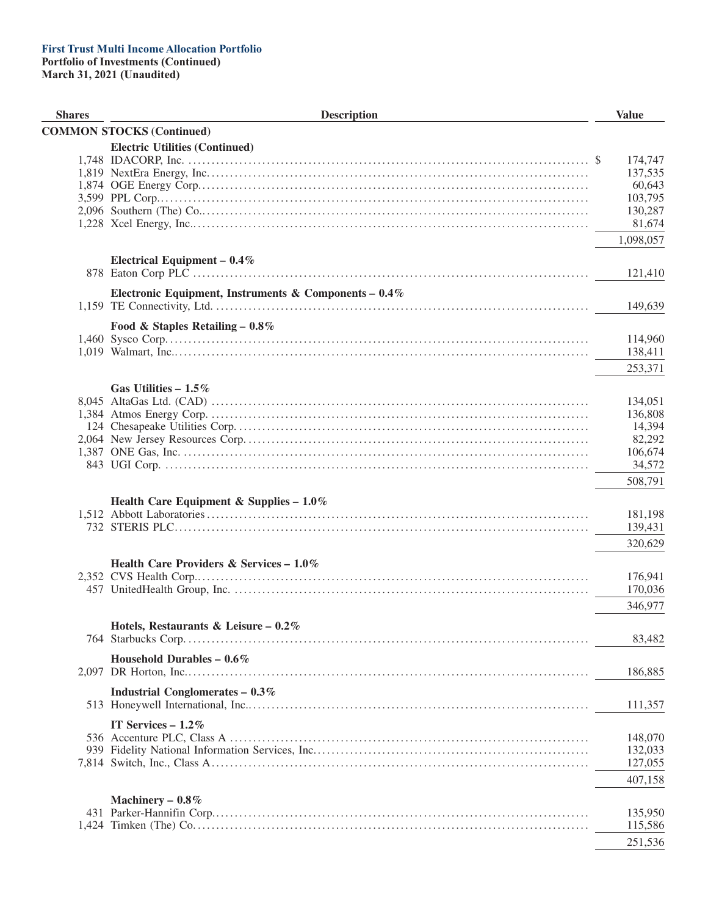**First Trust Multi Income Allocation Portfolio**
**Portfolio of Investments (Continued)**
**March 31, 2021 (Unaudited)**

| Shares | Description | Value |
|---|---|---|
| | **COMMON STOCKS (Continued)** | |
| | **Electric Utilities (Continued)** | |
| 1,748 | IDACORP, Inc. | $ 174,747 |
| 1,819 | NextEra Energy, Inc. | 137,535 |
| 1,874 | OGE Energy Corp. | 60,643 |
| 3,599 | PPL Corp. | 103,795 |
| 2,096 | Southern (The) Co. | 130,287 |
| 1,228 | Xcel Energy, Inc. | 81,674 |
| | | 1,098,057 |
| | **Electrical Equipment – 0.4%** | |
| 878 | Eaton Corp PLC | 121,410 |
| | **Electronic Equipment, Instruments & Components – 0.4%** | |
| 1,159 | TE Connectivity, Ltd. | 149,639 |
| | **Food & Staples Retailing – 0.8%** | |
| 1,460 | Sysco Corp. | 114,960 |
| 1,019 | Walmart, Inc. | 138,411 |
| | | 253,371 |
| | **Gas Utilities – 1.5%** | |
| 8,045 | AltaGas Ltd. (CAD) | 134,051 |
| 1,384 | Atmos Energy Corp. | 136,808 |
| 124 | Chesapeake Utilities Corp. | 14,394 |
| 2,064 | New Jersey Resources Corp. | 82,292 |
| 1,387 | ONE Gas, Inc. | 106,674 |
| 843 | UGI Corp. | 34,572 |
| | | 508,791 |
| | **Health Care Equipment & Supplies – 1.0%** | |
| 1,512 | Abbott Laboratories | 181,198 |
| 732 | STERIS PLC | 139,431 |
| | | 320,629 |
| | **Health Care Providers & Services – 1.0%** | |
| 2,352 | CVS Health Corp. | 176,941 |
| 457 | UnitedHealth Group, Inc. | 170,036 |
| | | 346,977 |
| | **Hotels, Restaurants & Leisure – 0.2%** | |
| 764 | Starbucks Corp. | 83,482 |
| | **Household Durables – 0.6%** | |
| 2,097 | DR Horton, Inc. | 186,885 |
| | **Industrial Conglomerates – 0.3%** | |
| 513 | Honeywell International, Inc. | 111,357 |
| | **IT Services – 1.2%** | |
| 536 | Accenture PLC, Class A | 148,070 |
| 939 | Fidelity National Information Services, Inc. | 132,033 |
| 7,814 | Switch, Inc., Class A | 127,055 |
| | | 407,158 |
| | **Machinery – 0.8%** | |
| 431 | Parker-Hannifin Corp. | 135,950 |
| 1,424 | Timken (The) Co. | 115,586 |
| | | 251,536 |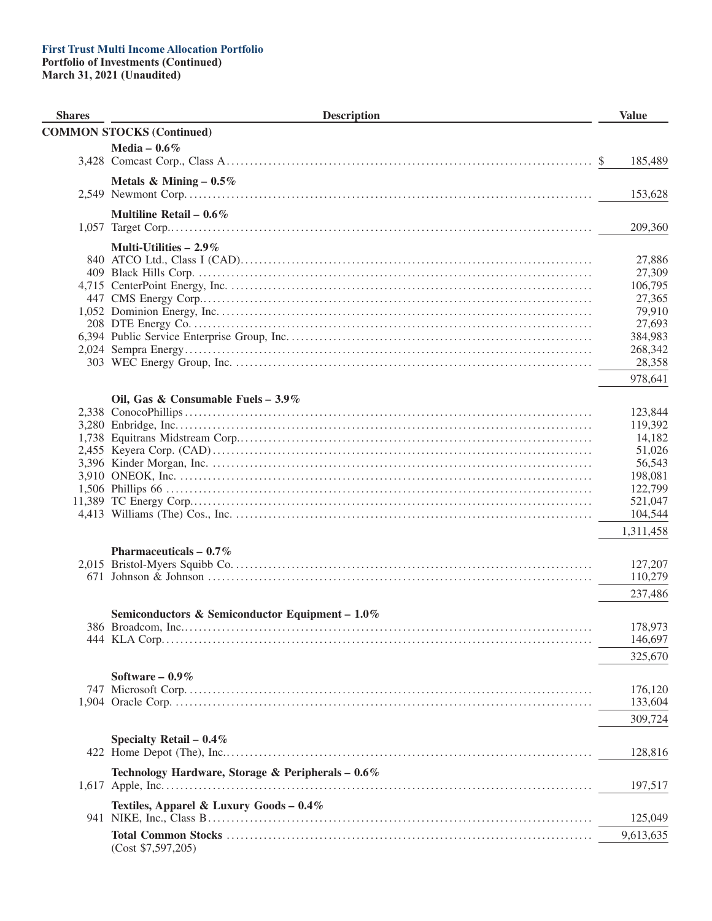**First Trust Multi Income Allocation Portfolio**
**Portfolio of Investments (Continued)**
**March 31, 2021 (Unaudited)**

| Shares | Description | Value |
|---|---|---|
| | **COMMON STOCKS (Continued)** | |
| | **Media – 0.6%** | |
| 3,428 | Comcast Corp., Class A | $ 185,489 |
| | **Metals & Mining – 0.5%** | |
| 2,549 | Newmont Corp. | 153,628 |
| | **Multiline Retail – 0.6%** | |
| 1,057 | Target Corp. | 209,360 |
| | **Multi-Utilities – 2.9%** | |
| 840 | ATCO Ltd., Class I (CAD) | 27,886 |
| 409 | Black Hills Corp. | 27,309 |
| 4,715 | CenterPoint Energy, Inc. | 106,795 |
| 447 | CMS Energy Corp. | 27,365 |
| 1,052 | Dominion Energy, Inc. | 79,910 |
| 208 | DTE Energy Co. | 27,693 |
| 6,394 | Public Service Enterprise Group, Inc. | 384,983 |
| 2,024 | Sempra Energy | 268,342 |
| 303 | WEC Energy Group, Inc. | 28,358 |
| | | 978,641 |
| | **Oil, Gas & Consumable Fuels – 3.9%** | |
| 2,338 | ConocoPhillips | 123,844 |
| 3,280 | Enbridge, Inc. | 119,392 |
| 1,738 | Equitrans Midstream Corp. | 14,182 |
| 2,455 | Keyera Corp. (CAD) | 51,026 |
| 3,396 | Kinder Morgan, Inc. | 56,543 |
| 3,910 | ONEOK, Inc. | 198,081 |
| 1,506 | Phillips 66 | 122,799 |
| 11,389 | TC Energy Corp. | 521,047 |
| 4,413 | Williams (The) Cos., Inc. | 104,544 |
| | | 1,311,458 |
| | **Pharmaceuticals – 0.7%** | |
| 2,015 | Bristol-Myers Squibb Co. | 127,207 |
| 671 | Johnson & Johnson | 110,279 |
| | | 237,486 |
| | **Semiconductors & Semiconductor Equipment – 1.0%** | |
| 386 | Broadcom, Inc. | 178,973 |
| 444 | KLA Corp. | 146,697 |
| | | 325,670 |
| | **Software – 0.9%** | |
| 747 | Microsoft Corp. | 176,120 |
| 1,904 | Oracle Corp. | 133,604 |
| | | 309,724 |
| | **Specialty Retail – 0.4%** | |
| 422 | Home Depot (The), Inc. | 128,816 |
| | **Technology Hardware, Storage & Peripherals – 0.6%** | |
| 1,617 | Apple, Inc. | 197,517 |
| | **Textiles, Apparel & Luxury Goods – 0.4%** | |
| 941 | NIKE, Inc., Class B | 125,049 |
| | **Total Common Stocks** (Cost $7,597,205) | 9,613,635 |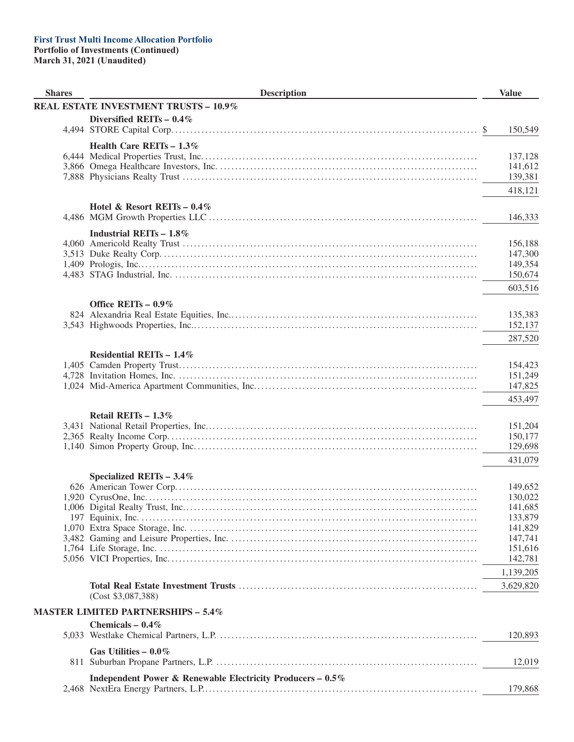**First Trust Multi Income Allocation Portfolio**
**Portfolio of Investments (Continued)**
**March 31, 2021 (Unaudited)**

| Shares | Description | Value |
|---|---|---|
| | **REAL ESTATE INVESTMENT TRUSTS – 10.9%** | |
| | **Diversified REITs – 0.4%** | |
| 4,494 | STORE Capital Corp. | $ 150,549 |
| | **Health Care REITs – 1.3%** | |
| 6,444 | Medical Properties Trust, Inc. | 137,128 |
| 3,866 | Omega Healthcare Investors, Inc. | 141,612 |
| 7,888 | Physicians Realty Trust | 139,381 |
| | | 418,121 |
| | **Hotel & Resort REITs – 0.4%** | |
| 4,486 | MGM Growth Properties LLC | 146,333 |
| | **Industrial REITs – 1.8%** | |
| 4,060 | Americold Realty Trust | 156,188 |
| 3,513 | Duke Realty Corp. | 147,300 |
| 1,409 | Prologis, Inc. | 149,354 |
| 4,483 | STAG Industrial, Inc. | 150,674 |
| | | 603,516 |
| | **Office REITs – 0.9%** | |
| 824 | Alexandria Real Estate Equities, Inc. | 135,383 |
| 3,543 | Highwoods Properties, Inc. | 152,137 |
| | | 287,520 |
| | **Residential REITs – 1.4%** | |
| 1,405 | Camden Property Trust | 154,423 |
| 4,728 | Invitation Homes, Inc. | 151,249 |
| 1,024 | Mid-America Apartment Communities, Inc. | 147,825 |
| | | 453,497 |
| | **Retail REITs – 1.3%** | |
| 3,431 | National Retail Properties, Inc. | 151,204 |
| 2,365 | Realty Income Corp. | 150,177 |
| 1,140 | Simon Property Group, Inc. | 129,698 |
| | | 431,079 |
| | **Specialized REITs – 3.4%** | |
| 626 | American Tower Corp. | 149,652 |
| 1,920 | CyrusOne, Inc. | 130,022 |
| 1,006 | Digital Realty Trust, Inc. | 141,685 |
| 197 | Equinix, Inc. | 133,879 |
| 1,070 | Extra Space Storage, Inc. | 141,829 |
| 3,482 | Gaming and Leisure Properties, Inc. | 147,741 |
| 1,764 | Life Storage, Inc. | 151,616 |
| 5,056 | VICI Properties, Inc. | 142,781 |
| | | 1,139,205 |
| | **Total Real Estate Investment Trusts** (Cost $3,087,388) | 3,629,820 |
| | **MASTER LIMITED PARTNERSHIPS – 5.4%** | |
| | **Chemicals – 0.4%** | |
| 5,033 | Westlake Chemical Partners, L.P. | 120,893 |
| | **Gas Utilities – 0.0%** | |
| 811 | Suburban Propane Partners, L.P. | 12,019 |
| | **Independent Power & Renewable Electricity Producers – 0.5%** | |
| 2,468 | NextEra Energy Partners, L.P. | 179,868 |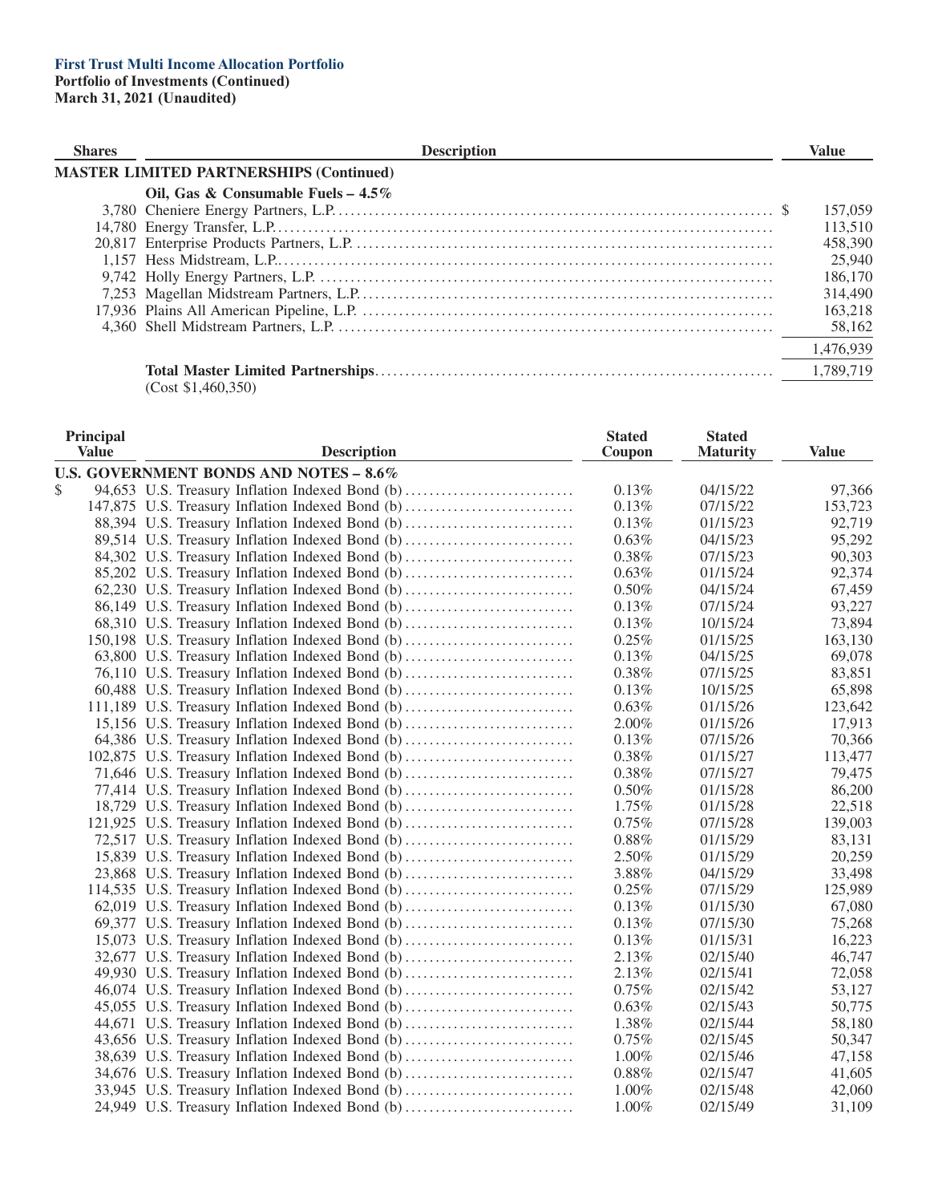**First Trust Multi Income Allocation Portfolio**
**Portfolio of Investments (Continued)**
**March 31, 2021 (Unaudited)**

| Shares | Description | Value |
|---|---|---|
| | **MASTER LIMITED PARTNERSHIPS (Continued)** | |
| | **Oil, Gas & Consumable Fuels – 4.5%** | |
| 3,780 | Cheniere Energy Partners, L.P. | $ 157,059 |
| 14,780 | Energy Transfer, L.P. | 113,510 |
| 20,817 | Enterprise Products Partners, L.P. | 458,390 |
| 1,157 | Hess Midstream, L.P. | 25,940 |
| 9,742 | Holly Energy Partners, L.P. | 186,170 |
| 7,253 | Magellan Midstream Partners, L.P. | 314,490 |
| 17,936 | Plains All American Pipeline, L.P. | 163,218 |
| 4,360 | Shell Midstream Partners, L.P. | 58,162 |
| | | 1,476,939 |
| | **Total Master Limited Partnerships** (Cost $1,460,350) | 1,789,719 |

| Principal Value | Description | Stated Coupon | Stated Maturity | Value |
|---|---|---|---|---|
| | **U.S. GOVERNMENT BONDS AND NOTES – 8.6%** | | | |
| $ 94,653 | U.S. Treasury Inflation Indexed Bond (b) | 0.13% | 04/15/22 | 97,366 |
| 147,875 | U.S. Treasury Inflation Indexed Bond (b) | 0.13% | 07/15/22 | 153,723 |
| 88,394 | U.S. Treasury Inflation Indexed Bond (b) | 0.13% | 01/15/23 | 92,719 |
| 89,514 | U.S. Treasury Inflation Indexed Bond (b) | 0.63% | 04/15/23 | 95,292 |
| 84,302 | U.S. Treasury Inflation Indexed Bond (b) | 0.38% | 07/15/23 | 90,303 |
| 85,202 | U.S. Treasury Inflation Indexed Bond (b) | 0.63% | 01/15/24 | 92,374 |
| 62,230 | U.S. Treasury Inflation Indexed Bond (b) | 0.50% | 04/15/24 | 67,459 |
| 86,149 | U.S. Treasury Inflation Indexed Bond (b) | 0.13% | 07/15/24 | 93,227 |
| 68,310 | U.S. Treasury Inflation Indexed Bond (b) | 0.13% | 10/15/24 | 73,894 |
| 150,198 | U.S. Treasury Inflation Indexed Bond (b) | 0.25% | 01/15/25 | 163,130 |
| 63,800 | U.S. Treasury Inflation Indexed Bond (b) | 0.13% | 04/15/25 | 69,078 |
| 76,110 | U.S. Treasury Inflation Indexed Bond (b) | 0.38% | 07/15/25 | 83,851 |
| 60,488 | U.S. Treasury Inflation Indexed Bond (b) | 0.13% | 10/15/25 | 65,898 |
| 111,189 | U.S. Treasury Inflation Indexed Bond (b) | 0.63% | 01/15/26 | 123,642 |
| 15,156 | U.S. Treasury Inflation Indexed Bond (b) | 2.00% | 01/15/26 | 17,913 |
| 64,386 | U.S. Treasury Inflation Indexed Bond (b) | 0.13% | 07/15/26 | 70,366 |
| 102,875 | U.S. Treasury Inflation Indexed Bond (b) | 0.38% | 01/15/27 | 113,477 |
| 71,646 | U.S. Treasury Inflation Indexed Bond (b) | 0.38% | 07/15/27 | 79,475 |
| 77,414 | U.S. Treasury Inflation Indexed Bond (b) | 0.50% | 01/15/28 | 86,200 |
| 18,729 | U.S. Treasury Inflation Indexed Bond (b) | 1.75% | 01/15/28 | 22,518 |
| 121,925 | U.S. Treasury Inflation Indexed Bond (b) | 0.75% | 07/15/28 | 139,003 |
| 72,517 | U.S. Treasury Inflation Indexed Bond (b) | 0.88% | 01/15/29 | 83,131 |
| 15,839 | U.S. Treasury Inflation Indexed Bond (b) | 2.50% | 01/15/29 | 20,259 |
| 23,868 | U.S. Treasury Inflation Indexed Bond (b) | 3.88% | 04/15/29 | 33,498 |
| 114,535 | U.S. Treasury Inflation Indexed Bond (b) | 0.25% | 07/15/29 | 125,989 |
| 62,019 | U.S. Treasury Inflation Indexed Bond (b) | 0.13% | 01/15/30 | 67,080 |
| 69,377 | U.S. Treasury Inflation Indexed Bond (b) | 0.13% | 07/15/30 | 75,268 |
| 15,073 | U.S. Treasury Inflation Indexed Bond (b) | 0.13% | 01/15/31 | 16,223 |
| 32,677 | U.S. Treasury Inflation Indexed Bond (b) | 2.13% | 02/15/40 | 46,747 |
| 49,930 | U.S. Treasury Inflation Indexed Bond (b) | 2.13% | 02/15/41 | 72,058 |
| 46,074 | U.S. Treasury Inflation Indexed Bond (b) | 0.75% | 02/15/42 | 53,127 |
| 45,055 | U.S. Treasury Inflation Indexed Bond (b) | 0.63% | 02/15/43 | 50,775 |
| 44,671 | U.S. Treasury Inflation Indexed Bond (b) | 1.38% | 02/15/44 | 58,180 |
| 43,656 | U.S. Treasury Inflation Indexed Bond (b) | 0.75% | 02/15/45 | 50,347 |
| 38,639 | U.S. Treasury Inflation Indexed Bond (b) | 1.00% | 02/15/46 | 47,158 |
| 34,676 | U.S. Treasury Inflation Indexed Bond (b) | 0.88% | 02/15/47 | 41,605 |
| 33,945 | U.S. Treasury Inflation Indexed Bond (b) | 1.00% | 02/15/48 | 42,060 |
| 24,949 | U.S. Treasury Inflation Indexed Bond (b) | 1.00% | 02/15/49 | 31,109 |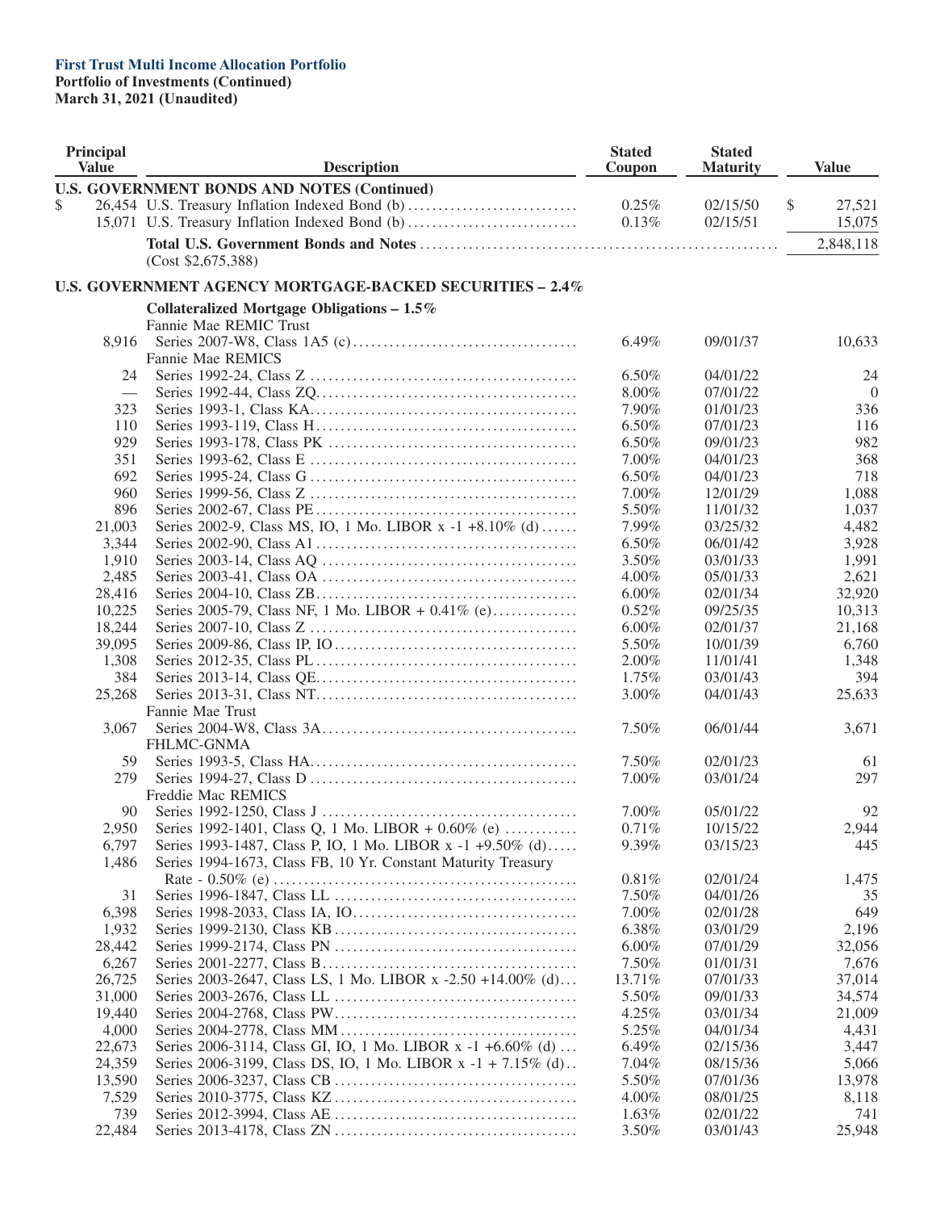**First Trust Multi Income Allocation Portfolio**
**Portfolio of Investments (Continued)**
**March 31, 2021 (Unaudited)**

| Principal Value | Description | Stated Coupon | Stated Maturity | Value |
|---|---|---|---|---|
| | **U.S. GOVERNMENT BONDS AND NOTES (Continued)** | | | |
| $ 26,454 | U.S. Treasury Inflation Indexed Bond (b) | 0.25% | 02/15/50 | $ 27,521 |
| 15,071 | U.S. Treasury Inflation Indexed Bond (b) | 0.13% | 02/15/51 | 15,075 |
| | **Total U.S. Government Bonds and Notes** (Cost $2,675,388) | | | 2,848,118 |
| | **U.S. GOVERNMENT AGENCY MORTGAGE-BACKED SECURITIES – 2.4%** | | | |
| | **Collateralized Mortgage Obligations – 1.5%** | | | |
| | Fannie Mae REMIC Trust | | | |
| 8,916 | Series 2007-W8, Class 1A5 (c) | 6.49% | 09/01/37 | 10,633 |
| | Fannie Mae REMICS | | | |
| 24 | Series 1992-24, Class Z | 6.50% | 04/01/22 | 24 |
| — | Series 1992-44, Class ZQ | 8.00% | 07/01/22 | 0 |
| 323 | Series 1993-1, Class KA | 7.90% | 01/01/23 | 336 |
| 110 | Series 1993-119, Class H | 6.50% | 07/01/23 | 116 |
| 929 | Series 1993-178, Class PK | 6.50% | 09/01/23 | 982 |
| 351 | Series 1993-62, Class E | 7.00% | 04/01/23 | 368 |
| 692 | Series 1995-24, Class G | 6.50% | 04/01/23 | 718 |
| 960 | Series 1999-56, Class Z | 7.00% | 12/01/29 | 1,088 |
| 896 | Series 2002-67, Class PE | 5.50% | 11/01/32 | 1,037 |
| 21,003 | Series 2002-9, Class MS, IO, 1 Mo. LIBOR x -1 +8.10% (d) | 7.99% | 03/25/32 | 4,482 |
| 3,344 | Series 2002-90, Class A1 | 6.50% | 06/01/42 | 3,928 |
| 1,910 | Series 2003-14, Class AQ | 3.50% | 03/01/33 | 1,991 |
| 2,485 | Series 2003-41, Class OA | 4.00% | 05/01/33 | 2,621 |
| 28,416 | Series 2004-10, Class ZB | 6.00% | 02/01/34 | 32,920 |
| 10,225 | Series 2005-79, Class NF, 1 Mo. LIBOR + 0.41% (e) | 0.52% | 09/25/35 | 10,313 |
| 18,244 | Series 2007-10, Class Z | 6.00% | 02/01/37 | 21,168 |
| 39,095 | Series 2009-86, Class IP, IO | 5.50% | 10/01/39 | 6,760 |
| 1,308 | Series 2012-35, Class PL | 2.00% | 11/01/41 | 1,348 |
| 384 | Series 2013-14, Class QE | 1.75% | 03/01/43 | 394 |
| 25,268 | Series 2013-31, Class NT | 3.00% | 04/01/43 | 25,633 |
| | Fannie Mae Trust | | | |
| 3,067 | Series 2004-W8, Class 3A | 7.50% | 06/01/44 | 3,671 |
| | FHLMC-GNMA | | | |
| 59 | Series 1993-5, Class HA | 7.50% | 02/01/23 | 61 |
| 279 | Series 1994-27, Class D | 7.00% | 03/01/24 | 297 |
| | Freddie Mac REMICS | | | |
| 90 | Series 1992-1250, Class J | 7.00% | 05/01/22 | 92 |
| 2,950 | Series 1992-1401, Class Q, 1 Mo. LIBOR + 0.60% (e) | 0.71% | 10/15/22 | 2,944 |
| 6,797 | Series 1993-1487, Class P, IO, 1 Mo. LIBOR x -1 +9.50% (d) | 9.39% | 03/15/23 | 445 |
| 1,486 | Series 1994-1673, Class FB, 10 Yr. Constant Maturity Treasury Rate - 0.50% (e) | 0.81% | 02/01/24 | 1,475 |
| 31 | Series 1996-1847, Class LL | 7.50% | 04/01/26 | 35 |
| 6,398 | Series 1998-2033, Class IA, IO | 7.00% | 02/01/28 | 649 |
| 1,932 | Series 1999-2130, Class KB | 6.38% | 03/01/29 | 2,196 |
| 28,442 | Series 1999-2174, Class PN | 6.00% | 07/01/29 | 32,056 |
| 6,267 | Series 2001-2277, Class B | 7.50% | 01/01/31 | 7,676 |
| 26,725 | Series 2003-2647, Class LS, 1 Mo. LIBOR x -2.50 +14.00% (d) | 13.71% | 07/01/33 | 37,014 |
| 31,000 | Series 2003-2676, Class LL | 5.50% | 09/01/33 | 34,574 |
| 19,440 | Series 2004-2768, Class PW | 4.25% | 03/01/34 | 21,009 |
| 4,000 | Series 2004-2778, Class MM | 5.25% | 04/01/34 | 4,431 |
| 22,673 | Series 2006-3114, Class GI, IO, 1 Mo. LIBOR x -1 +6.60% (d) | 6.49% | 02/15/36 | 3,447 |
| 24,359 | Series 2006-3199, Class DS, IO, 1 Mo. LIBOR x -1 + 7.15% (d) | 7.04% | 08/15/36 | 5,066 |
| 13,590 | Series 2006-3237, Class CB | 5.50% | 07/01/36 | 13,978 |
| 7,529 | Series 2010-3775, Class KZ | 4.00% | 08/01/25 | 8,118 |
| 739 | Series 2012-3994, Class AE | 1.63% | 02/01/22 | 741 |
| 22,484 | Series 2013-4178, Class ZN | 3.50% | 03/01/43 | 25,948 |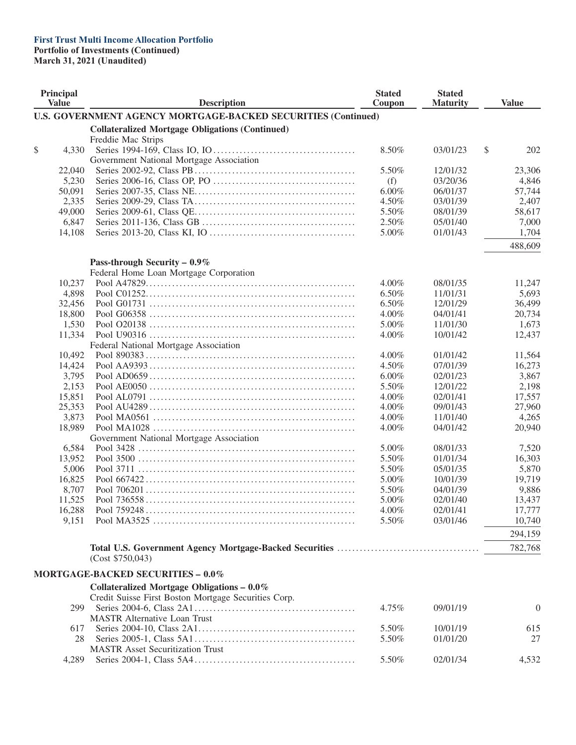**First Trust Multi Income Allocation Portfolio**
**Portfolio of Investments (Continued)**
**March 31, 2021 (Unaudited)**

| Principal Value | Description | Stated Coupon | Stated Maturity | Value |
|---|---|---|---|---|
| | **U.S. GOVERNMENT AGENCY MORTGAGE-BACKED SECURITIES (Continued)** | | | |
| | **Collateralized Mortgage Obligations (Continued)** | | | |
| | Freddie Mac Strips | | | |
| $ 4,330 | Series 1994-169, Class IO, IO | 8.50% | 03/01/23 | $ 202 |
| | Government National Mortgage Association | | | |
| 22,040 | Series 2002-92, Class PB | 5.50% | 12/01/32 | 23,306 |
| 5,230 | Series 2006-16, Class OP, PO | (f) | 03/20/36 | 4,846 |
| 50,091 | Series 2007-35, Class NE | 6.00% | 06/01/37 | 57,744 |
| 2,335 | Series 2009-29, Class TA | 4.50% | 03/01/39 | 2,407 |
| 49,000 | Series 2009-61, Class QE | 5.50% | 08/01/39 | 58,617 |
| 6,847 | Series 2011-136, Class GB | 2.50% | 05/01/40 | 7,000 |
| 14,108 | Series 2013-20, Class KI, IO | 5.00% | 01/01/43 | 1,704 |
| | | | | 488,609 |
| | **Pass-through Security – 0.9%** | | | |
| | Federal Home Loan Mortgage Corporation | | | |
| 10,237 | Pool A47829 | 4.00% | 08/01/35 | 11,247 |
| 4,898 | Pool C01252 | 6.50% | 11/01/31 | 5,693 |
| 32,456 | Pool G01731 | 6.50% | 12/01/29 | 36,499 |
| 18,800 | Pool G06358 | 4.00% | 04/01/41 | 20,734 |
| 1,530 | Pool O20138 | 5.00% | 11/01/30 | 1,673 |
| 11,334 | Pool U90316 | 4.00% | 10/01/42 | 12,437 |
| | Federal National Mortgage Association | | | |
| 10,492 | Pool 890383 | 4.00% | 01/01/42 | 11,564 |
| 14,424 | Pool AA9393 | 4.50% | 07/01/39 | 16,273 |
| 3,795 | Pool AD0659 | 6.00% | 02/01/23 | 3,867 |
| 2,153 | Pool AE0050 | 5.50% | 12/01/22 | 2,198 |
| 15,851 | Pool AL0791 | 4.00% | 02/01/41 | 17,557 |
| 25,353 | Pool AU4289 | 4.00% | 09/01/43 | 27,960 |
| 3,873 | Pool MA0561 | 4.00% | 11/01/40 | 4,265 |
| 18,989 | Pool MA1028 | 4.00% | 04/01/42 | 20,940 |
| | Government National Mortgage Association | | | |
| 6,584 | Pool 3428 | 5.00% | 08/01/33 | 7,520 |
| 13,952 | Pool 3500 | 5.50% | 01/01/34 | 16,303 |
| 5,006 | Pool 3711 | 5.50% | 05/01/35 | 5,870 |
| 16,825 | Pool 667422 | 5.00% | 10/01/39 | 19,719 |
| 8,707 | Pool 706201 | 5.50% | 04/01/39 | 9,886 |
| 11,525 | Pool 736558 | 5.00% | 02/01/40 | 13,437 |
| 16,288 | Pool 759248 | 4.00% | 02/01/41 | 17,777 |
| 9,151 | Pool MA3525 | 5.50% | 03/01/46 | 10,740 |
| | | | | 294,159 |
| | **Total U.S. Government Agency Mortgage-Backed Securities** (Cost $750,043) | | | 782,768 |
| | **MORTGAGE-BACKED SECURITIES – 0.0%** | | | |
| | **Collateralized Mortgage Obligations – 0.0%** | | | |
| | Credit Suisse First Boston Mortgage Securities Corp. | | | |
| 299 | Series 2004-6, Class 2A1 | 4.75% | 09/01/19 | 0 |
| | MASTR Alternative Loan Trust | | | |
| 617 | Series 2004-10, Class 2A1 | 5.50% | 10/01/19 | 615 |
| 28 | Series 2005-1, Class 5A1 | 5.50% | 01/01/20 | 27 |
| | MASTR Asset Securitization Trust | | | |
| 4,289 | Series 2004-1, Class 5A4 | 5.50% | 02/01/34 | 4,532 |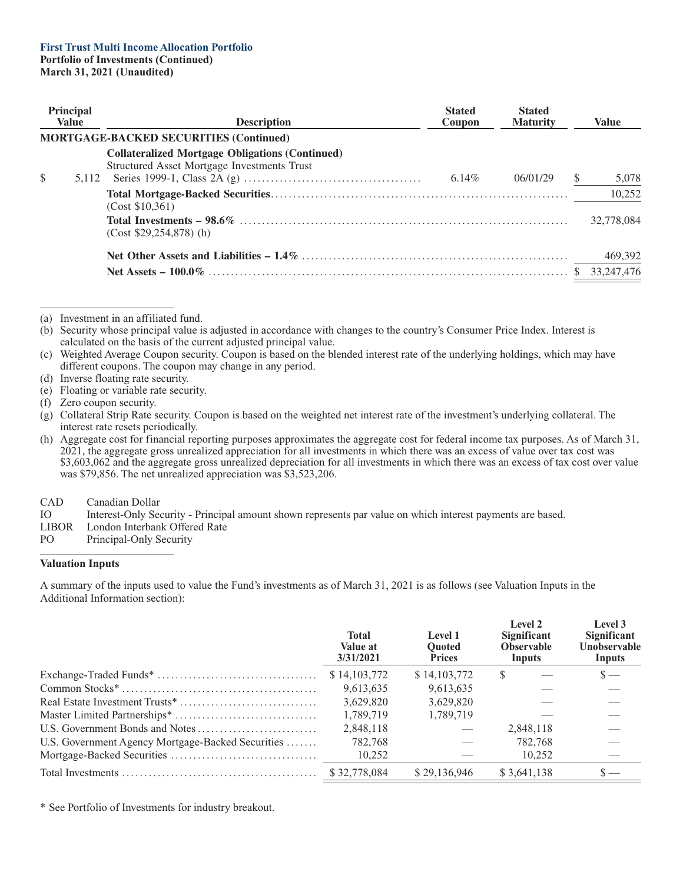**First Trust Multi Income Allocation Portfolio**
**Portfolio of Investments (Continued)**
**March 31, 2021 (Unaudited)**

| Principal Value | Description | Stated Coupon | Stated Maturity | Value |
|---|---|---|---|---|
| | **MORTGAGE-BACKED SECURITIES (Continued)** | | | |
| | **Collateralized Mortgage Obligations (Continued)** | | | |
| | Structured Asset Mortgage Investments Trust | | | |
| $ 5,112 | Series 1999-1, Class 2A (g) | 6.14% | 06/01/29 | $ 5,078 |
| | **Total Mortgage-Backed Securities** (Cost $10,361) | | | 10,252 |
| | **Total Investments – 98.6%** (Cost $29,254,878) (h) | | | 32,778,084 |
| | **Net Other Assets and Liabilities – 1.4%** | | | 469,392 |
| | **Net Assets – 100.0%** | | | $ 33,247,476 |

(a) Investment in an affiliated fund.

(b) Security whose principal value is adjusted in accordance with changes to the country's Consumer Price Index. Interest is calculated on the basis of the current adjusted principal value.

(c) Weighted Average Coupon security. Coupon is based on the blended interest rate of the underlying holdings, which may have different coupons. The coupon may change in any period.

(d) Inverse floating rate security.

(e) Floating or variable rate security.

(f) Zero coupon security.

(g) Collateral Strip Rate security. Coupon is based on the weighted net interest rate of the investment's underlying collateral. The interest rate resets periodically.

(h) Aggregate cost for financial reporting purposes approximates the aggregate cost for federal income tax purposes. As of March 31, 2021, the aggregate gross unrealized appreciation for all investments in which there was an excess of value over tax cost was $3,603,062 and the aggregate gross unrealized depreciation for all investments in which there was an excess of tax cost over value was $79,856. The net unrealized appreciation was $3,523,206.

| | |
|---|---|
| CAD | Canadian Dollar |
| IO | Interest-Only Security - Principal amount shown represents par value on which interest payments are based. |
| LIBOR | London Interbank Offered Rate |
| PO | Principal-Only Security |

**Valuation Inputs**

A summary of the inputs used to value the Fund's investments as of March 31, 2021 is as follows (see Valuation Inputs in the Additional Information section):

| | Total Value at 3/31/2021 | Level 1 Quoted Prices | Level 2 Significant Observable Inputs | Level 3 Significant Unobservable Inputs |
|---|---|---|---|---|
| Exchange-Traded Funds* | $ 14,103,772 | $ 14,103,772 | $ — | $ — |
| Common Stocks* | 9,613,635 | 9,613,635 | — | — |
| Real Estate Investment Trusts* | 3,629,820 | 3,629,820 | — | — |
| Master Limited Partnerships* | 1,789,719 | 1,789,719 | — | — |
| U.S. Government Bonds and Notes | 2,848,118 | — | 2,848,118 | — |
| U.S. Government Agency Mortgage-Backed Securities | 782,768 | — | 782,768 | — |
| Mortgage-Backed Securities | 10,252 | — | 10,252 | — |
| Total Investments | $ 32,778,084 | $ 29,136,946 | $ 3,641,138 | $ — |

* See Portfolio of Investments for industry breakout.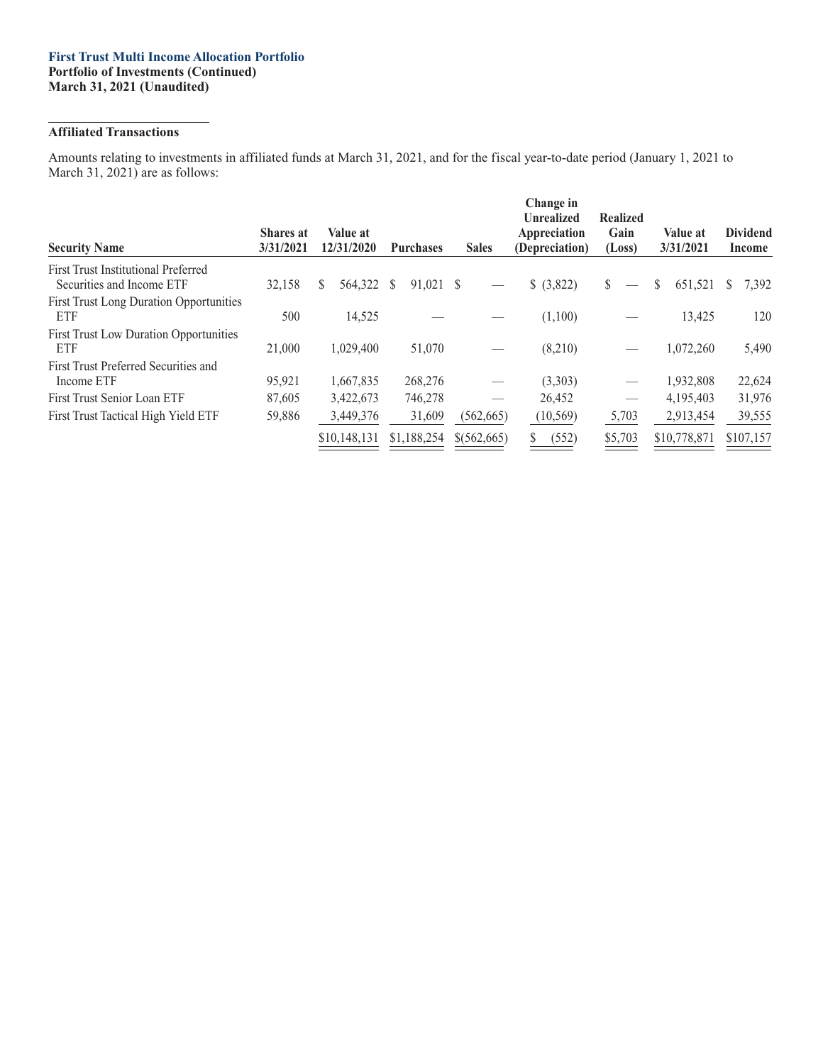**First Trust Multi Income Allocation Portfolio**
**Portfolio of Investments (Continued)**
**March 31, 2021 (Unaudited)**

**Affiliated Transactions**

Amounts relating to investments in affiliated funds at March 31, 2021, and for the fiscal year-to-date period (January 1, 2021 to March 31, 2021) are as follows:

| Security Name | Shares at 3/31/2021 | Value at 12/31/2020 | Purchases | Sales | Change in Unrealized Appreciation (Depreciation) | Realized Gain (Loss) | Value at 3/31/2021 | Dividend Income |
|---|---|---|---|---|---|---|---|---|
| First Trust Institutional Preferred Securities and Income ETF | 32,158 | $ 564,322 | $ 91,021 | $ — | $ (3,822) | $ — | $ 651,521 | $ 7,392 |
| First Trust Long Duration Opportunities ETF | 500 | 14,525 | — | — | (1,100) | — | 13,425 | 120 |
| First Trust Low Duration Opportunities ETF | 21,000 | 1,029,400 | 51,070 | — | (8,210) | — | 1,072,260 | 5,490 |
| First Trust Preferred Securities and Income ETF | 95,921 | 1,667,835 | 268,276 | — | (3,303) | — | 1,932,808 | 22,624 |
| First Trust Senior Loan ETF | 87,605 | 3,422,673 | 746,278 | — | 26,452 | — | 4,195,403 | 31,976 |
| First Trust Tactical High Yield ETF | 59,886 | 3,449,376 | 31,609 | (562,665) | (10,569) | 5,703 | 2,913,454 | 39,555 |
| | | $10,148,131 | $1,188,254 | $(562,665) | $ (552) | $5,703 | $10,778,871 | $107,157 |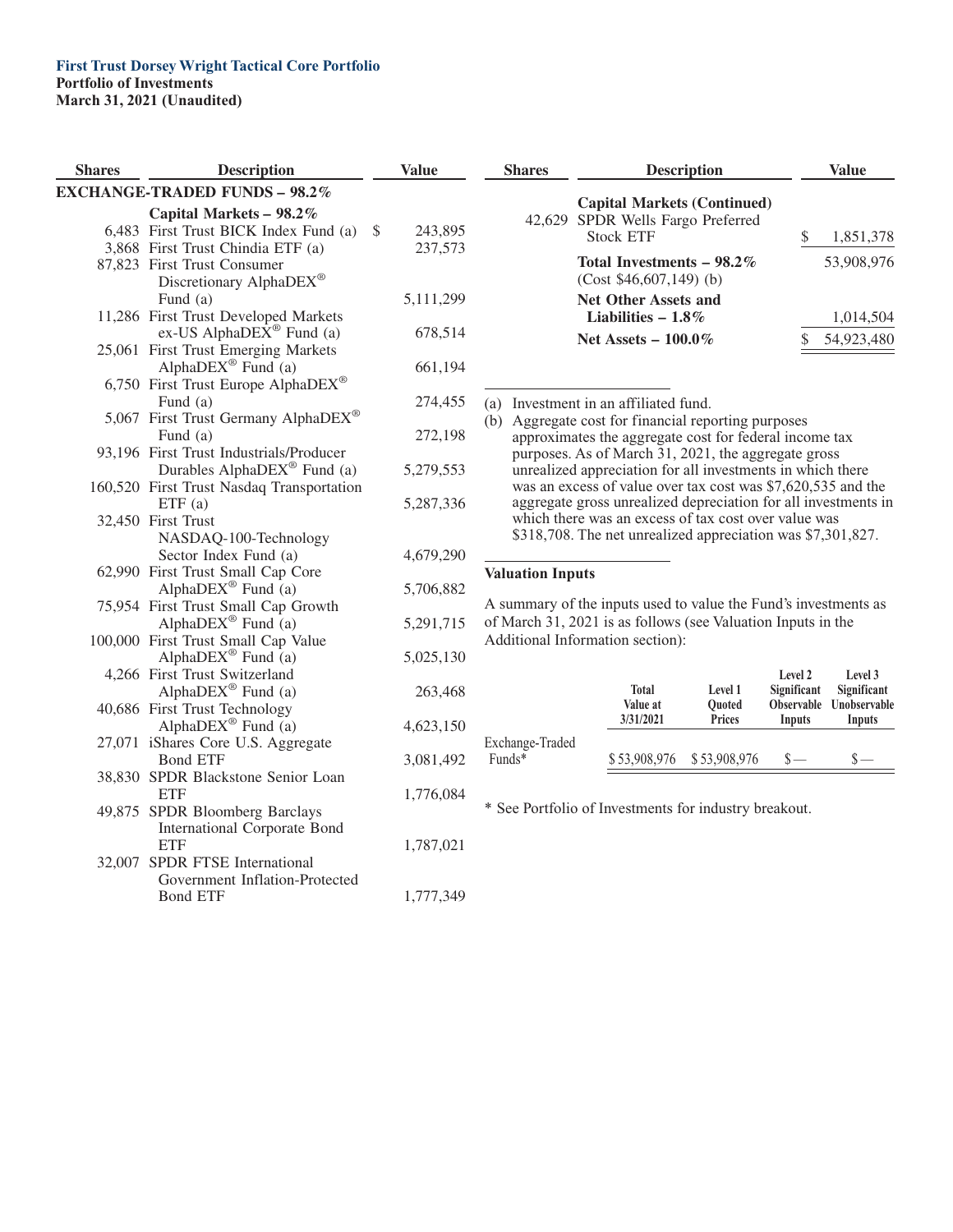**First Trust Dorsey Wright Tactical Core Portfolio**
**Portfolio of Investments**
**March 31, 2021 (Unaudited)**

| Shares | Description | Value |
|---|---|---|
| | **EXCHANGE-TRADED FUNDS – 98.2%** | |
| | **Capital Markets – 98.2%** | |
| 6,483 | First Trust BICK Index Fund (a) | $ 243,895 |
| 3,868 | First Trust Chindia ETF (a) | 237,573 |
| 87,823 | First Trust Consumer Discretionary AlphaDEX® Fund (a) | 5,111,299 |
| 11,286 | First Trust Developed Markets ex-US AlphaDEX® Fund (a) | 678,514 |
| 25,061 | First Trust Emerging Markets AlphaDEX® Fund (a) | 661,194 |
| 6,750 | First Trust Europe AlphaDEX® Fund (a) | 274,455 |
| 5,067 | First Trust Germany AlphaDEX® Fund (a) | 272,198 |
| 93,196 | First Trust Industrials/Producer Durables AlphaDEX® Fund (a) | 5,279,553 |
| 160,520 | First Trust Nasdaq Transportation ETF (a) | 5,287,336 |
| 32,450 | First Trust NASDAQ-100-Technology Sector Index Fund (a) | 4,679,290 |
| 62,990 | First Trust Small Cap Core AlphaDEX® Fund (a) | 5,706,882 |
| 75,954 | First Trust Small Cap Growth AlphaDEX® Fund (a) | 5,291,715 |
| 100,000 | First Trust Small Cap Value AlphaDEX® Fund (a) | 5,025,130 |
| 4,266 | First Trust Switzerland AlphaDEX® Fund (a) | 263,468 |
| 40,686 | First Trust Technology AlphaDEX® Fund (a) | 4,623,150 |
| 27,071 | iShares Core U.S. Aggregate Bond ETF | 3,081,492 |
| 38,830 | SPDR Blackstone Senior Loan ETF | 1,776,084 |
| 49,875 | SPDR Bloomberg Barclays International Corporate Bond ETF | 1,787,021 |
| 32,007 | SPDR FTSE International Government Inflation-Protected Bond ETF | 1,777,349 |
| | **Capital Markets (Continued)** | |
| 42,629 | SPDR Wells Fargo Preferred Stock ETF | $ 1,851,378 |
| | **Total Investments – 98.2%** (Cost $46,607,149) (b) | 53,908,976 |
| | **Net Other Assets and Liabilities – 1.8%** | 1,014,504 |
| | **Net Assets – 100.0%** | $ 54,923,480 |

(a) Investment in an affiliated fund.

(b) Aggregate cost for financial reporting purposes approximates the aggregate cost for federal income tax purposes. As of March 31, 2021, the aggregate gross unrealized appreciation for all investments in which there was an excess of value over tax cost was $7,620,535 and the aggregate gross unrealized depreciation for all investments in which there was an excess of tax cost over value was $318,708. The net unrealized appreciation was $7,301,827.

**Valuation Inputs**

A summary of the inputs used to value the Fund's investments as of March 31, 2021 is as follows (see Valuation Inputs in the Additional Information section):

| | Total Value at 3/31/2021 | Level 1 Quoted Prices | Level 2 Significant Observable Inputs | Level 3 Significant Unobservable Inputs |
|---|---|---|---|---|
| Exchange-Traded Funds* | $ 53,908,976 | $ 53,908,976 | $— | $— |

* See Portfolio of Investments for industry breakout.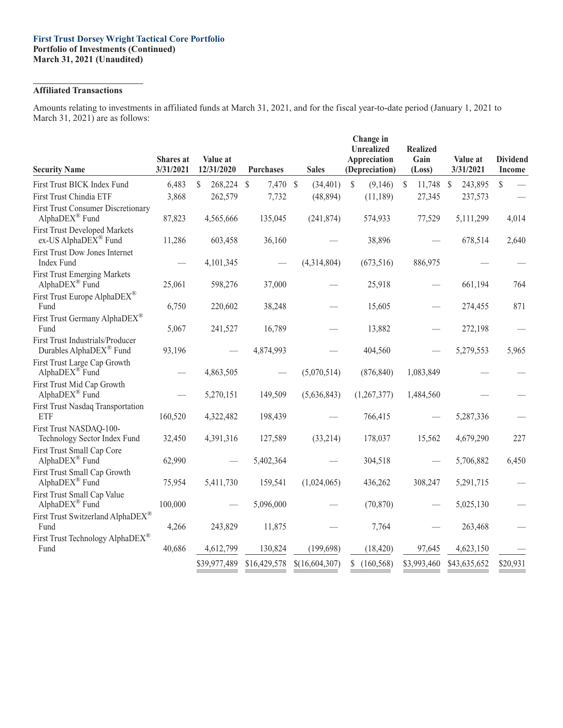**First Trust Dorsey Wright Tactical Core Portfolio**
**Portfolio of Investments (Continued)**
**March 31, 2021 (Unaudited)**

---

**Affiliated Transactions**

Amounts relating to investments in affiliated funds at March 31, 2021, and for the fiscal year-to-date period (January 1, 2021 to March 31, 2021) are as follows:

| Security Name | Shares at 3/31/2021 | Value at 12/31/2020 | Purchases | Sales | Change in Unrealized Appreciation (Depreciation) | Realized Gain (Loss) | Value at 3/31/2021 | Dividend Income |
|---|---|---|---|---|---|---|---|---|
| First Trust BICK Index Fund | 6,483 | $ 268,224 | $ 7,470 | $ (34,401) | $ (9,146) | $ 11,748 | $ 243,895 | $ — |
| First Trust Chindia ETF | 3,868 | 262,579 | 7,732 | (48,894) | (11,189) | 27,345 | 237,573 | — |
| First Trust Consumer Discretionary AlphaDEX® Fund | 87,823 | 4,565,666 | 135,045 | (241,874) | 574,933 | 77,529 | 5,111,299 | 4,014 |
| First Trust Developed Markets ex-US AlphaDEX® Fund | 11,286 | 603,458 | 36,160 | — | 38,896 | — | 678,514 | 2,640 |
| First Trust Dow Jones Internet Index Fund | — | 4,101,345 | — | (4,314,804) | (673,516) | 886,975 | — | — |
| First Trust Emerging Markets AlphaDEX® Fund | 25,061 | 598,276 | 37,000 | — | 25,918 | — | 661,194 | 764 |
| First Trust Europe AlphaDEX® Fund | 6,750 | 220,602 | 38,248 | — | 15,605 | — | 274,455 | 871 |
| First Trust Germany AlphaDEX® Fund | 5,067 | 241,527 | 16,789 | — | 13,882 | — | 272,198 | — |
| First Trust Industrials/Producer Durables AlphaDEX® Fund | 93,196 | — | 4,874,993 | — | 404,560 | — | 5,279,553 | 5,965 |
| First Trust Large Cap Growth AlphaDEX® Fund | — | 4,863,505 | — | (5,070,514) | (876,840) | 1,083,849 | — | — |
| First Trust Mid Cap Growth AlphaDEX® Fund | — | 5,270,151 | 149,509 | (5,636,843) | (1,267,377) | 1,484,560 | — | — |
| First Trust Nasdaq Transportation ETF | 160,520 | 4,322,482 | 198,439 | — | 766,415 | — | 5,287,336 | — |
| First Trust NASDAQ-100-Technology Sector Index Fund | 32,450 | 4,391,316 | 127,589 | (33,214) | 178,037 | 15,562 | 4,679,290 | 227 |
| First Trust Small Cap Core AlphaDEX® Fund | 62,990 | — | 5,402,364 | — | 304,518 | — | 5,706,882 | 6,450 |
| First Trust Small Cap Growth AlphaDEX® Fund | 75,954 | 5,411,730 | 159,541 | (1,024,065) | 436,262 | 308,247 | 5,291,715 | — |
| First Trust Small Cap Value AlphaDEX® Fund | 100,000 | — | 5,096,000 | — | (70,870) | — | 5,025,130 | — |
| First Trust Switzerland AlphaDEX® Fund | 4,266 | 243,829 | 11,875 | — | 7,764 | — | 263,468 | — |
| First Trust Technology AlphaDEX® Fund | 40,686 | 4,612,799 | 130,824 | (199,698) | (18,420) | 97,645 | 4,623,150 | — |
| | | $39,977,489 | $16,429,578 | $(16,604,307) | $ (160,568) | $3,993,460 | $43,635,652 | $20,931 |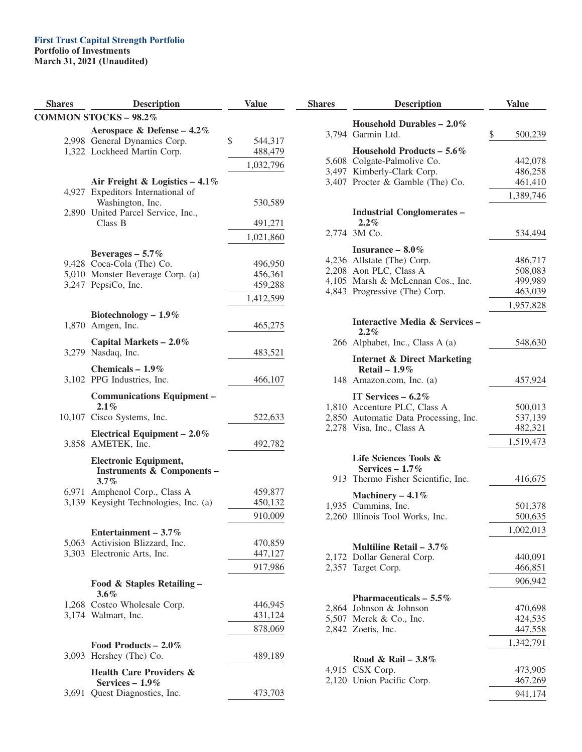**First Trust Capital Strength Portfolio**
**Portfolio of Investments**
**March 31, 2021 (Unaudited)**

| Shares | Description | Value |
|---|---|---|
| | **COMMON STOCKS – 98.2%** | |
| | **Aerospace & Defense – 4.2%** | |
| 2,998 | General Dynamics Corp. | $ 544,317 |
| 1,322 | Lockheed Martin Corp. | 488,479 |
| | | 1,032,796 |
| | **Air Freight & Logistics – 4.1%** | |
| 4,927 | Expeditors International of Washington, Inc. | 530,589 |
| 2,890 | United Parcel Service, Inc., Class B | 491,271 |
| | | 1,021,860 |
| | **Beverages – 5.7%** | |
| 9,428 | Coca-Cola (The) Co. | 496,950 |
| 5,010 | Monster Beverage Corp. (a) | 456,361 |
| 3,247 | PepsiCo, Inc. | 459,288 |
| | | 1,412,599 |
| | **Biotechnology – 1.9%** | |
| 1,870 | Amgen, Inc. | 465,275 |
| | **Capital Markets – 2.0%** | |
| 3,279 | Nasdaq, Inc. | 483,521 |
| | **Chemicals – 1.9%** | |
| 3,102 | PPG Industries, Inc. | 466,107 |
| | **Communications Equipment – 2.1%** | |
| 10,107 | Cisco Systems, Inc. | 522,633 |
| | **Electrical Equipment – 2.0%** | |
| 3,858 | AMETEK, Inc. | 492,782 |
| | **Electronic Equipment, Instruments & Components – 3.7%** | |
| 6,971 | Amphenol Corp., Class A | 459,877 |
| 3,139 | Keysight Technologies, Inc. (a) | 450,132 |
| | | 910,009 |
| | **Entertainment – 3.7%** | |
| 5,063 | Activision Blizzard, Inc. | 470,859 |
| 3,303 | Electronic Arts, Inc. | 447,127 |
| | | 917,986 |
| | **Food & Staples Retailing – 3.6%** | |
| 1,268 | Costco Wholesale Corp. | 446,945 |
| 3,174 | Walmart, Inc. | 431,124 |
| | | 878,069 |
| | **Food Products – 2.0%** | |
| 3,093 | Hershey (The) Co. | 489,189 |
| | **Health Care Providers & Services – 1.9%** | |
| 3,691 | Quest Diagnostics, Inc. | 473,703 |
| | **Household Durables – 2.0%** | |
| 3,794 | Garmin Ltd. | $ 500,239 |
| | **Household Products – 5.6%** | |
| 5,608 | Colgate-Palmolive Co. | 442,078 |
| 3,497 | Kimberly-Clark Corp. | 486,258 |
| 3,407 | Procter & Gamble (The) Co. | 461,410 |
| | | 1,389,746 |
| | **Industrial Conglomerates – 2.2%** | |
| 2,774 | 3M Co. | 534,494 |
| | **Insurance – 8.0%** | |
| 4,236 | Allstate (The) Corp. | 486,717 |
| 2,208 | Aon PLC, Class A | 508,083 |
| 4,105 | Marsh & McLennan Cos., Inc. | 499,989 |
| 4,843 | Progressive (The) Corp. | 463,039 |
| | | 1,957,828 |
| | **Interactive Media & Services – 2.2%** | |
| 266 | Alphabet, Inc., Class A (a) | 548,630 |
| | **Internet & Direct Marketing Retail – 1.9%** | |
| 148 | Amazon.com, Inc. (a) | 457,924 |
| | **IT Services – 6.2%** | |
| 1,810 | Accenture PLC, Class A | 500,013 |
| 2,850 | Automatic Data Processing, Inc. | 537,139 |
| 2,278 | Visa, Inc., Class A | 482,321 |
| | | 1,519,473 |
| | **Life Sciences Tools & Services – 1.7%** | |
| 913 | Thermo Fisher Scientific, Inc. | 416,675 |
| | **Machinery – 4.1%** | |
| 1,935 | Cummins, Inc. | 501,378 |
| 2,260 | Illinois Tool Works, Inc. | 500,635 |
| | | 1,002,013 |
| | **Multiline Retail – 3.7%** | |
| 2,172 | Dollar General Corp. | 440,091 |
| 2,357 | Target Corp. | 466,851 |
| | | 906,942 |
| | **Pharmaceuticals – 5.5%** | |
| 2,864 | Johnson & Johnson | 470,698 |
| 5,507 | Merck & Co., Inc. | 424,535 |
| 2,842 | Zoetis, Inc. | 447,558 |
| | | 1,342,791 |
| | **Road & Rail – 3.8%** | |
| 4,915 | CSX Corp. | 473,905 |
| 2,120 | Union Pacific Corp. | 467,269 |
| | | 941,174 |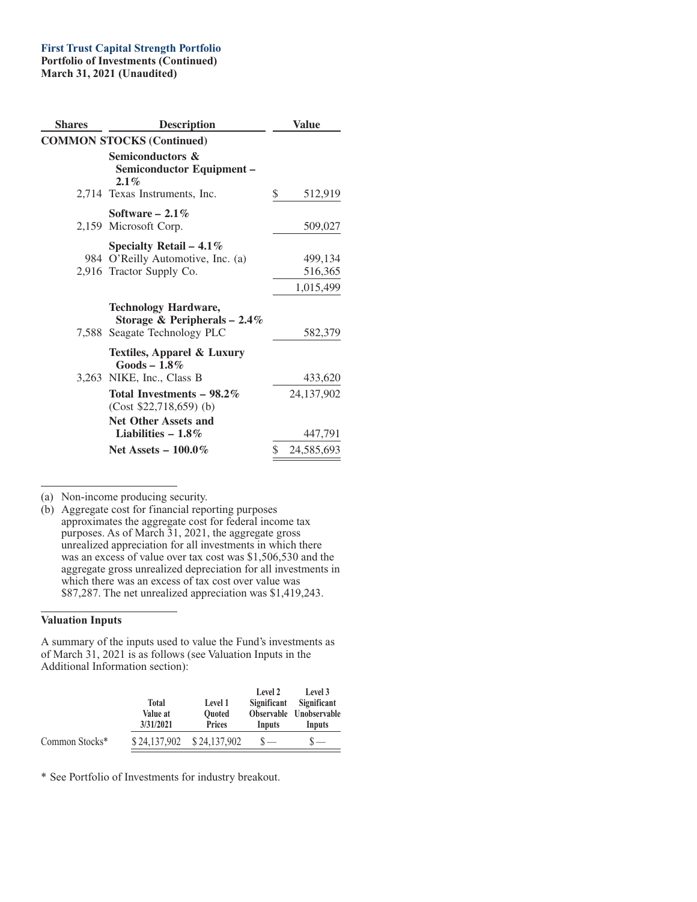**First Trust Capital Strength Portfolio**
**Portfolio of Investments (Continued)**
**March 31, 2021 (Unaudited)**

| Shares | Description | Value |
|---|---|---|
| **COMMON STOCKS (Continued)** | | |
| | **Semiconductors & Semiconductor Equipment – 2.1%** | |
| 2,714 | Texas Instruments, Inc. | $ 512,919 |
| | **Software – 2.1%** | |
| 2,159 | Microsoft Corp. | 509,027 |
| | **Specialty Retail – 4.1%** | |
| 984 | O'Reilly Automotive, Inc. (a) | 499,134 |
| 2,916 | Tractor Supply Co. | 516,365 |
| | | 1,015,499 |
| | **Technology Hardware, Storage & Peripherals – 2.4%** | |
| 7,588 | Seagate Technology PLC | 582,379 |
| | **Textiles, Apparel & Luxury Goods – 1.8%** | |
| 3,263 | NIKE, Inc., Class B | 433,620 |
| | **Total Investments – 98.2%** (Cost $22,718,659) (b) | 24,137,902 |
| | **Net Other Assets and Liabilities – 1.8%** | 447,791 |
| | **Net Assets – 100.0%** | $ 24,585,693 |

(a) Non-income producing security.

(b) Aggregate cost for financial reporting purposes approximates the aggregate cost for federal income tax purposes. As of March 31, 2021, the aggregate gross unrealized appreciation for all investments in which there was an excess of value over tax cost was $1,506,530 and the aggregate gross unrealized depreciation for all investments in which there was an excess of tax cost over value was $87,287. The net unrealized appreciation was $1,419,243.

**Valuation Inputs**

A summary of the inputs used to value the Fund's investments as of March 31, 2021 is as follows (see Valuation Inputs in the Additional Information section):

| | Total Value at 3/31/2021 | Level 1 Quoted Prices | Level 2 Significant Observable Inputs | Level 3 Significant Unobservable Inputs |
|---|---|---|---|---|
| Common Stocks* | $ 24,137,902 | $ 24,137,902 | $— | $— |

\* See Portfolio of Investments for industry breakout.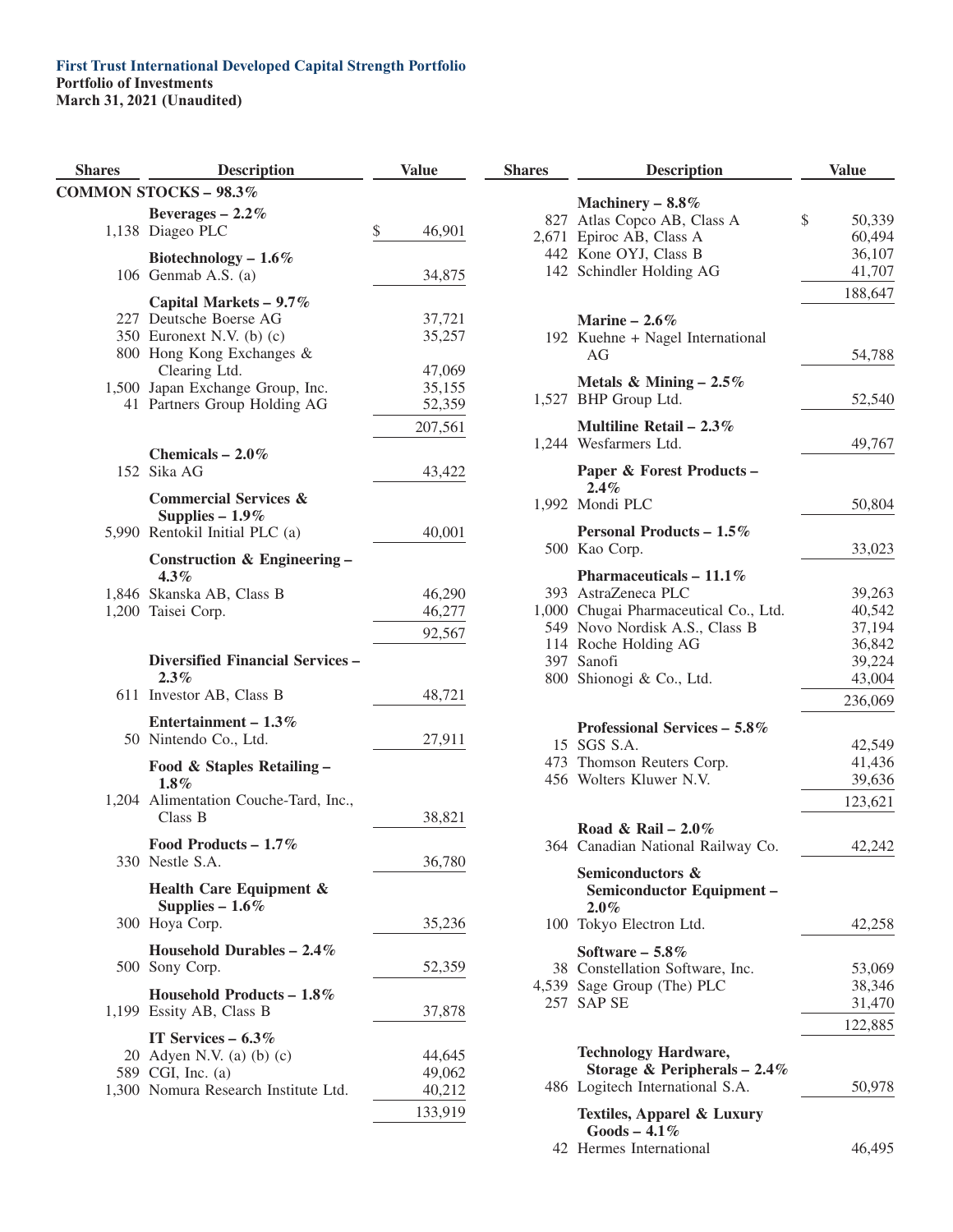**First Trust International Developed Capital Strength Portfolio**
**Portfolio of Investments**
**March 31, 2021 (Unaudited)**

| Shares | Description | Value |
|---|---|---|
| | **COMMON STOCKS – 98.3%** | |
| | **Beverages – 2.2%** | |
| 1,138 | Diageo PLC | $ 46,901 |
| | **Biotechnology – 1.6%** | |
| 106 | Genmab A.S. (a) | 34,875 |
| | **Capital Markets – 9.7%** | |
| 227 | Deutsche Boerse AG | 37,721 |
| 350 | Euronext N.V. (b) (c) | 35,257 |
| 800 | Hong Kong Exchanges & Clearing Ltd. | 47,069 |
| 1,500 | Japan Exchange Group, Inc. | 35,155 |
| 41 | Partners Group Holding AG | 52,359 |
| | | 207,561 |
| | **Chemicals – 2.0%** | |
| 152 | Sika AG | 43,422 |
| | **Commercial Services & Supplies – 1.9%** | |
| 5,990 | Rentokil Initial PLC (a) | 40,001 |
| | **Construction & Engineering – 4.3%** | |
| 1,846 | Skanska AB, Class B | 46,290 |
| 1,200 | Taisei Corp. | 46,277 |
| | | 92,567 |
| | **Diversified Financial Services – 2.3%** | |
| 611 | Investor AB, Class B | 48,721 |
| | **Entertainment – 1.3%** | |
| 50 | Nintendo Co., Ltd. | 27,911 |
| | **Food & Staples Retailing – 1.8%** | |
| 1,204 | Alimentation Couche-Tard, Inc., Class B | 38,821 |
| | **Food Products – 1.7%** | |
| 330 | Nestle S.A. | 36,780 |
| | **Health Care Equipment & Supplies – 1.6%** | |
| 300 | Hoya Corp. | 35,236 |
| | **Household Durables – 2.4%** | |
| 500 | Sony Corp. | 52,359 |
| | **Household Products – 1.8%** | |
| 1,199 | Essity AB, Class B | 37,878 |
| | **IT Services – 6.3%** | |
| 20 | Adyen N.V. (a) (b) (c) | 44,645 |
| 589 | CGI, Inc. (a) | 49,062 |
| 1,300 | Nomura Research Institute Ltd. | 40,212 |
| | | 133,919 |
| | **Machinery – 8.8%** | |
| 827 | Atlas Copco AB, Class A | $ 50,339 |
| 2,671 | Epiroc AB, Class A | 60,494 |
| 442 | Kone OYJ, Class B | 36,107 |
| 142 | Schindler Holding AG | 41,707 |
| | | 188,647 |
| | **Marine – 2.6%** | |
| 192 | Kuehne + Nagel International AG | 54,788 |
| | **Metals & Mining – 2.5%** | |
| 1,527 | BHP Group Ltd. | 52,540 |
| | **Multiline Retail – 2.3%** | |
| 1,244 | Wesfarmers Ltd. | 49,767 |
| | **Paper & Forest Products – 2.4%** | |
| 1,992 | Mondi PLC | 50,804 |
| | **Personal Products – 1.5%** | |
| 500 | Kao Corp. | 33,023 |
| | **Pharmaceuticals – 11.1%** | |
| 393 | AstraZeneca PLC | 39,263 |
| 1,000 | Chugai Pharmaceutical Co., Ltd. | 40,542 |
| 549 | Novo Nordisk A.S., Class B | 37,194 |
| 114 | Roche Holding AG | 36,842 |
| 397 | Sanofi | 39,224 |
| 800 | Shionogi & Co., Ltd. | 43,004 |
| | | 236,069 |
| | **Professional Services – 5.8%** | |
| 15 | SGS S.A. | 42,549 |
| 473 | Thomson Reuters Corp. | 41,436 |
| 456 | Wolters Kluwer N.V. | 39,636 |
| | | 123,621 |
| | **Road & Rail – 2.0%** | |
| 364 | Canadian National Railway Co. | 42,242 |
| | **Semiconductors & Semiconductor Equipment – 2.0%** | |
| 100 | Tokyo Electron Ltd. | 42,258 |
| | **Software – 5.8%** | |
| 38 | Constellation Software, Inc. | 53,069 |
| 4,539 | Sage Group (The) PLC | 38,346 |
| 257 | SAP SE | 31,470 |
| | | 122,885 |
| | **Technology Hardware, Storage & Peripherals – 2.4%** | |
| 486 | Logitech International S.A. | 50,978 |
| | **Textiles, Apparel & Luxury Goods – 4.1%** | |
| 42 | Hermes International | 46,495 |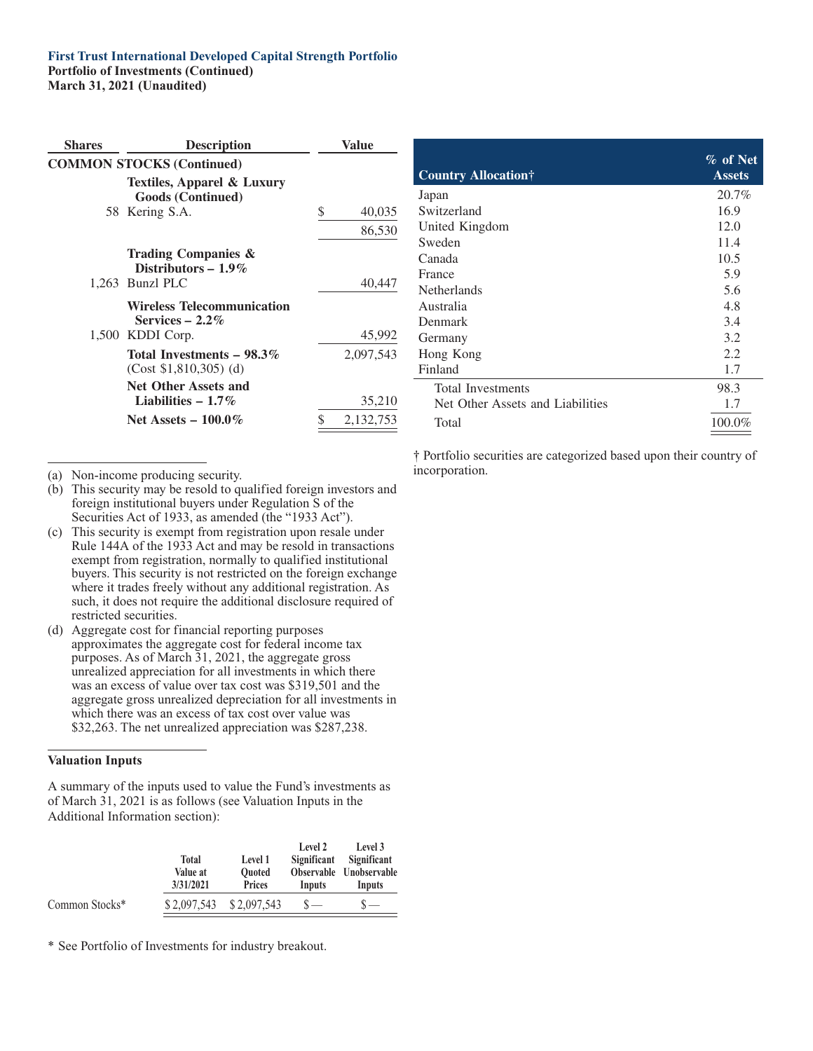**First Trust International Developed Capital Strength Portfolio**
**Portfolio of Investments (Continued)**
**March 31, 2021 (Unaudited)**

| Shares | Description | Value |
|---|---|---|
| | **COMMON STOCKS (Continued)** | |
| | **Textiles, Apparel & Luxury Goods (Continued)** | |
| 58 | Kering S.A. | $ 40,035 |
| | | 86,530 |
| | **Trading Companies & Distributors – 1.9%** | |
| 1,263 | Bunzl PLC | 40,447 |
| | **Wireless Telecommunication Services – 2.2%** | |
| 1,500 | KDDI Corp. | 45,992 |
| | **Total Investments – 98.3%** (Cost $1,810,305) (d) | 2,097,543 |
| | **Net Other Assets and Liabilities – 1.7%** | 35,210 |
| | **Net Assets – 100.0%** | $ 2,132,753 |

(a) Non-income producing security.

(b) This security may be resold to qualified foreign investors and foreign institutional buyers under Regulation S of the Securities Act of 1933, as amended (the "1933 Act").

(c) This security is exempt from registration upon resale under Rule 144A of the 1933 Act and may be resold in transactions exempt from registration, normally to qualified institutional buyers. This security is not restricted on the foreign exchange where it trades freely without any additional registration. As such, it does not require the additional disclosure required of restricted securities.

(d) Aggregate cost for financial reporting purposes approximates the aggregate cost for federal income tax purposes. As of March 31, 2021, the aggregate gross unrealized appreciation for all investments in which there was an excess of value over tax cost was $319,501 and the aggregate gross unrealized depreciation for all investments in which there was an excess of tax cost over value was $32,263. The net unrealized appreciation was $287,238.

**Valuation Inputs**

A summary of the inputs used to value the Fund's investments as of March 31, 2021 is as follows (see Valuation Inputs in the Additional Information section):

| | Total Value at 3/31/2021 | Level 1 Quoted Prices | Level 2 Significant Observable Inputs | Level 3 Significant Unobservable Inputs |
|---|---|---|---|---|
| Common Stocks* | $ 2,097,543 | $ 2,097,543 | $ — | $ — |

\* See Portfolio of Investments for industry breakout.

| Country Allocation† | % of Net Assets |
|---|---|
| Japan | 20.7% |
| Switzerland | 16.9 |
| United Kingdom | 12.0 |
| Sweden | 11.4 |
| Canada | 10.5 |
| France | 5.9 |
| Netherlands | 5.6 |
| Australia | 4.8 |
| Denmark | 3.4 |
| Germany | 3.2 |
| Hong Kong | 2.2 |
| Finland | 1.7 |
| Total Investments | 98.3 |
| Net Other Assets and Liabilities | 1.7 |
| Total | 100.0% |

† Portfolio securities are categorized based upon their country of incorporation.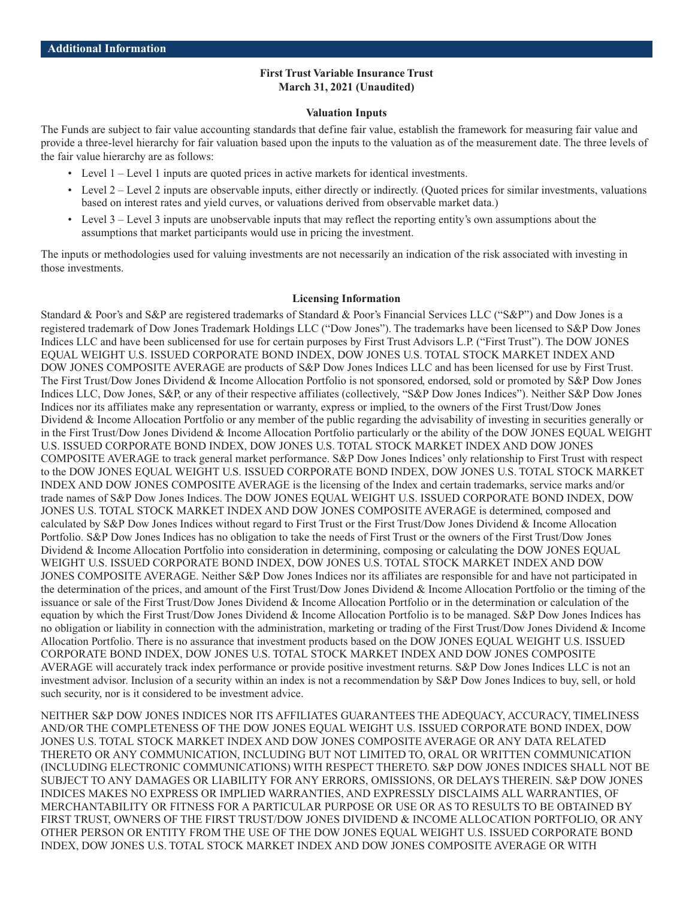## Additional Information

**First Trust Variable Insurance Trust**
**March 31, 2021 (Unaudited)**

### Valuation Inputs

The Funds are subject to fair value accounting standards that define fair value, establish the framework for measuring fair value and provide a three-level hierarchy for fair valuation based upon the inputs to the valuation as of the measurement date. The three levels of the fair value hierarchy are as follows:

- Level 1 – Level 1 inputs are quoted prices in active markets for identical investments.
- Level 2 – Level 2 inputs are observable inputs, either directly or indirectly. (Quoted prices for similar investments, valuations based on interest rates and yield curves, or valuations derived from observable market data.)
- Level 3 – Level 3 inputs are unobservable inputs that may reflect the reporting entity's own assumptions about the assumptions that market participants would use in pricing the investment.

The inputs or methodologies used for valuing investments are not necessarily an indication of the risk associated with investing in those investments.

### Licensing Information

Standard & Poor's and S&P are registered trademarks of Standard & Poor's Financial Services LLC ("S&P") and Dow Jones is a registered trademark of Dow Jones Trademark Holdings LLC ("Dow Jones"). The trademarks have been licensed to S&P Dow Jones Indices LLC and have been sublicensed for use for certain purposes by First Trust Advisors L.P. ("First Trust"). The DOW JONES EQUAL WEIGHT U.S. ISSUED CORPORATE BOND INDEX, DOW JONES U.S. TOTAL STOCK MARKET INDEX AND DOW JONES COMPOSITE AVERAGE are products of S&P Dow Jones Indices LLC and has been licensed for use by First Trust. The First Trust/Dow Jones Dividend & Income Allocation Portfolio is not sponsored, endorsed, sold or promoted by S&P Dow Jones Indices LLC, Dow Jones, S&P, or any of their respective affiliates (collectively, "S&P Dow Jones Indices"). Neither S&P Dow Jones Indices nor its affiliates make any representation or warranty, express or implied, to the owners of the First Trust/Dow Jones Dividend & Income Allocation Portfolio or any member of the public regarding the advisability of investing in securities generally or in the First Trust/Dow Jones Dividend & Income Allocation Portfolio particularly or the ability of the DOW JONES EQUAL WEIGHT U.S. ISSUED CORPORATE BOND INDEX, DOW JONES U.S. TOTAL STOCK MARKET INDEX AND DOW JONES COMPOSITE AVERAGE to track general market performance. S&P Dow Jones Indices' only relationship to First Trust with respect to the DOW JONES EQUAL WEIGHT U.S. ISSUED CORPORATE BOND INDEX, DOW JONES U.S. TOTAL STOCK MARKET INDEX AND DOW JONES COMPOSITE AVERAGE is the licensing of the Index and certain trademarks, service marks and/or trade names of S&P Dow Jones Indices. The DOW JONES EQUAL WEIGHT U.S. ISSUED CORPORATE BOND INDEX, DOW JONES U.S. TOTAL STOCK MARKET INDEX AND DOW JONES COMPOSITE AVERAGE is determined, composed and calculated by S&P Dow Jones Indices without regard to First Trust or the First Trust/Dow Jones Dividend & Income Allocation Portfolio. S&P Dow Jones Indices has no obligation to take the needs of First Trust or the owners of the First Trust/Dow Jones Dividend & Income Allocation Portfolio into consideration in determining, composing or calculating the DOW JONES EQUAL WEIGHT U.S. ISSUED CORPORATE BOND INDEX, DOW JONES U.S. TOTAL STOCK MARKET INDEX AND DOW JONES COMPOSITE AVERAGE. Neither S&P Dow Jones Indices nor its affiliates are responsible for and have not participated in the determination of the prices, and amount of the First Trust/Dow Jones Dividend & Income Allocation Portfolio or the timing of the issuance or sale of the First Trust/Dow Jones Dividend & Income Allocation Portfolio or in the determination or calculation of the equation by which the First Trust/Dow Jones Dividend & Income Allocation Portfolio is to be managed. S&P Dow Jones Indices has no obligation or liability in connection with the administration, marketing or trading of the First Trust/Dow Jones Dividend & Income Allocation Portfolio. There is no assurance that investment products based on the DOW JONES EQUAL WEIGHT U.S. ISSUED CORPORATE BOND INDEX, DOW JONES U.S. TOTAL STOCK MARKET INDEX AND DOW JONES COMPOSITE AVERAGE will accurately track index performance or provide positive investment returns. S&P Dow Jones Indices LLC is not an investment advisor. Inclusion of a security within an index is not a recommendation by S&P Dow Jones Indices to buy, sell, or hold such security, nor is it considered to be investment advice.

NEITHER S&P DOW JONES INDICES NOR ITS AFFILIATES GUARANTEES THE ADEQUACY, ACCURACY, TIMELINESS AND/OR THE COMPLETENESS OF THE DOW JONES EQUAL WEIGHT U.S. ISSUED CORPORATE BOND INDEX, DOW JONES U.S. TOTAL STOCK MARKET INDEX AND DOW JONES COMPOSITE AVERAGE OR ANY DATA RELATED THERETO OR ANY COMMUNICATION, INCLUDING BUT NOT LIMITED TO, ORAL OR WRITTEN COMMUNICATION (INCLUDING ELECTRONIC COMMUNICATIONS) WITH RESPECT THERETO. S&P DOW JONES INDICES SHALL NOT BE SUBJECT TO ANY DAMAGES OR LIABILITY FOR ANY ERRORS, OMISSIONS, OR DELAYS THEREIN. S&P DOW JONES INDICES MAKES NO EXPRESS OR IMPLIED WARRANTIES, AND EXPRESSLY DISCLAIMS ALL WARRANTIES, OF MERCHANTABILITY OR FITNESS FOR A PARTICULAR PURPOSE OR USE OR AS TO RESULTS TO BE OBTAINED BY FIRST TRUST, OWNERS OF THE FIRST TRUST/DOW JONES DIVIDEND & INCOME ALLOCATION PORTFOLIO, OR ANY OTHER PERSON OR ENTITY FROM THE USE OF THE DOW JONES EQUAL WEIGHT U.S. ISSUED CORPORATE BOND INDEX, DOW JONES U.S. TOTAL STOCK MARKET INDEX AND DOW JONES COMPOSITE AVERAGE OR WITH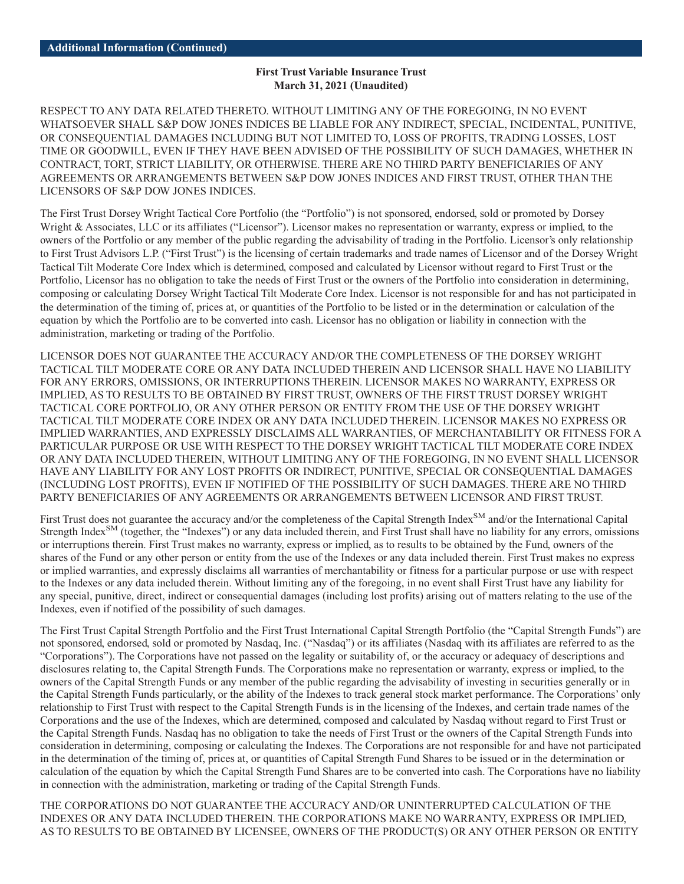RESPECT TO ANY DATA RELATED THERETO. WITHOUT LIMITING ANY OF THE FOREGOING, IN NO EVENT WHATSOEVER SHALL S&P DOW JONES INDICES BE LIABLE FOR ANY INDIRECT, SPECIAL, INCIDENTAL, PUNITIVE, OR CONSEQUENTIAL DAMAGES INCLUDING BUT NOT LIMITED TO, LOSS OF PROFITS, TRADING LOSSES, LOST TIME OR GOODWILL, EVEN IF THEY HAVE BEEN ADVISED OF THE POSSIBILITY OF SUCH DAMAGES, WHETHER IN CONTRACT, TORT, STRICT LIABILITY, OR OTHERWISE. THERE ARE NO THIRD PARTY BENEFICIARIES OF ANY AGREEMENTS OR ARRANGEMENTS BETWEEN S&P DOW JONES INDICES AND FIRST TRUST, OTHER THAN THE LICENSORS OF S&P DOW JONES INDICES.

The First Trust Dorsey Wright Tactical Core Portfolio (the "Portfolio") is not sponsored, endorsed, sold or promoted by Dorsey Wright & Associates, LLC or its affiliates ("Licensor"). Licensor makes no representation or warranty, express or implied, to the owners of the Portfolio or any member of the public regarding the advisability of trading in the Portfolio. Licensor's only relationship to First Trust Advisors L.P. ("First Trust") is the licensing of certain trademarks and trade names of Licensor and of the Dorsey Wright Tactical Tilt Moderate Core Index which is determined, composed and calculated by Licensor without regard to First Trust or the Portfolio, Licensor has no obligation to take the needs of First Trust or the owners of the Portfolio into consideration in determining, composing or calculating Dorsey Wright Tactical Tilt Moderate Core Index. Licensor is not responsible for and has not participated in the determination of the timing of, prices at, or quantities of the Portfolio to be listed or in the determination or calculation of the equation by which the Portfolio are to be converted into cash. Licensor has no obligation or liability in connection with the administration, marketing or trading of the Portfolio.

LICENSOR DOES NOT GUARANTEE THE ACCURACY AND/OR THE COMPLETENESS OF THE DORSEY WRIGHT TACTICAL TILT MODERATE CORE OR ANY DATA INCLUDED THEREIN AND LICENSOR SHALL HAVE NO LIABILITY FOR ANY ERRORS, OMISSIONS, OR INTERRUPTIONS THEREIN. LICENSOR MAKES NO WARRANTY, EXPRESS OR IMPLIED, AS TO RESULTS TO BE OBTAINED BY FIRST TRUST, OWNERS OF THE FIRST TRUST DORSEY WRIGHT TACTICAL CORE PORTFOLIO, OR ANY OTHER PERSON OR ENTITY FROM THE USE OF THE DORSEY WRIGHT TACTICAL TILT MODERATE CORE INDEX OR ANY DATA INCLUDED THEREIN. LICENSOR MAKES NO EXPRESS OR IMPLIED WARRANTIES, AND EXPRESSLY DISCLAIMS ALL WARRANTIES, OF MERCHANTABILITY OR FITNESS FOR A PARTICULAR PURPOSE OR USE WITH RESPECT TO THE DORSEY WRIGHT TACTICAL TILT MODERATE CORE INDEX OR ANY DATA INCLUDED THEREIN, WITHOUT LIMITING ANY OF THE FOREGOING, IN NO EVENT SHALL LICENSOR HAVE ANY LIABILITY FOR ANY LOST PROFITS OR INDIRECT, PUNITIVE, SPECIAL OR CONSEQUENTIAL DAMAGES (INCLUDING LOST PROFITS), EVEN IF NOTIFIED OF THE POSSIBILITY OF SUCH DAMAGES. THERE ARE NO THIRD PARTY BENEFICIARIES OF ANY AGREEMENTS OR ARRANGEMENTS BETWEEN LICENSOR AND FIRST TRUST.

First Trust does not guarantee the accuracy and/or the completeness of the Capital Strength Index℠ and/or the International Capital Strength Index℠ (together, the "Indexes") or any data included therein, and First Trust shall have no liability for any errors, omissions or interruptions therein. First Trust makes no warranty, express or implied, as to results to be obtained by the Fund, owners of the shares of the Fund or any other person or entity from the use of the Indexes or any data included therein. First Trust makes no express or implied warranties, and expressly disclaims all warranties of merchantability or fitness for a particular purpose or use with respect to the Indexes or any data included therein. Without limiting any of the foregoing, in no event shall First Trust have any liability for any special, punitive, direct, indirect or consequential damages (including lost profits) arising out of matters relating to the use of the Indexes, even if notified of the possibility of such damages.

The First Trust Capital Strength Portfolio and the First Trust International Capital Strength Portfolio (the "Capital Strength Funds") are not sponsored, endorsed, sold or promoted by Nasdaq, Inc. ("Nasdaq") or its affiliates (Nasdaq with its affiliates are referred to as the "Corporations"). The Corporations have not passed on the legality or suitability of, or the accuracy or adequacy of descriptions and disclosures relating to, the Capital Strength Funds. The Corporations make no representation or warranty, express or implied, to the owners of the Capital Strength Funds or any member of the public regarding the advisability of investing in securities generally or in the Capital Strength Funds particularly, or the ability of the Indexes to track general stock market performance. The Corporations' only relationship to First Trust with respect to the Capital Strength Funds is in the licensing of the Indexes, and certain trade names of the Corporations and the use of the Indexes, which are determined, composed and calculated by Nasdaq without regard to First Trust or the Capital Strength Funds. Nasdaq has no obligation to take the needs of First Trust or the owners of the Capital Strength Funds into consideration in determining, composing or calculating the Indexes. The Corporations are not responsible for and have not participated in the determination of the timing of, prices at, or quantities of Capital Strength Fund Shares to be issued or in the determination or calculation of the equation by which the Capital Strength Fund Shares are to be converted into cash. The Corporations have no liability in connection with the administration, marketing or trading of the Capital Strength Funds.

THE CORPORATIONS DO NOT GUARANTEE THE ACCURACY AND/OR UNINTERRUPTED CALCULATION OF THE INDEXES OR ANY DATA INCLUDED THEREIN. THE CORPORATIONS MAKE NO WARRANTY, EXPRESS OR IMPLIED, AS TO RESULTS TO BE OBTAINED BY LICENSEE, OWNERS OF THE PRODUCT(S) OR ANY OTHER PERSON OR ENTITY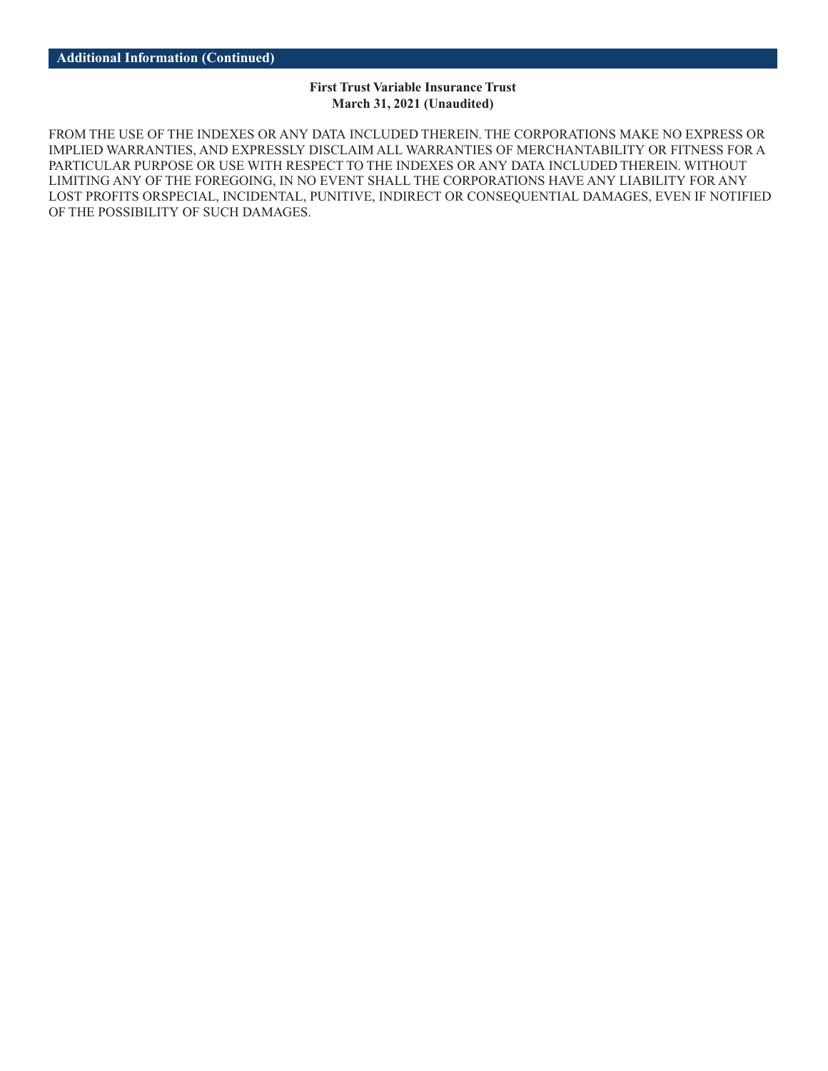## Additional Information (Continued)

**First Trust Variable Insurance Trust**
**March 31, 2021 (Unaudited)**

FROM THE USE OF THE INDEXES OR ANY DATA INCLUDED THEREIN. THE CORPORATIONS MAKE NO EXPRESS OR IMPLIED WARRANTIES, AND EXPRESSLY DISCLAIM ALL WARRANTIES OF MERCHANTABILITY OR FITNESS FOR A PARTICULAR PURPOSE OR USE WITH RESPECT TO THE INDEXES OR ANY DATA INCLUDED THEREIN. WITHOUT LIMITING ANY OF THE FOREGOING, IN NO EVENT SHALL THE CORPORATIONS HAVE ANY LIABILITY FOR ANY LOST PROFITS ORSPECIAL, INCIDENTAL, PUNITIVE, INDIRECT OR CONSEQUENTIAL DAMAGES, EVEN IF NOTIFIED OF THE POSSIBILITY OF SUCH DAMAGES.